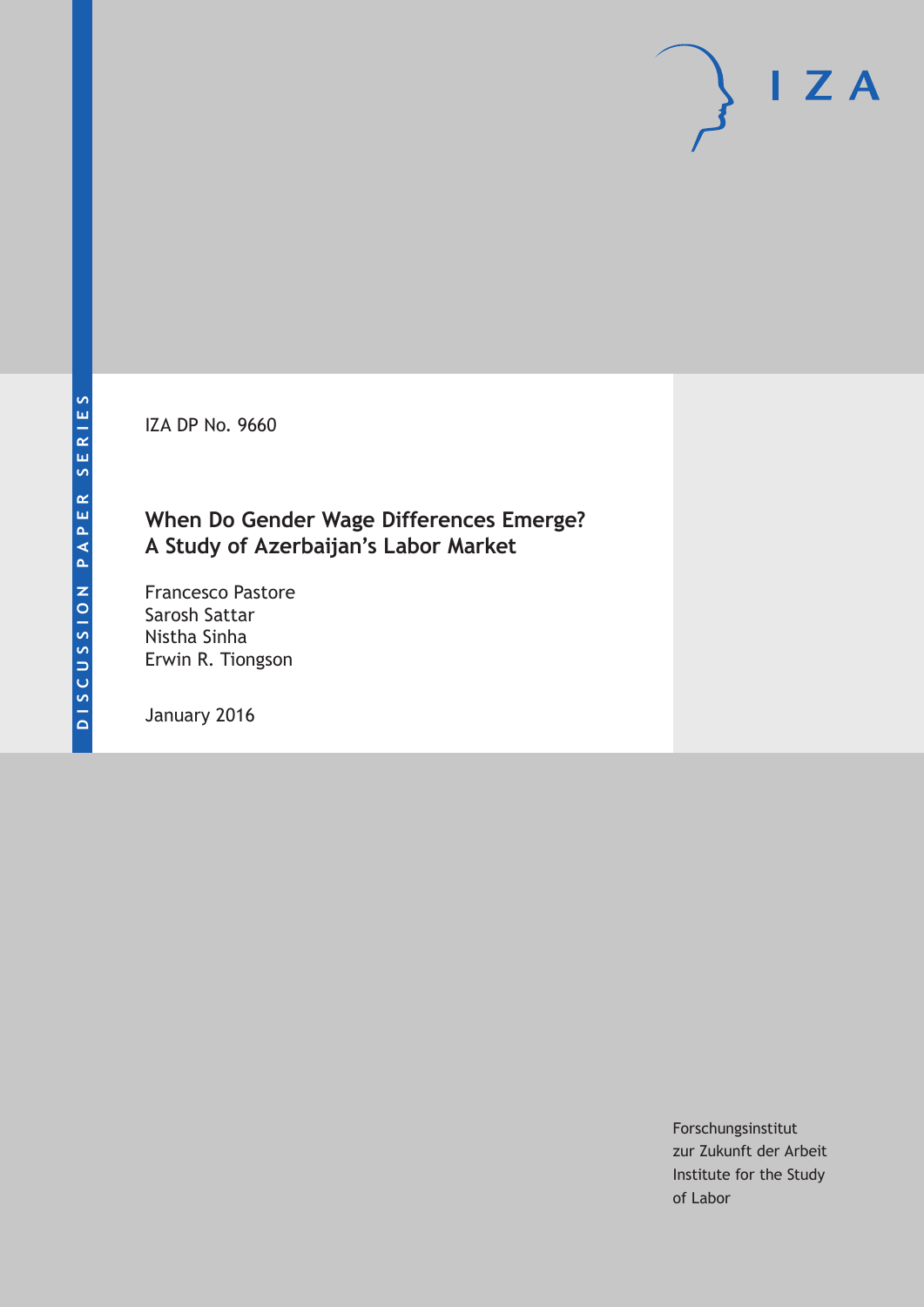DISCUSSION PAPER SERIES

IZA DP No. 9660

# When Do Gender Wage Differences Emerge? A Study of Azerbaijan's Labor Market

Francesco Pastore
Sarosh Sattar
Nistha Sinha
Erwin R. Tiongson

January 2016

Forschungsinstitut
zur Zukunft der Arbeit
Institute for the Study
of Labor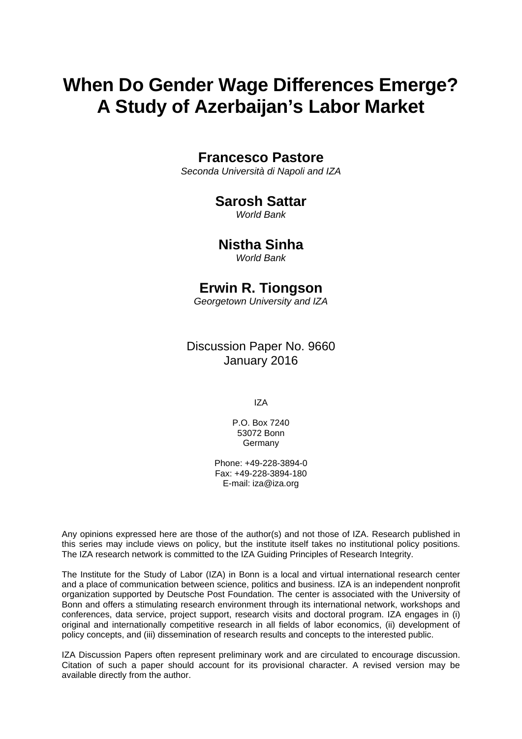# When Do Gender Wage Differences Emerge? A Study of Azerbaijan's Labor Market

**Francesco Pastore**
*Seconda Università di Napoli and IZA*

**Sarosh Sattar**
*World Bank*

**Nistha Sinha**
*World Bank*

**Erwin R. Tiongson**
*Georgetown University and IZA*

Discussion Paper No. 9660
January 2016

IZA

P.O. Box 7240
53072 Bonn
Germany

Phone: +49-228-3894-0
Fax: +49-228-3894-180
E-mail: iza@iza.org

Any opinions expressed here are those of the author(s) and not those of IZA. Research published in this series may include views on policy, but the institute itself takes no institutional policy positions. The IZA research network is committed to the IZA Guiding Principles of Research Integrity.

The Institute for the Study of Labor (IZA) in Bonn is a local and virtual international research center and a place of communication between science, politics and business. IZA is an independent nonprofit organization supported by Deutsche Post Foundation. The center is associated with the University of Bonn and offers a stimulating research environment through its international network, workshops and conferences, data service, project support, research visits and doctoral program. IZA engages in (i) original and internationally competitive research in all fields of labor economics, (ii) development of policy concepts, and (iii) dissemination of research results and concepts to the interested public.

IZA Discussion Papers often represent preliminary work and are circulated to encourage discussion. Citation of such a paper should account for its provisional character. A revised version may be available directly from the author.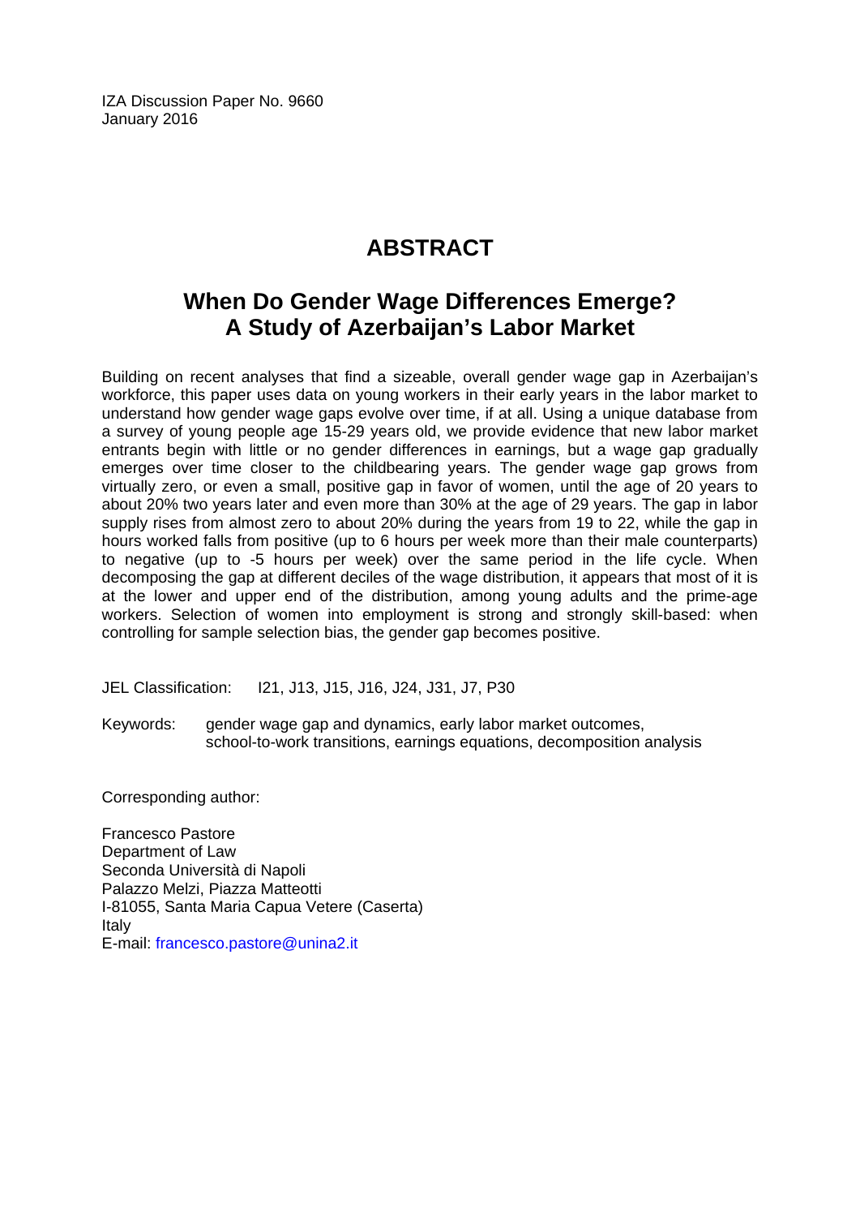IZA Discussion Paper No. 9660
January 2016

# ABSTRACT

## When Do Gender Wage Differences Emerge? A Study of Azerbaijan's Labor Market

Building on recent analyses that find a sizeable, overall gender wage gap in Azerbaijan's workforce, this paper uses data on young workers in their early years in the labor market to understand how gender wage gaps evolve over time, if at all. Using a unique database from a survey of young people age 15-29 years old, we provide evidence that new labor market entrants begin with little or no gender differences in earnings, but a wage gap gradually emerges over time closer to the childbearing years. The gender wage gap grows from virtually zero, or even a small, positive gap in favor of women, until the age of 20 years to about 20% two years later and even more than 30% at the age of 29 years. The gap in labor supply rises from almost zero to about 20% during the years from 19 to 22, while the gap in hours worked falls from positive (up to 6 hours per week more than their male counterparts) to negative (up to -5 hours per week) over the same period in the life cycle. When decomposing the gap at different deciles of the wage distribution, it appears that most of it is at the lower and upper end of the distribution, among young adults and the prime-age workers. Selection of women into employment is strong and strongly skill-based: when controlling for sample selection bias, the gender gap becomes positive.

JEL Classification: I21, J13, J15, J16, J24, J31, J7, P30

Keywords: gender wage gap and dynamics, early labor market outcomes, school-to-work transitions, earnings equations, decomposition analysis

Corresponding author:

Francesco Pastore
Department of Law
Seconda Università di Napoli
Palazzo Melzi, Piazza Matteotti
I-81055, Santa Maria Capua Vetere (Caserta)
Italy
E-mail: francesco.pastore@unina2.it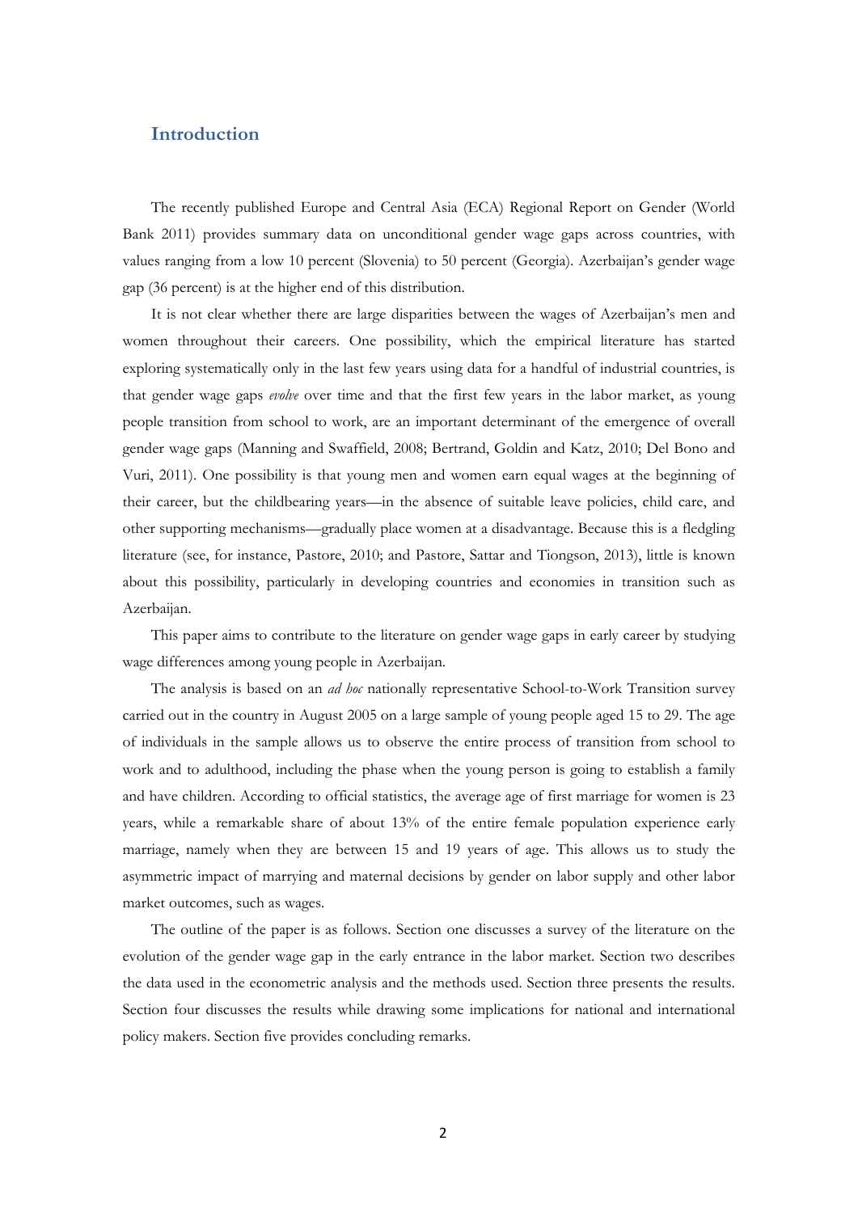## Introduction

The recently published Europe and Central Asia (ECA) Regional Report on Gender (World Bank 2011) provides summary data on unconditional gender wage gaps across countries, with values ranging from a low 10 percent (Slovenia) to 50 percent (Georgia). Azerbaijan's gender wage gap (36 percent) is at the higher end of this distribution.

It is not clear whether there are large disparities between the wages of Azerbaijan's men and women throughout their careers. One possibility, which the empirical literature has started exploring systematically only in the last few years using data for a handful of industrial countries, is that gender wage gaps *evolve* over time and that the first few years in the labor market, as young people transition from school to work, are an important determinant of the emergence of overall gender wage gaps (Manning and Swaffield, 2008; Bertrand, Goldin and Katz, 2010; Del Bono and Vuri, 2011). One possibility is that young men and women earn equal wages at the beginning of their career, but the childbearing years—in the absence of suitable leave policies, child care, and other supporting mechanisms—gradually place women at a disadvantage. Because this is a fledgling literature (see, for instance, Pastore, 2010; and Pastore, Sattar and Tiongson, 2013), little is known about this possibility, particularly in developing countries and economies in transition such as Azerbaijan.

This paper aims to contribute to the literature on gender wage gaps in early career by studying wage differences among young people in Azerbaijan.

The analysis is based on an *ad hoc* nationally representative School-to-Work Transition survey carried out in the country in August 2005 on a large sample of young people aged 15 to 29. The age of individuals in the sample allows us to observe the entire process of transition from school to work and to adulthood, including the phase when the young person is going to establish a family and have children. According to official statistics, the average age of first marriage for women is 23 years, while a remarkable share of about 13% of the entire female population experience early marriage, namely when they are between 15 and 19 years of age. This allows us to study the asymmetric impact of marrying and maternal decisions by gender on labor supply and other labor market outcomes, such as wages.

The outline of the paper is as follows. Section one discusses a survey of the literature on the evolution of the gender wage gap in the early entrance in the labor market. Section two describes the data used in the econometric analysis and the methods used. Section three presents the results. Section four discusses the results while drawing some implications for national and international policy makers. Section five provides concluding remarks.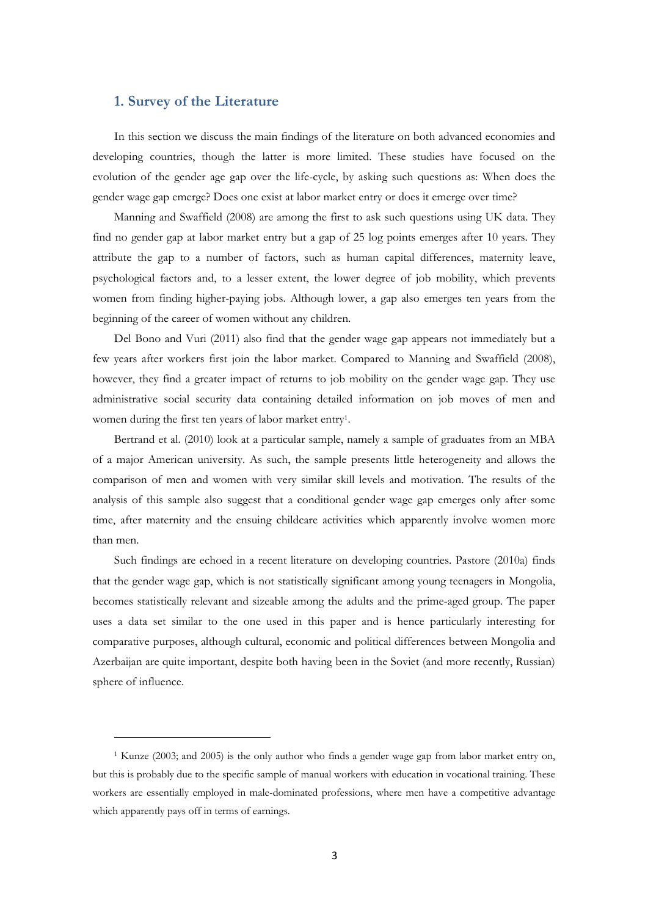## 1. Survey of the Literature

In this section we discuss the main findings of the literature on both advanced economies and developing countries, though the latter is more limited. These studies have focused on the evolution of the gender age gap over the life-cycle, by asking such questions as: When does the gender wage gap emerge? Does one exist at labor market entry or does it emerge over time?

Manning and Swaffield (2008) are among the first to ask such questions using UK data. They find no gender gap at labor market entry but a gap of 25 log points emerges after 10 years. They attribute the gap to a number of factors, such as human capital differences, maternity leave, psychological factors and, to a lesser extent, the lower degree of job mobility, which prevents women from finding higher-paying jobs. Although lower, a gap also emerges ten years from the beginning of the career of women without any children.

Del Bono and Vuri (2011) also find that the gender wage gap appears not immediately but a few years after workers first join the labor market. Compared to Manning and Swaffield (2008), however, they find a greater impact of returns to job mobility on the gender wage gap. They use administrative social security data containing detailed information on job moves of men and women during the first ten years of labor market entry[1].

Bertrand et al. (2010) look at a particular sample, namely a sample of graduates from an MBA of a major American university. As such, the sample presents little heterogeneity and allows the comparison of men and women with very similar skill levels and motivation. The results of the analysis of this sample also suggest that a conditional gender wage gap emerges only after some time, after maternity and the ensuing childcare activities which apparently involve women more than men.

Such findings are echoed in a recent literature on developing countries. Pastore (2010a) finds that the gender wage gap, which is not statistically significant among young teenagers in Mongolia, becomes statistically relevant and sizeable among the adults and the prime-aged group. The paper uses a data set similar to the one used in this paper and is hence particularly interesting for comparative purposes, although cultural, economic and political differences between Mongolia and Azerbaijan are quite important, despite both having been in the Soviet (and more recently, Russian) sphere of influence.

---

[1] Kunze (2003; and 2005) is the only author who finds a gender wage gap from labor market entry on, but this is probably due to the specific sample of manual workers with education in vocational training. These workers are essentially employed in male-dominated professions, where men have a competitive advantage which apparently pays off in terms of earnings.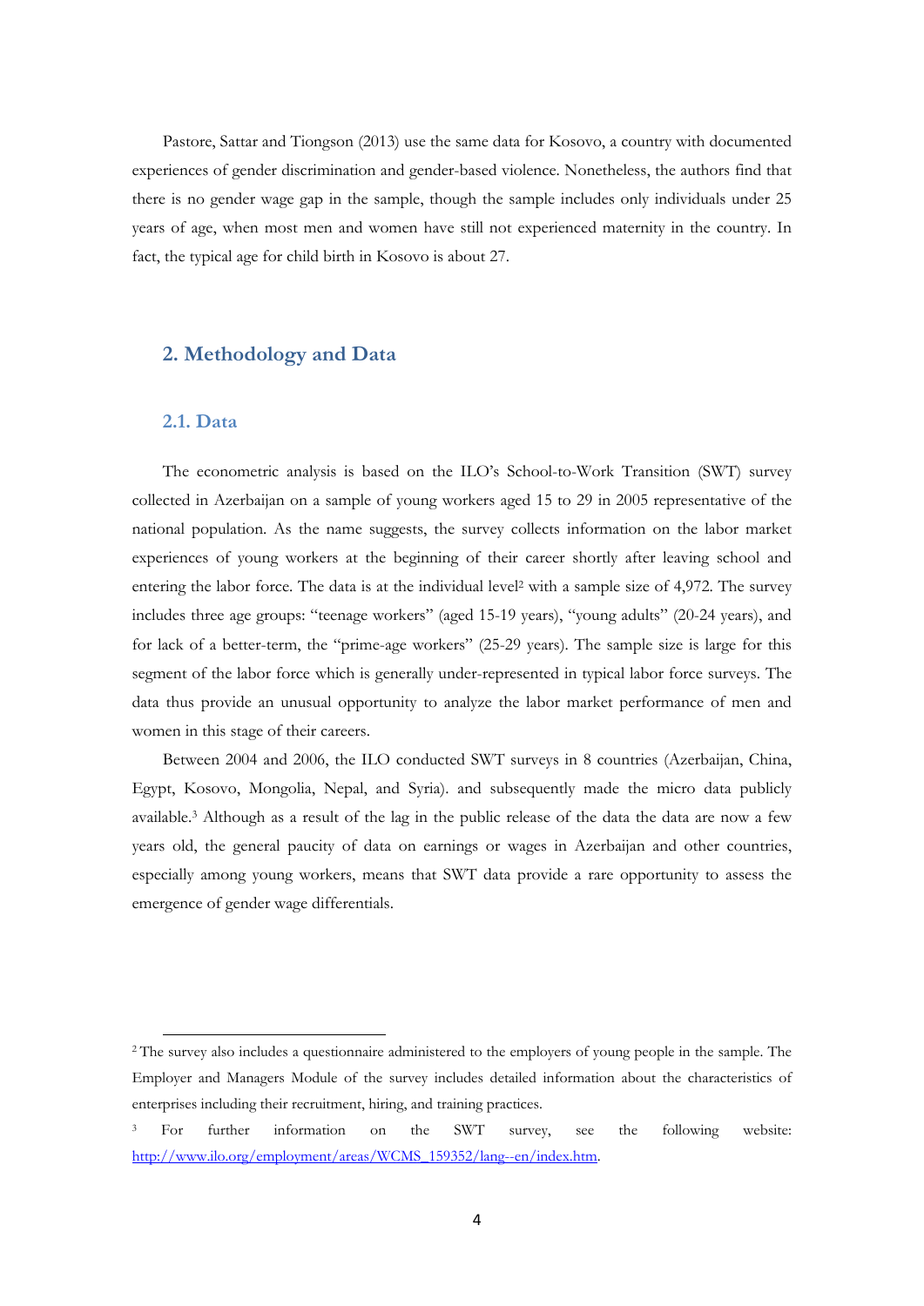Pastore, Sattar and Tiongson (2013) use the same data for Kosovo, a country with documented experiences of gender discrimination and gender-based violence. Nonetheless, the authors find that there is no gender wage gap in the sample, though the sample includes only individuals under 25 years of age, when most men and women have still not experienced maternity in the country. In fact, the typical age for child birth in Kosovo is about 27.

## 2. Methodology and Data

### 2.1. Data

The econometric analysis is based on the ILO's School-to-Work Transition (SWT) survey collected in Azerbaijan on a sample of young workers aged 15 to 29 in 2005 representative of the national population. As the name suggests, the survey collects information on the labor market experiences of young workers at the beginning of their career shortly after leaving school and entering the labor force. The data is at the individual level[2] with a sample size of 4,972. The survey includes three age groups: "teenage workers" (aged 15-19 years), "young adults" (20-24 years), and for lack of a better-term, the "prime-age workers" (25-29 years). The sample size is large for this segment of the labor force which is generally under-represented in typical labor force surveys. The data thus provide an unusual opportunity to analyze the labor market performance of men and women in this stage of their careers.

Between 2004 and 2006, the ILO conducted SWT surveys in 8 countries (Azerbaijan, China, Egypt, Kosovo, Mongolia, Nepal, and Syria). and subsequently made the micro data publicly available.[3] Although as a result of the lag in the public release of the data the data are now a few years old, the general paucity of data on earnings or wages in Azerbaijan and other countries, especially among young workers, means that SWT data provide a rare opportunity to assess the emergence of gender wage differentials.

---

[2] The survey also includes a questionnaire administered to the employers of young people in the sample. The Employer and Managers Module of the survey includes detailed information about the characteristics of enterprises including their recruitment, hiring, and training practices.

[3] For further information on the SWT survey, see the following website: http://www.ilo.org/employment/areas/WCMS_159352/lang--en/index.htm.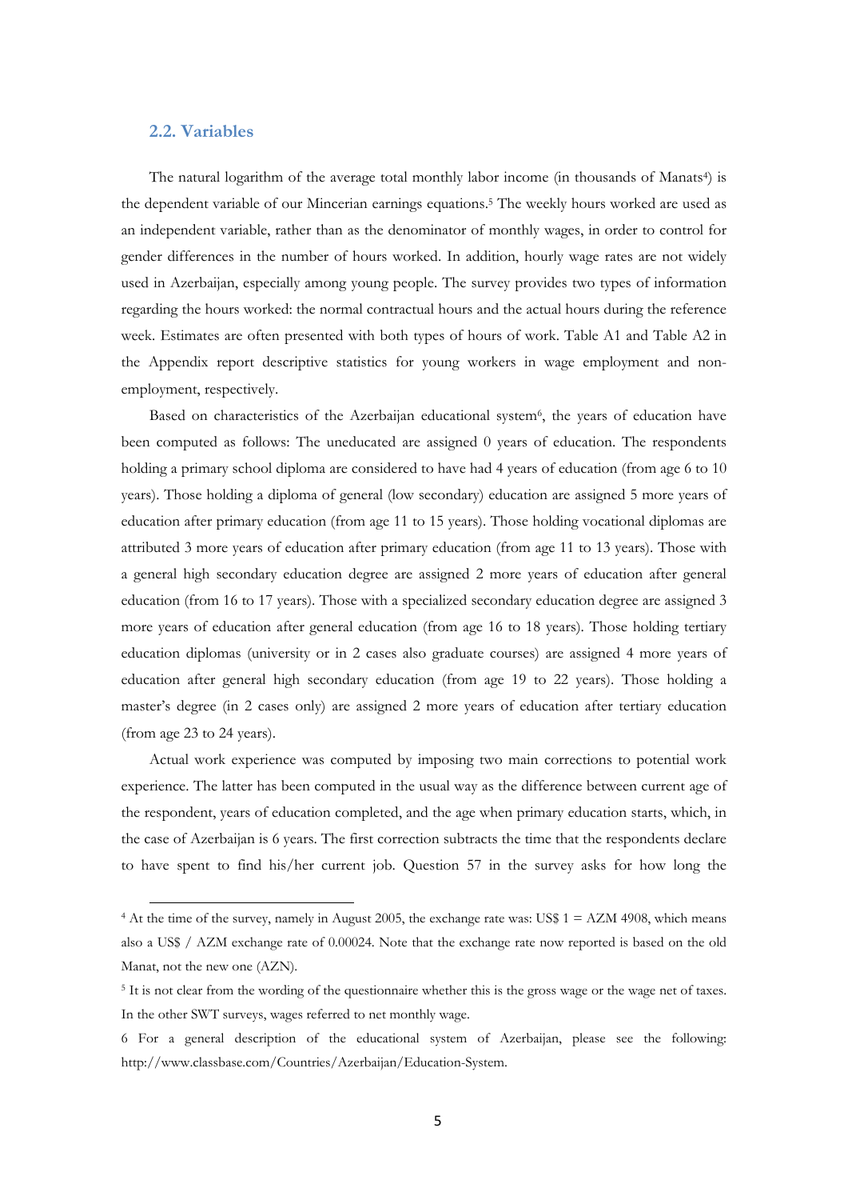### 2.2. Variables

The natural logarithm of the average total monthly labor income (in thousands of Manats[4]) is the dependent variable of our Mincerian earnings equations.[5] The weekly hours worked are used as an independent variable, rather than as the denominator of monthly wages, in order to control for gender differences in the number of hours worked. In addition, hourly wage rates are not widely used in Azerbaijan, especially among young people. The survey provides two types of information regarding the hours worked: the normal contractual hours and the actual hours during the reference week. Estimates are often presented with both types of hours of work. Table A1 and Table A2 in the Appendix report descriptive statistics for young workers in wage employment and non-employment, respectively.

Based on characteristics of the Azerbaijan educational system[6], the years of education have been computed as follows: The uneducated are assigned 0 years of education. The respondents holding a primary school diploma are considered to have had 4 years of education (from age 6 to 10 years). Those holding a diploma of general (low secondary) education are assigned 5 more years of education after primary education (from age 11 to 15 years). Those holding vocational diplomas are attributed 3 more years of education after primary education (from age 11 to 13 years). Those with a general high secondary education degree are assigned 2 more years of education after general education (from 16 to 17 years). Those with a specialized secondary education degree are assigned 3 more years of education after general education (from age 16 to 18 years). Those holding tertiary education diplomas (university or in 2 cases also graduate courses) are assigned 4 more years of education after general high secondary education (from age 19 to 22 years). Those holding a master's degree (in 2 cases only) are assigned 2 more years of education after tertiary education (from age 23 to 24 years).

Actual work experience was computed by imposing two main corrections to potential work experience. The latter has been computed in the usual way as the difference between current age of the respondent, years of education completed, and the age when primary education starts, which, in the case of Azerbaijan is 6 years. The first correction subtracts the time that the respondents declare to have spent to find his/her current job. Question 57 in the survey asks for how long the

---

[4] At the time of the survey, namely in August 2005, the exchange rate was: US$ 1 = AZM 4908, which means also a US$ / AZM exchange rate of 0.00024. Note that the exchange rate now reported is based on the old Manat, not the new one (AZN).

[5] It is not clear from the wording of the questionnaire whether this is the gross wage or the wage net of taxes. In the other SWT surveys, wages referred to net monthly wage.

[6] For a general description of the educational system of Azerbaijan, please see the following: http://www.classbase.com/Countries/Azerbaijan/Education-System.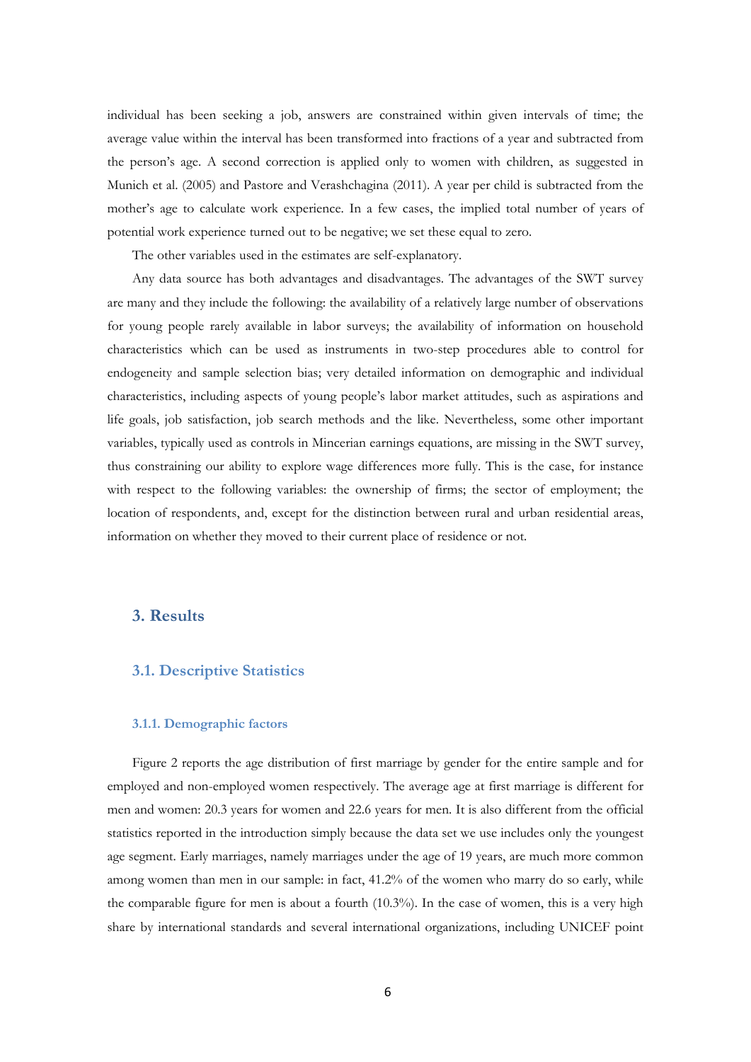individual has been seeking a job, answers are constrained within given intervals of time; the average value within the interval has been transformed into fractions of a year and subtracted from the person's age. A second correction is applied only to women with children, as suggested in Munich et al. (2005) and Pastore and Verashchagina (2011). A year per child is subtracted from the mother's age to calculate work experience. In a few cases, the implied total number of years of potential work experience turned out to be negative; we set these equal to zero.

The other variables used in the estimates are self-explanatory.

Any data source has both advantages and disadvantages. The advantages of the SWT survey are many and they include the following: the availability of a relatively large number of observations for young people rarely available in labor surveys; the availability of information on household characteristics which can be used as instruments in two-step procedures able to control for endogeneity and sample selection bias; very detailed information on demographic and individual characteristics, including aspects of young people's labor market attitudes, such as aspirations and life goals, job satisfaction, job search methods and the like. Nevertheless, some other important variables, typically used as controls in Mincerian earnings equations, are missing in the SWT survey, thus constraining our ability to explore wage differences more fully. This is the case, for instance with respect to the following variables: the ownership of firms; the sector of employment; the location of respondents, and, except for the distinction between rural and urban residential areas, information on whether they moved to their current place of residence or not.

## 3. Results

### 3.1. Descriptive Statistics

#### 3.1.1. Demographic factors

Figure 2 reports the age distribution of first marriage by gender for the entire sample and for employed and non-employed women respectively. The average age at first marriage is different for men and women: 20.3 years for women and 22.6 years for men. It is also different from the official statistics reported in the introduction simply because the data set we use includes only the youngest age segment. Early marriages, namely marriages under the age of 19 years, are much more common among women than men in our sample: in fact, 41.2% of the women who marry do so early, while the comparable figure for men is about a fourth (10.3%). In the case of women, this is a very high share by international standards and several international organizations, including UNICEF point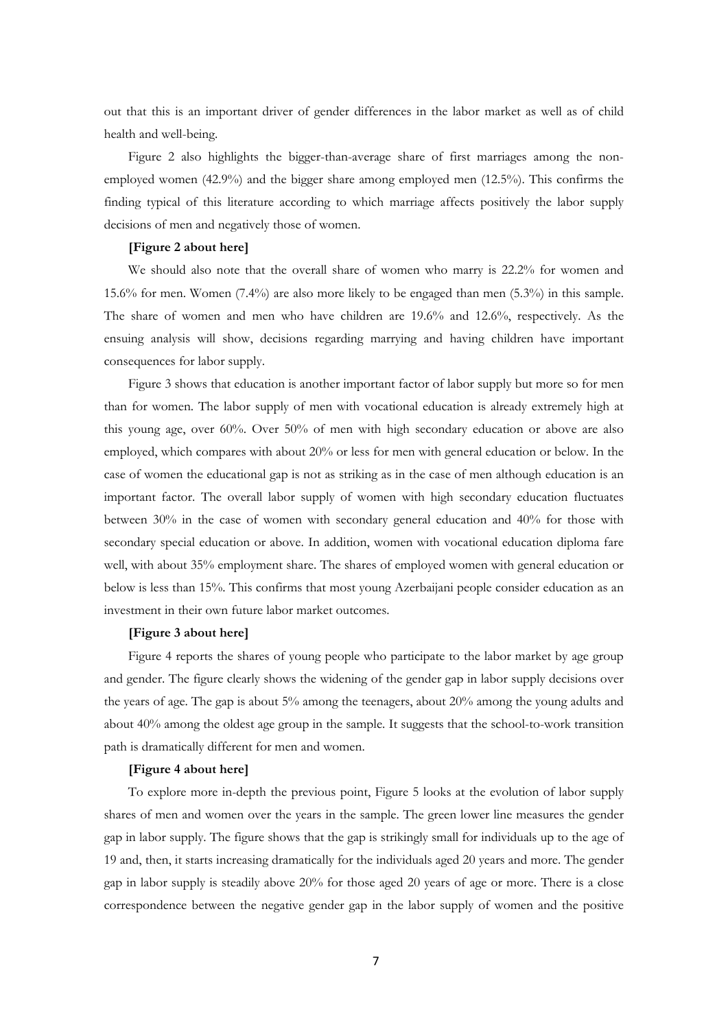out that this is an important driver of gender differences in the labor market as well as of child health and well-being.

Figure 2 also highlights the bigger-than-average share of first marriages among the non-employed women (42.9%) and the bigger share among employed men (12.5%). This confirms the finding typical of this literature according to which marriage affects positively the labor supply decisions of men and negatively those of women.

**[Figure 2 about here]**

We should also note that the overall share of women who marry is 22.2% for women and 15.6% for men. Women (7.4%) are also more likely to be engaged than men (5.3%) in this sample. The share of women and men who have children are 19.6% and 12.6%, respectively. As the ensuing analysis will show, decisions regarding marrying and having children have important consequences for labor supply.

Figure 3 shows that education is another important factor of labor supply but more so for men than for women. The labor supply of men with vocational education is already extremely high at this young age, over 60%. Over 50% of men with high secondary education or above are also employed, which compares with about 20% or less for men with general education or below. In the case of women the educational gap is not as striking as in the case of men although education is an important factor. The overall labor supply of women with high secondary education fluctuates between 30% in the case of women with secondary general education and 40% for those with secondary special education or above. In addition, women with vocational education diploma fare well, with about 35% employment share. The shares of employed women with general education or below is less than 15%. This confirms that most young Azerbaijani people consider education as an investment in their own future labor market outcomes.

**[Figure 3 about here]**

Figure 4 reports the shares of young people who participate to the labor market by age group and gender. The figure clearly shows the widening of the gender gap in labor supply decisions over the years of age. The gap is about 5% among the teenagers, about 20% among the young adults and about 40% among the oldest age group in the sample. It suggests that the school-to-work transition path is dramatically different for men and women.

**[Figure 4 about here]**

To explore more in-depth the previous point, Figure 5 looks at the evolution of labor supply shares of men and women over the years in the sample. The green lower line measures the gender gap in labor supply. The figure shows that the gap is strikingly small for individuals up to the age of 19 and, then, it starts increasing dramatically for the individuals aged 20 years and more. The gender gap in labor supply is steadily above 20% for those aged 20 years of age or more. There is a close correspondence between the negative gender gap in the labor supply of women and the positive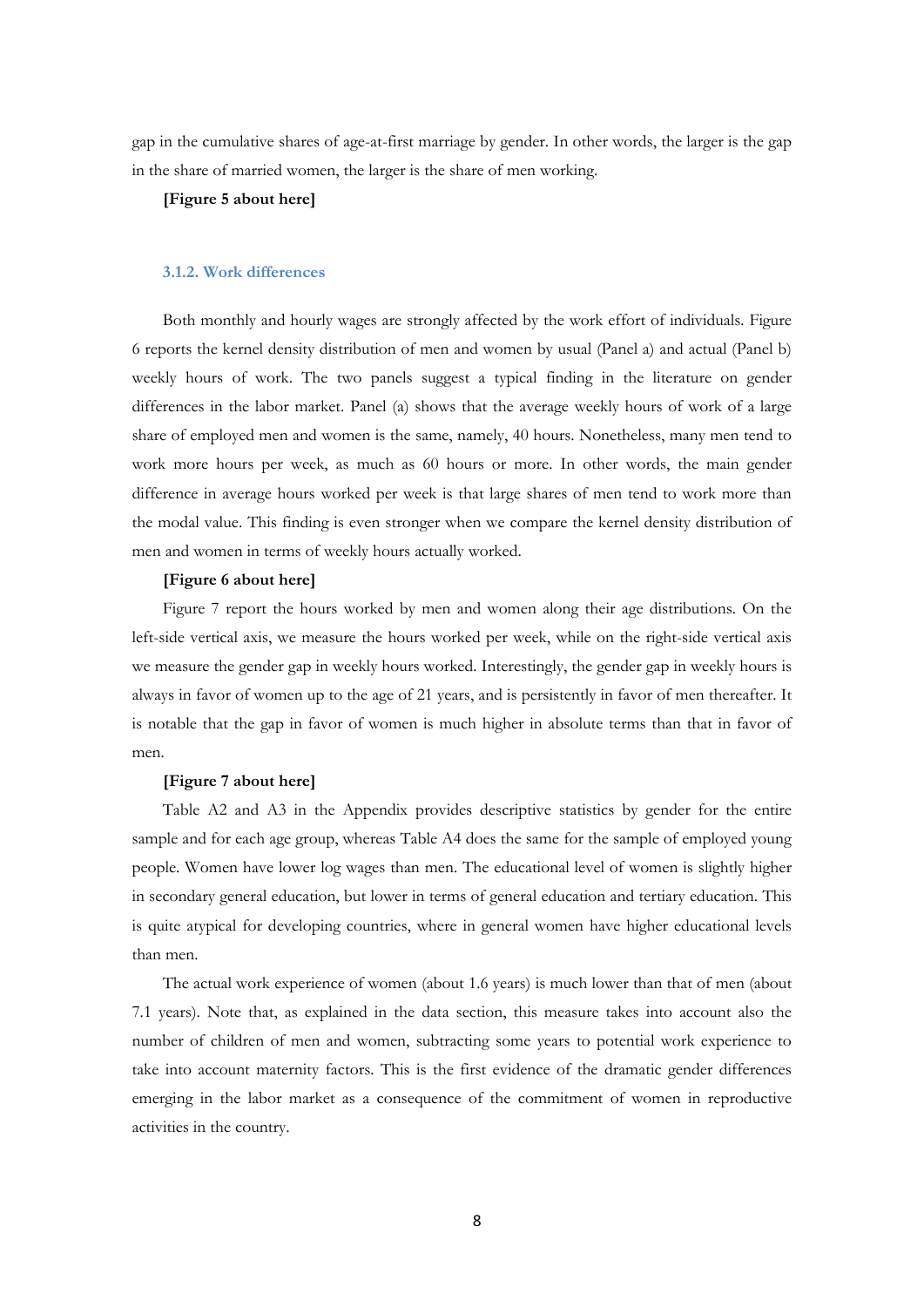gap in the cumulative shares of age-at-first marriage by gender. In other words, the larger is the gap in the share of married women, the larger is the share of men working.

**[Figure 5 about here]**

### 3.1.2. Work differences

Both monthly and hourly wages are strongly affected by the work effort of individuals. Figure 6 reports the kernel density distribution of men and women by usual (Panel a) and actual (Panel b) weekly hours of work. The two panels suggest a typical finding in the literature on gender differences in the labor market. Panel (a) shows that the average weekly hours of work of a large share of employed men and women is the same, namely, 40 hours. Nonetheless, many men tend to work more hours per week, as much as 60 hours or more. In other words, the main gender difference in average hours worked per week is that large shares of men tend to work more than the modal value. This finding is even stronger when we compare the kernel density distribution of men and women in terms of weekly hours actually worked.

**[Figure 6 about here]**

Figure 7 report the hours worked by men and women along their age distributions. On the left-side vertical axis, we measure the hours worked per week, while on the right-side vertical axis we measure the gender gap in weekly hours worked. Interestingly, the gender gap in weekly hours is always in favor of women up to the age of 21 years, and is persistently in favor of men thereafter. It is notable that the gap in favor of women is much higher in absolute terms than that in favor of men.

**[Figure 7 about here]**

Table A2 and A3 in the Appendix provides descriptive statistics by gender for the entire sample and for each age group, whereas Table A4 does the same for the sample of employed young people. Women have lower log wages than men. The educational level of women is slightly higher in secondary general education, but lower in terms of general education and tertiary education. This is quite atypical for developing countries, where in general women have higher educational levels than men.

The actual work experience of women (about 1.6 years) is much lower than that of men (about 7.1 years). Note that, as explained in the data section, this measure takes into account also the number of children of men and women, subtracting some years to potential work experience to take into account maternity factors. This is the first evidence of the dramatic gender differences emerging in the labor market as a consequence of the commitment of women in reproductive activities in the country.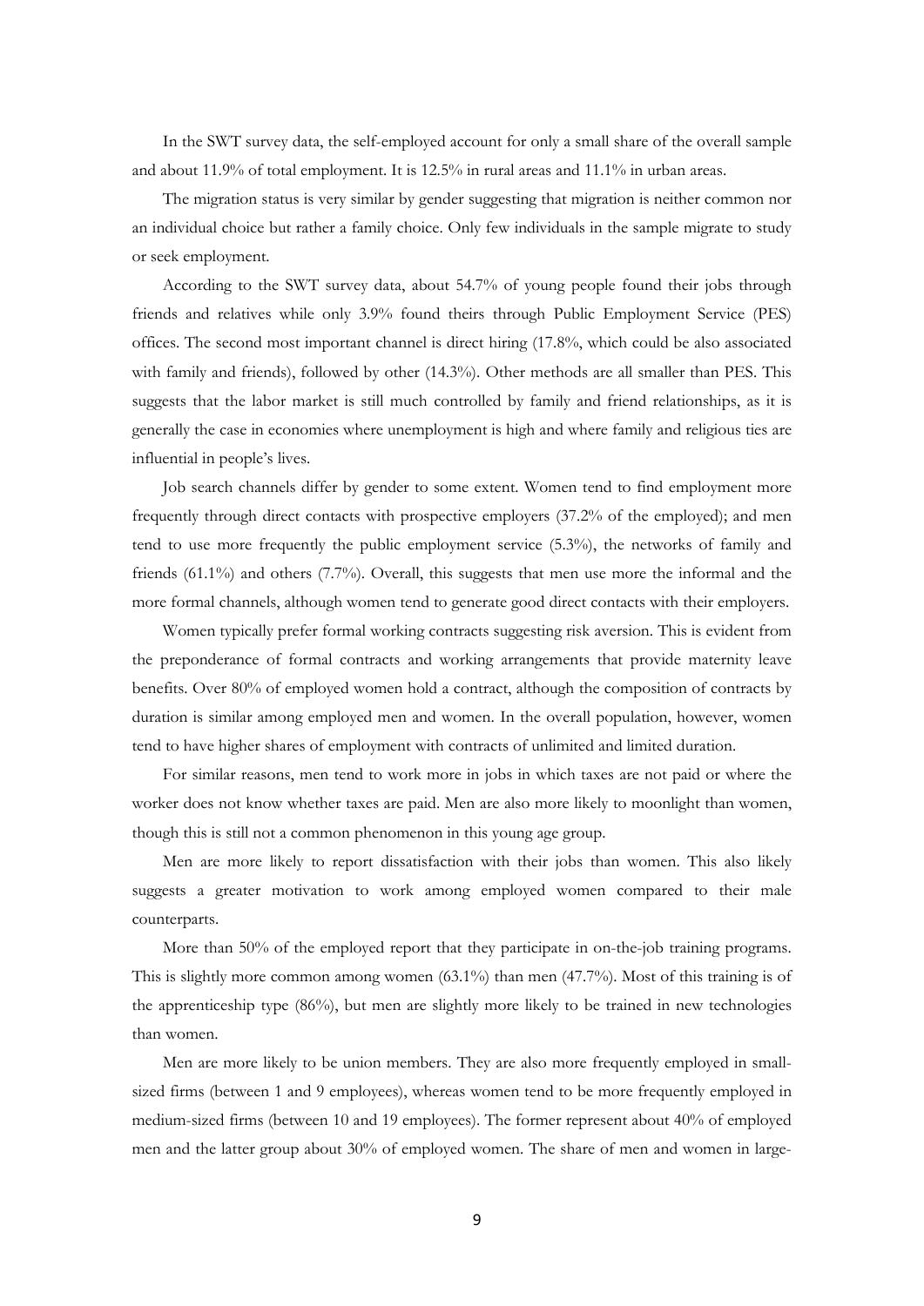In the SWT survey data, the self-employed account for only a small share of the overall sample and about 11.9% of total employment. It is 12.5% in rural areas and 11.1% in urban areas.

The migration status is very similar by gender suggesting that migration is neither common nor an individual choice but rather a family choice. Only few individuals in the sample migrate to study or seek employment.

According to the SWT survey data, about 54.7% of young people found their jobs through friends and relatives while only 3.9% found theirs through Public Employment Service (PES) offices. The second most important channel is direct hiring (17.8%, which could be also associated with family and friends), followed by other (14.3%). Other methods are all smaller than PES. This suggests that the labor market is still much controlled by family and friend relationships, as it is generally the case in economies where unemployment is high and where family and religious ties are influential in people's lives.

Job search channels differ by gender to some extent. Women tend to find employment more frequently through direct contacts with prospective employers (37.2% of the employed); and men tend to use more frequently the public employment service (5.3%), the networks of family and friends (61.1%) and others (7.7%). Overall, this suggests that men use more the informal and the more formal channels, although women tend to generate good direct contacts with their employers.

Women typically prefer formal working contracts suggesting risk aversion. This is evident from the preponderance of formal contracts and working arrangements that provide maternity leave benefits. Over 80% of employed women hold a contract, although the composition of contracts by duration is similar among employed men and women. In the overall population, however, women tend to have higher shares of employment with contracts of unlimited and limited duration.

For similar reasons, men tend to work more in jobs in which taxes are not paid or where the worker does not know whether taxes are paid. Men are also more likely to moonlight than women, though this is still not a common phenomenon in this young age group.

Men are more likely to report dissatisfaction with their jobs than women. This also likely suggests a greater motivation to work among employed women compared to their male counterparts.

More than 50% of the employed report that they participate in on-the-job training programs. This is slightly more common among women (63.1%) than men (47.7%). Most of this training is of the apprenticeship type (86%), but men are slightly more likely to be trained in new technologies than women.

Men are more likely to be union members. They are also more frequently employed in small-sized firms (between 1 and 9 employees), whereas women tend to be more frequently employed in medium-sized firms (between 10 and 19 employees). The former represent about 40% of employed men and the latter group about 30% of employed women. The share of men and women in large-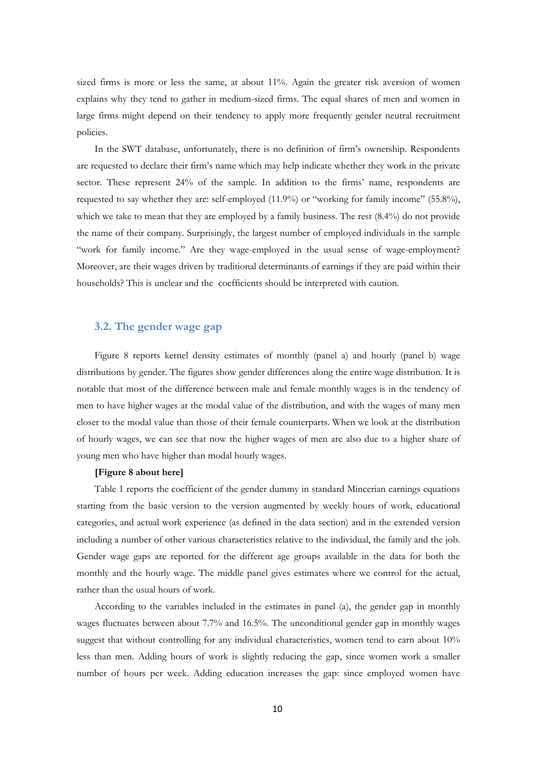sized firms is more or less the same, at about 11%. Again the greater risk aversion of women explains why they tend to gather in medium-sized firms. The equal shares of men and women in large firms might depend on their tendency to apply more frequently gender neutral recruitment policies.

In the SWT database, unfortunately, there is no definition of firm's ownership. Respondents are requested to declare their firm's name which may help indicate whether they work in the private sector. These represent 24% of the sample. In addition to the firms' name, respondents are requested to say whether they are: self-employed (11.9%) or "working for family income" (55.8%), which we take to mean that they are employed by a family business. The rest (8.4%) do not provide the name of their company. Surprisingly, the largest number of employed individuals in the sample "work for family income." Are they wage-employed in the usual sense of wage-employment? Moreover, are their wages driven by traditional determinants of earnings if they are paid within their households? This is unclear and the coefficients should be interpreted with caution.

### 3.2. The gender wage gap

Figure 8 reports kernel density estimates of monthly (panel a) and hourly (panel b) wage distributions by gender. The figures show gender differences along the entire wage distribution. It is notable that most of the difference between male and female monthly wages is in the tendency of men to have higher wages at the modal value of the distribution, and with the wages of many men closer to the modal value than those of their female counterparts. When we look at the distribution of hourly wages, we can see that now the higher wages of men are also due to a higher share of young men who have higher than modal hourly wages.

**[Figure 8 about here]**

Table 1 reports the coefficient of the gender dummy in standard Mincerian earnings equations starting from the basic version to the version augmented by weekly hours of work, educational categories, and actual work experience (as defined in the data section) and in the extended version including a number of other various characteristics relative to the individual, the family and the job. Gender wage gaps are reported for the different age groups available in the data for both the monthly and the hourly wage. The middle panel gives estimates where we control for the actual, rather than the usual hours of work.

According to the variables included in the estimates in panel (a), the gender gap in monthly wages fluctuates between about 7.7% and 16.5%. The unconditional gender gap in monthly wages suggest that without controlling for any individual characteristics, women tend to earn about 10% less than men. Adding hours of work is slightly reducing the gap, since women work a smaller number of hours per week. Adding education increases the gap: since employed women have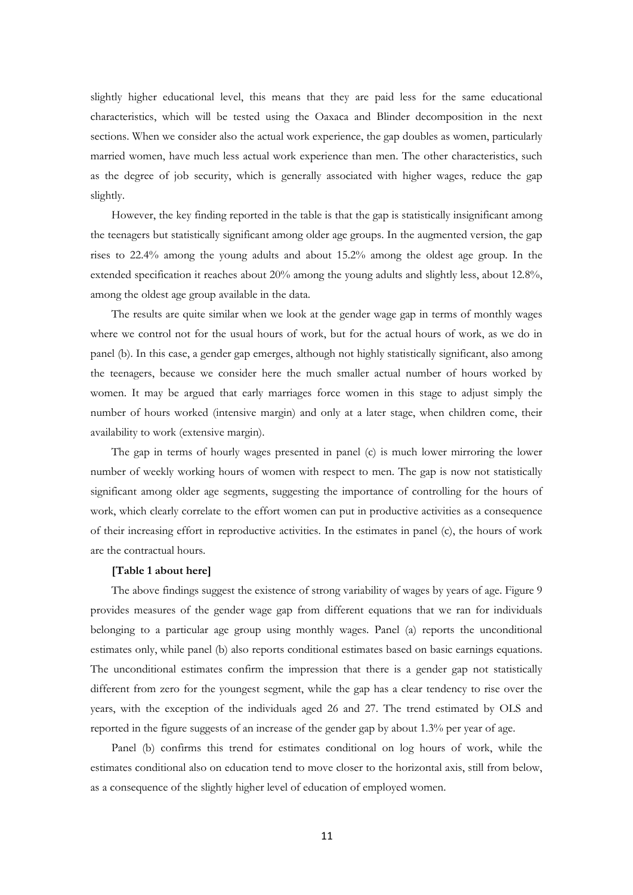slightly higher educational level, this means that they are paid less for the same educational characteristics, which will be tested using the Oaxaca and Blinder decomposition in the next sections. When we consider also the actual work experience, the gap doubles as women, particularly married women, have much less actual work experience than men. The other characteristics, such as the degree of job security, which is generally associated with higher wages, reduce the gap slightly.

However, the key finding reported in the table is that the gap is statistically insignificant among the teenagers but statistically significant among older age groups. In the augmented version, the gap rises to 22.4% among the young adults and about 15.2% among the oldest age group. In the extended specification it reaches about 20% among the young adults and slightly less, about 12.8%, among the oldest age group available in the data.

The results are quite similar when we look at the gender wage gap in terms of monthly wages where we control not for the usual hours of work, but for the actual hours of work, as we do in panel (b). In this case, a gender gap emerges, although not highly statistically significant, also among the teenagers, because we consider here the much smaller actual number of hours worked by women. It may be argued that early marriages force women in this stage to adjust simply the number of hours worked (intensive margin) and only at a later stage, when children come, their availability to work (extensive margin).

The gap in terms of hourly wages presented in panel (c) is much lower mirroring the lower number of weekly working hours of women with respect to men. The gap is now not statistically significant among older age segments, suggesting the importance of controlling for the hours of work, which clearly correlate to the effort women can put in productive activities as a consequence of their increasing effort in reproductive activities. In the estimates in panel (c), the hours of work are the contractual hours.

**[Table 1 about here]**

The above findings suggest the existence of strong variability of wages by years of age. Figure 9 provides measures of the gender wage gap from different equations that we ran for individuals belonging to a particular age group using monthly wages. Panel (a) reports the unconditional estimates only, while panel (b) also reports conditional estimates based on basic earnings equations. The unconditional estimates confirm the impression that there is a gender gap not statistically different from zero for the youngest segment, while the gap has a clear tendency to rise over the years, with the exception of the individuals aged 26 and 27. The trend estimated by OLS and reported in the figure suggests of an increase of the gender gap by about 1.3% per year of age.

Panel (b) confirms this trend for estimates conditional on log hours of work, while the estimates conditional also on education tend to move closer to the horizontal axis, still from below, as a consequence of the slightly higher level of education of employed women.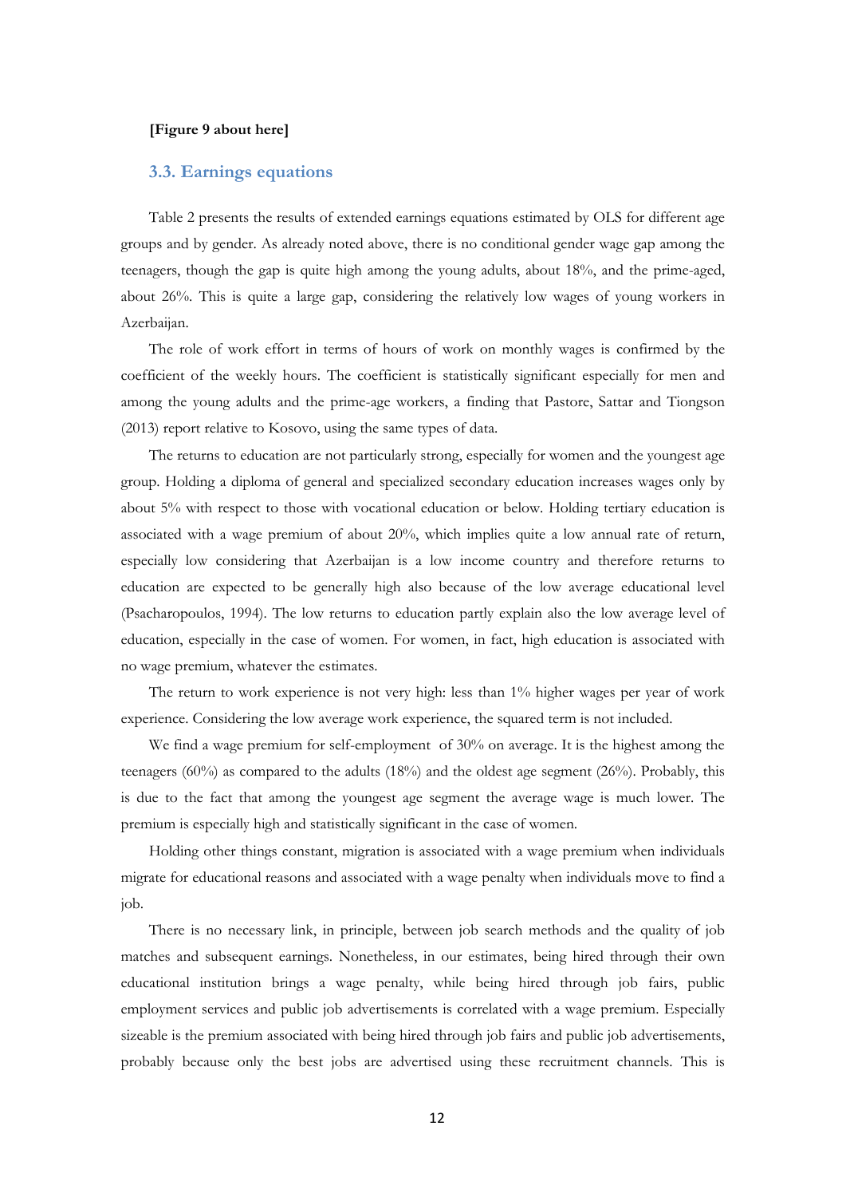**[Figure 9 about here]**

### 3.3. Earnings equations

Table 2 presents the results of extended earnings equations estimated by OLS for different age groups and by gender. As already noted above, there is no conditional gender wage gap among the teenagers, though the gap is quite high among the young adults, about 18%, and the prime-aged, about 26%. This is quite a large gap, considering the relatively low wages of young workers in Azerbaijan.

The role of work effort in terms of hours of work on monthly wages is confirmed by the coefficient of the weekly hours. The coefficient is statistically significant especially for men and among the young adults and the prime-age workers, a finding that Pastore, Sattar and Tiongson (2013) report relative to Kosovo, using the same types of data.

The returns to education are not particularly strong, especially for women and the youngest age group. Holding a diploma of general and specialized secondary education increases wages only by about 5% with respect to those with vocational education or below. Holding tertiary education is associated with a wage premium of about 20%, which implies quite a low annual rate of return, especially low considering that Azerbaijan is a low income country and therefore returns to education are expected to be generally high also because of the low average educational level (Psacharopoulos, 1994). The low returns to education partly explain also the low average level of education, especially in the case of women. For women, in fact, high education is associated with no wage premium, whatever the estimates.

The return to work experience is not very high: less than 1% higher wages per year of work experience. Considering the low average work experience, the squared term is not included.

We find a wage premium for self-employment of 30% on average. It is the highest among the teenagers (60%) as compared to the adults (18%) and the oldest age segment (26%). Probably, this is due to the fact that among the youngest age segment the average wage is much lower. The premium is especially high and statistically significant in the case of women.

Holding other things constant, migration is associated with a wage premium when individuals migrate for educational reasons and associated with a wage penalty when individuals move to find a job.

There is no necessary link, in principle, between job search methods and the quality of job matches and subsequent earnings. Nonetheless, in our estimates, being hired through their own educational institution brings a wage penalty, while being hired through job fairs, public employment services and public job advertisements is correlated with a wage premium. Especially sizeable is the premium associated with being hired through job fairs and public job advertisements, probably because only the best jobs are advertised using these recruitment channels. This is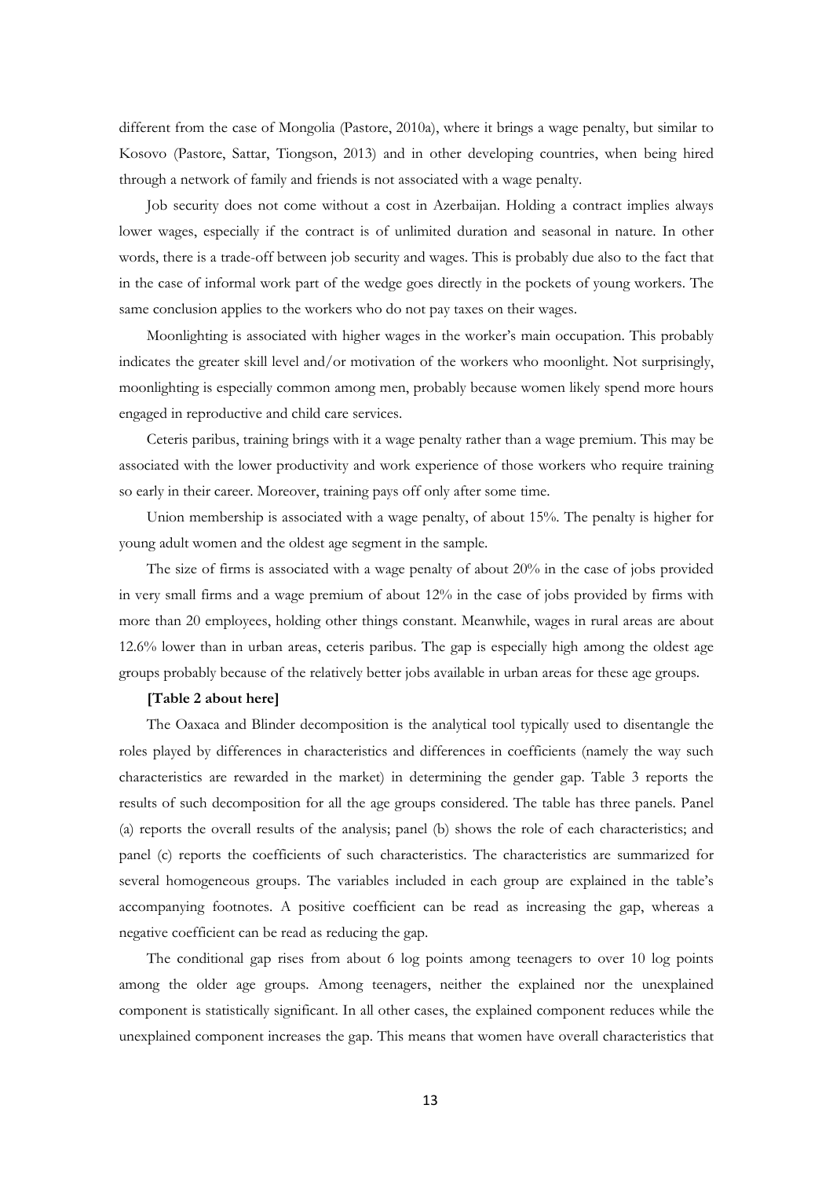different from the case of Mongolia (Pastore, 2010a), where it brings a wage penalty, but similar to Kosovo (Pastore, Sattar, Tiongson, 2013) and in other developing countries, when being hired through a network of family and friends is not associated with a wage penalty.

Job security does not come without a cost in Azerbaijan. Holding a contract implies always lower wages, especially if the contract is of unlimited duration and seasonal in nature. In other words, there is a trade-off between job security and wages. This is probably due also to the fact that in the case of informal work part of the wedge goes directly in the pockets of young workers. The same conclusion applies to the workers who do not pay taxes on their wages.

Moonlighting is associated with higher wages in the worker's main occupation. This probably indicates the greater skill level and/or motivation of the workers who moonlight. Not surprisingly, moonlighting is especially common among men, probably because women likely spend more hours engaged in reproductive and child care services.

Ceteris paribus, training brings with it a wage penalty rather than a wage premium. This may be associated with the lower productivity and work experience of those workers who require training so early in their career. Moreover, training pays off only after some time.

Union membership is associated with a wage penalty, of about 15%. The penalty is higher for young adult women and the oldest age segment in the sample.

The size of firms is associated with a wage penalty of about 20% in the case of jobs provided in very small firms and a wage premium of about 12% in the case of jobs provided by firms with more than 20 employees, holding other things constant. Meanwhile, wages in rural areas are about 12.6% lower than in urban areas, ceteris paribus. The gap is especially high among the oldest age groups probably because of the relatively better jobs available in urban areas for these age groups.

**[Table 2 about here]**

The Oaxaca and Blinder decomposition is the analytical tool typically used to disentangle the roles played by differences in characteristics and differences in coefficients (namely the way such characteristics are rewarded in the market) in determining the gender gap. Table 3 reports the results of such decomposition for all the age groups considered. The table has three panels. Panel (a) reports the overall results of the analysis; panel (b) shows the role of each characteristics; and panel (c) reports the coefficients of such characteristics. The characteristics are summarized for several homogeneous groups. The variables included in each group are explained in the table's accompanying footnotes. A positive coefficient can be read as increasing the gap, whereas a negative coefficient can be read as reducing the gap.

The conditional gap rises from about 6 log points among teenagers to over 10 log points among the older age groups. Among teenagers, neither the explained nor the unexplained component is statistically significant. In all other cases, the explained component reduces while the unexplained component increases the gap. This means that women have overall characteristics that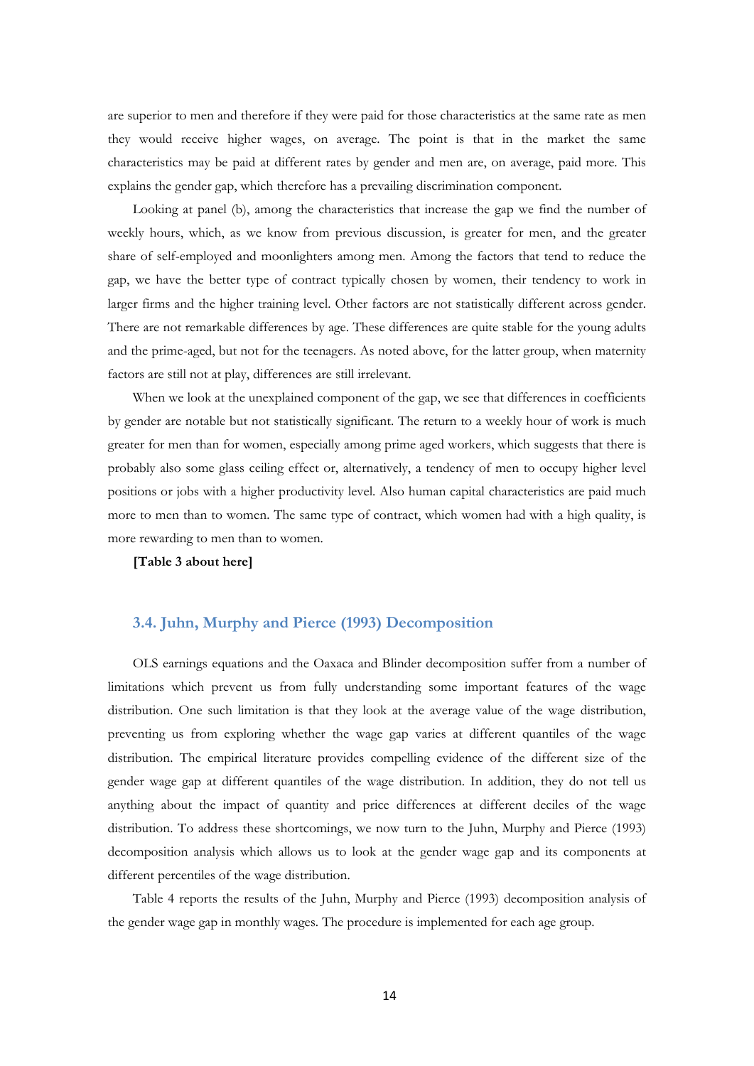are superior to men and therefore if they were paid for those characteristics at the same rate as men they would receive higher wages, on average. The point is that in the market the same characteristics may be paid at different rates by gender and men are, on average, paid more. This explains the gender gap, which therefore has a prevailing discrimination component.

Looking at panel (b), among the characteristics that increase the gap we find the number of weekly hours, which, as we know from previous discussion, is greater for men, and the greater share of self-employed and moonlighters among men. Among the factors that tend to reduce the gap, we have the better type of contract typically chosen by women, their tendency to work in larger firms and the higher training level. Other factors are not statistically different across gender. There are not remarkable differences by age. These differences are quite stable for the young adults and the prime-aged, but not for the teenagers. As noted above, for the latter group, when maternity factors are still not at play, differences are still irrelevant.

When we look at the unexplained component of the gap, we see that differences in coefficients by gender are notable but not statistically significant. The return to a weekly hour of work is much greater for men than for women, especially among prime aged workers, which suggests that there is probably also some glass ceiling effect or, alternatively, a tendency of men to occupy higher level positions or jobs with a higher productivity level. Also human capital characteristics are paid much more to men than to women. The same type of contract, which women had with a high quality, is more rewarding to men than to women.

**[Table 3 about here]**

### 3.4. Juhn, Murphy and Pierce (1993) Decomposition

OLS earnings equations and the Oaxaca and Blinder decomposition suffer from a number of limitations which prevent us from fully understanding some important features of the wage distribution. One such limitation is that they look at the average value of the wage distribution, preventing us from exploring whether the wage gap varies at different quantiles of the wage distribution. The empirical literature provides compelling evidence of the different size of the gender wage gap at different quantiles of the wage distribution. In addition, they do not tell us anything about the impact of quantity and price differences at different deciles of the wage distribution. To address these shortcomings, we now turn to the Juhn, Murphy and Pierce (1993) decomposition analysis which allows us to look at the gender wage gap and its components at different percentiles of the wage distribution.

Table 4 reports the results of the Juhn, Murphy and Pierce (1993) decomposition analysis of the gender wage gap in monthly wages. The procedure is implemented for each age group.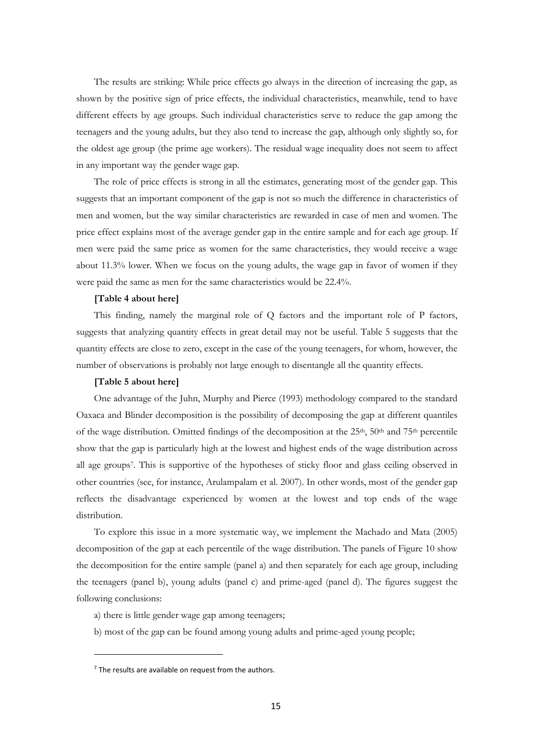The results are striking: While price effects go always in the direction of increasing the gap, as shown by the positive sign of price effects, the individual characteristics, meanwhile, tend to have different effects by age groups. Such individual characteristics serve to reduce the gap among the teenagers and the young adults, but they also tend to increase the gap, although only slightly so, for the oldest age group (the prime age workers). The residual wage inequality does not seem to affect in any important way the gender wage gap.

The role of price effects is strong in all the estimates, generating most of the gender gap. This suggests that an important component of the gap is not so much the difference in characteristics of men and women, but the way similar characteristics are rewarded in case of men and women. The price effect explains most of the average gender gap in the entire sample and for each age group. If men were paid the same price as women for the same characteristics, they would receive a wage about 11.3% lower. When we focus on the young adults, the wage gap in favor of women if they were paid the same as men for the same characteristics would be 22.4%.

**[Table 4 about here]**

This finding, namely the marginal role of Q factors and the important role of P factors, suggests that analyzing quantity effects in great detail may not be useful. Table 5 suggests that the quantity effects are close to zero, except in the case of the young teenagers, for whom, however, the number of observations is probably not large enough to disentangle all the quantity effects.

**[Table 5 about here]**

One advantage of the Juhn, Murphy and Pierce (1993) methodology compared to the standard Oaxaca and Blinder decomposition is the possibility of decomposing the gap at different quantiles of the wage distribution. Omitted findings of the decomposition at the 25th, 50th and 75th percentile show that the gap is particularly high at the lowest and highest ends of the wage distribution across all age groups[7]. This is supportive of the hypotheses of sticky floor and glass ceiling observed in other countries (see, for instance, Arulampalam et al. 2007). In other words, most of the gender gap reflects the disadvantage experienced by women at the lowest and top ends of the wage distribution.

To explore this issue in a more systematic way, we implement the Machado and Mata (2005) decomposition of the gap at each percentile of the wage distribution. The panels of Figure 10 show the decomposition for the entire sample (panel a) and then separately for each age group, including the teenagers (panel b), young adults (panel c) and prime-aged (panel d). The figures suggest the following conclusions:

a) there is little gender wage gap among teenagers;

b) most of the gap can be found among young adults and prime-aged young people;

[7] The results are available on request from the authors.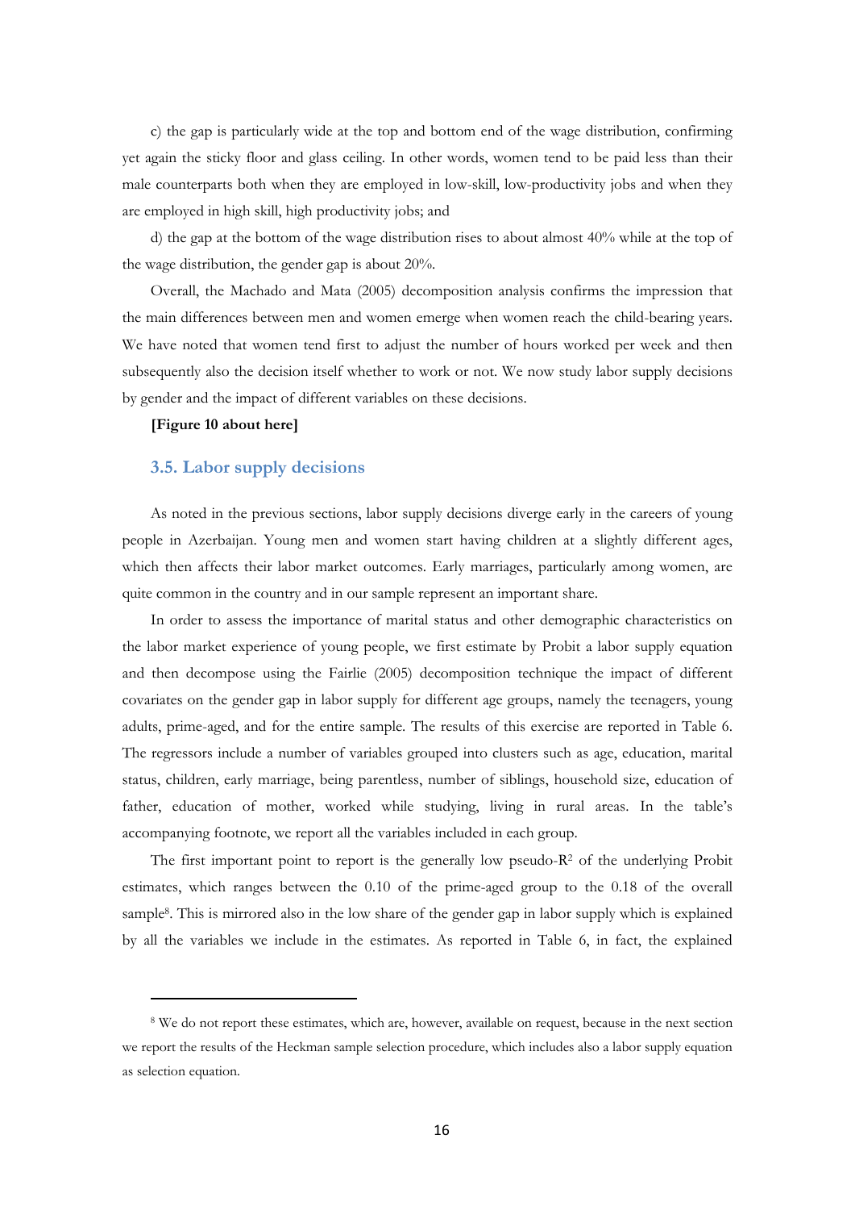c) the gap is particularly wide at the top and bottom end of the wage distribution, confirming yet again the sticky floor and glass ceiling. In other words, women tend to be paid less than their male counterparts both when they are employed in low-skill, low-productivity jobs and when they are employed in high skill, high productivity jobs; and

d) the gap at the bottom of the wage distribution rises to about almost 40% while at the top of the wage distribution, the gender gap is about 20%.

Overall, the Machado and Mata (2005) decomposition analysis confirms the impression that the main differences between men and women emerge when women reach the child-bearing years. We have noted that women tend first to adjust the number of hours worked per week and then subsequently also the decision itself whether to work or not. We now study labor supply decisions by gender and the impact of different variables on these decisions.

**[Figure 10 about here]**

### 3.5. Labor supply decisions

As noted in the previous sections, labor supply decisions diverge early in the careers of young people in Azerbaijan. Young men and women start having children at a slightly different ages, which then affects their labor market outcomes. Early marriages, particularly among women, are quite common in the country and in our sample represent an important share.

In order to assess the importance of marital status and other demographic characteristics on the labor market experience of young people, we first estimate by Probit a labor supply equation and then decompose using the Fairlie (2005) decomposition technique the impact of different covariates on the gender gap in labor supply for different age groups, namely the teenagers, young adults, prime-aged, and for the entire sample. The results of this exercise are reported in Table 6. The regressors include a number of variables grouped into clusters such as age, education, marital status, children, early marriage, being parentless, number of siblings, household size, education of father, education of mother, worked while studying, living in rural areas. In the table's accompanying footnote, we report all the variables included in each group.

The first important point to report is the generally low pseudo-$R^2$ of the underlying Probit estimates, which ranges between the 0.10 of the prime-aged group to the 0.18 of the overall sample[8]. This is mirrored also in the low share of the gender gap in labor supply which is explained by all the variables we include in the estimates. As reported in Table 6, in fact, the explained

[8] We do not report these estimates, which are, however, available on request, because in the next section we report the results of the Heckman sample selection procedure, which includes also a labor supply equation as selection equation.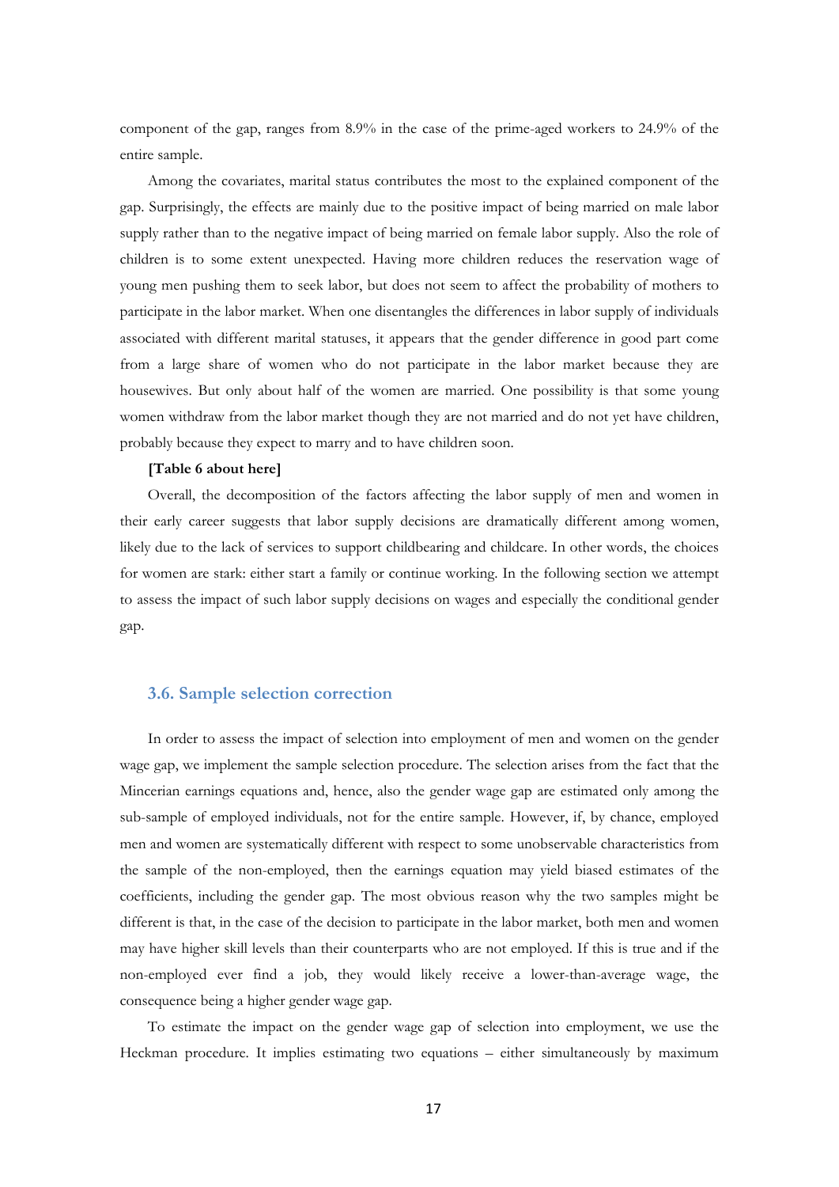component of the gap, ranges from 8.9% in the case of the prime-aged workers to 24.9% of the entire sample.

Among the covariates, marital status contributes the most to the explained component of the gap. Surprisingly, the effects are mainly due to the positive impact of being married on male labor supply rather than to the negative impact of being married on female labor supply. Also the role of children is to some extent unexpected. Having more children reduces the reservation wage of young men pushing them to seek labor, but does not seem to affect the probability of mothers to participate in the labor market. When one disentangles the differences in labor supply of individuals associated with different marital statuses, it appears that the gender difference in good part come from a large share of women who do not participate in the labor market because they are housewives. But only about half of the women are married. One possibility is that some young women withdraw from the labor market though they are not married and do not yet have children, probably because they expect to marry and to have children soon.

**[Table 6 about here]**

Overall, the decomposition of the factors affecting the labor supply of men and women in their early career suggests that labor supply decisions are dramatically different among women, likely due to the lack of services to support childbearing and childcare. In other words, the choices for women are stark: either start a family or continue working. In the following section we attempt to assess the impact of such labor supply decisions on wages and especially the conditional gender gap.

### 3.6. Sample selection correction

In order to assess the impact of selection into employment of men and women on the gender wage gap, we implement the sample selection procedure. The selection arises from the fact that the Mincerian earnings equations and, hence, also the gender wage gap are estimated only among the sub-sample of employed individuals, not for the entire sample. However, if, by chance, employed men and women are systematically different with respect to some unobservable characteristics from the sample of the non-employed, then the earnings equation may yield biased estimates of the coefficients, including the gender gap. The most obvious reason why the two samples might be different is that, in the case of the decision to participate in the labor market, both men and women may have higher skill levels than their counterparts who are not employed. If this is true and if the non-employed ever find a job, they would likely receive a lower-than-average wage, the consequence being a higher gender wage gap.

To estimate the impact on the gender wage gap of selection into employment, we use the Heckman procedure. It implies estimating two equations – either simultaneously by maximum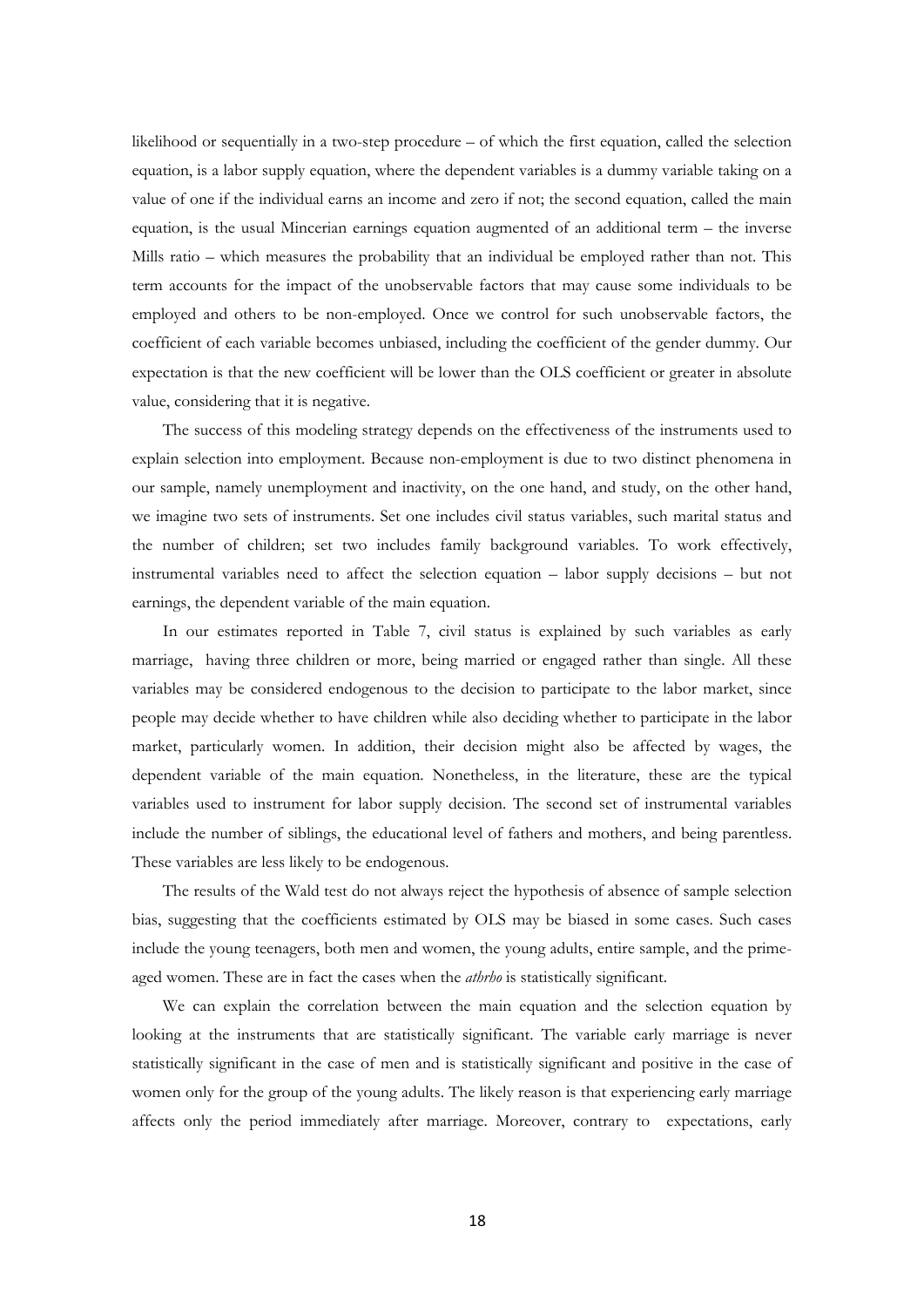likelihood or sequentially in a two-step procedure – of which the first equation, called the selection equation, is a labor supply equation, where the dependent variables is a dummy variable taking on a value of one if the individual earns an income and zero if not; the second equation, called the main equation, is the usual Mincerian earnings equation augmented of an additional term – the inverse Mills ratio – which measures the probability that an individual be employed rather than not. This term accounts for the impact of the unobservable factors that may cause some individuals to be employed and others to be non-employed. Once we control for such unobservable factors, the coefficient of each variable becomes unbiased, including the coefficient of the gender dummy. Our expectation is that the new coefficient will be lower than the OLS coefficient or greater in absolute value, considering that it is negative.

The success of this modeling strategy depends on the effectiveness of the instruments used to explain selection into employment. Because non-employment is due to two distinct phenomena in our sample, namely unemployment and inactivity, on the one hand, and study, on the other hand, we imagine two sets of instruments. Set one includes civil status variables, such marital status and the number of children; set two includes family background variables. To work effectively, instrumental variables need to affect the selection equation – labor supply decisions – but not earnings, the dependent variable of the main equation.

In our estimates reported in Table 7, civil status is explained by such variables as early marriage, having three children or more, being married or engaged rather than single. All these variables may be considered endogenous to the decision to participate to the labor market, since people may decide whether to have children while also deciding whether to participate in the labor market, particularly women. In addition, their decision might also be affected by wages, the dependent variable of the main equation. Nonetheless, in the literature, these are the typical variables used to instrument for labor supply decision. The second set of instrumental variables include the number of siblings, the educational level of fathers and mothers, and being parentless. These variables are less likely to be endogenous.

The results of the Wald test do not always reject the hypothesis of absence of sample selection bias, suggesting that the coefficients estimated by OLS may be biased in some cases. Such cases include the young teenagers, both men and women, the young adults, entire sample, and the prime-aged women. These are in fact the cases when the *athrho* is statistically significant.

We can explain the correlation between the main equation and the selection equation by looking at the instruments that are statistically significant. The variable early marriage is never statistically significant in the case of men and is statistically significant and positive in the case of women only for the group of the young adults. The likely reason is that experiencing early marriage affects only the period immediately after marriage. Moreover, contrary to expectations, early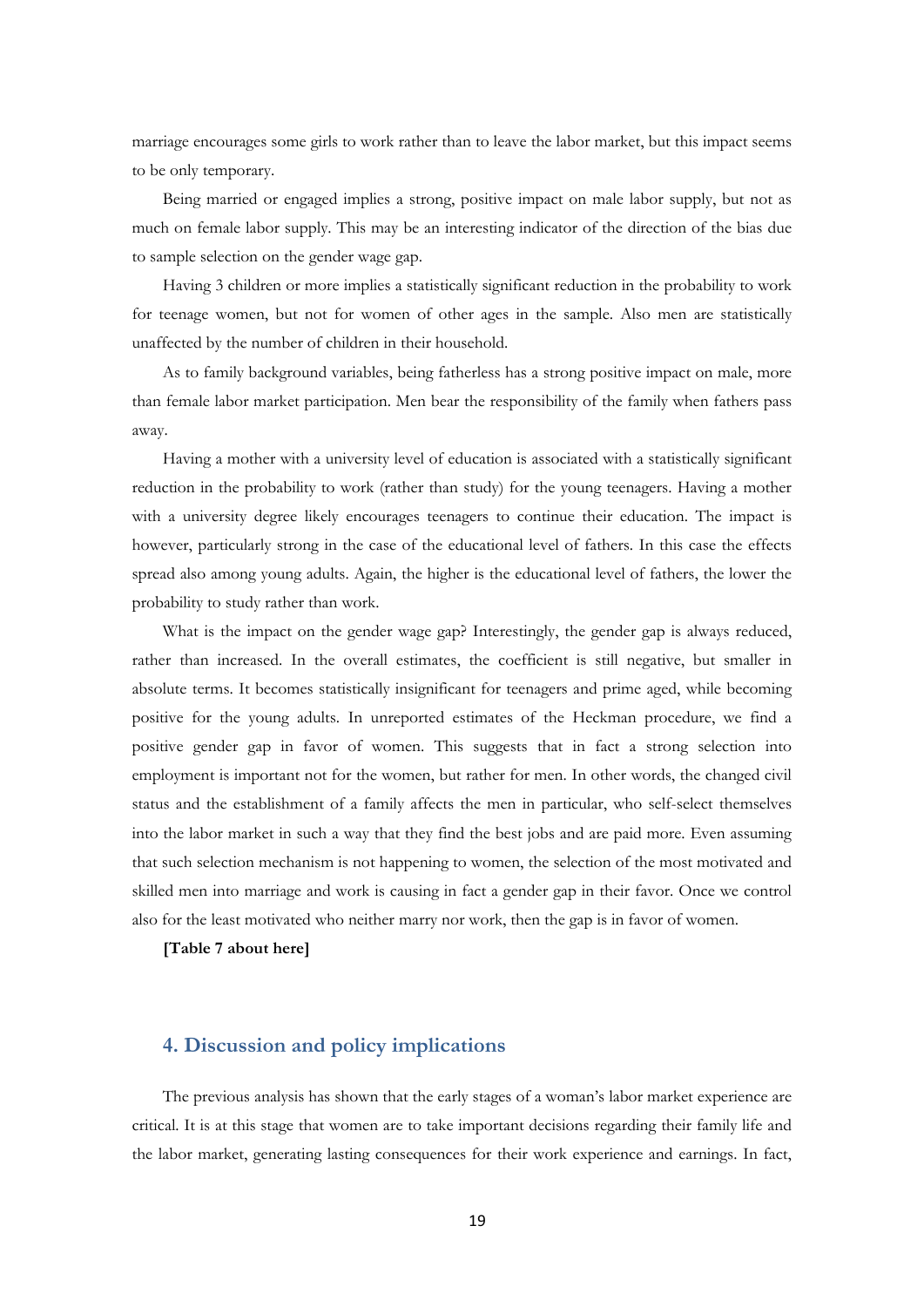marriage encourages some girls to work rather than to leave the labor market, but this impact seems to be only temporary.

Being married or engaged implies a strong, positive impact on male labor supply, but not as much on female labor supply. This may be an interesting indicator of the direction of the bias due to sample selection on the gender wage gap.

Having 3 children or more implies a statistically significant reduction in the probability to work for teenage women, but not for women of other ages in the sample. Also men are statistically unaffected by the number of children in their household.

As to family background variables, being fatherless has a strong positive impact on male, more than female labor market participation. Men bear the responsibility of the family when fathers pass away.

Having a mother with a university level of education is associated with a statistically significant reduction in the probability to work (rather than study) for the young teenagers. Having a mother with a university degree likely encourages teenagers to continue their education. The impact is however, particularly strong in the case of the educational level of fathers. In this case the effects spread also among young adults. Again, the higher is the educational level of fathers, the lower the probability to study rather than work.

What is the impact on the gender wage gap? Interestingly, the gender gap is always reduced, rather than increased. In the overall estimates, the coefficient is still negative, but smaller in absolute terms. It becomes statistically insignificant for teenagers and prime aged, while becoming positive for the young adults. In unreported estimates of the Heckman procedure, we find a positive gender gap in favor of women. This suggests that in fact a strong selection into employment is important not for the women, but rather for men. In other words, the changed civil status and the establishment of a family affects the men in particular, who self-select themselves into the labor market in such a way that they find the best jobs and are paid more. Even assuming that such selection mechanism is not happening to women, the selection of the most motivated and skilled men into marriage and work is causing in fact a gender gap in their favor. Once we control also for the least motivated who neither marry nor work, then the gap is in favor of women.

**[Table 7 about here]**

## 4. Discussion and policy implications

The previous analysis has shown that the early stages of a woman's labor market experience are critical. It is at this stage that women are to take important decisions regarding their family life and the labor market, generating lasting consequences for their work experience and earnings. In fact,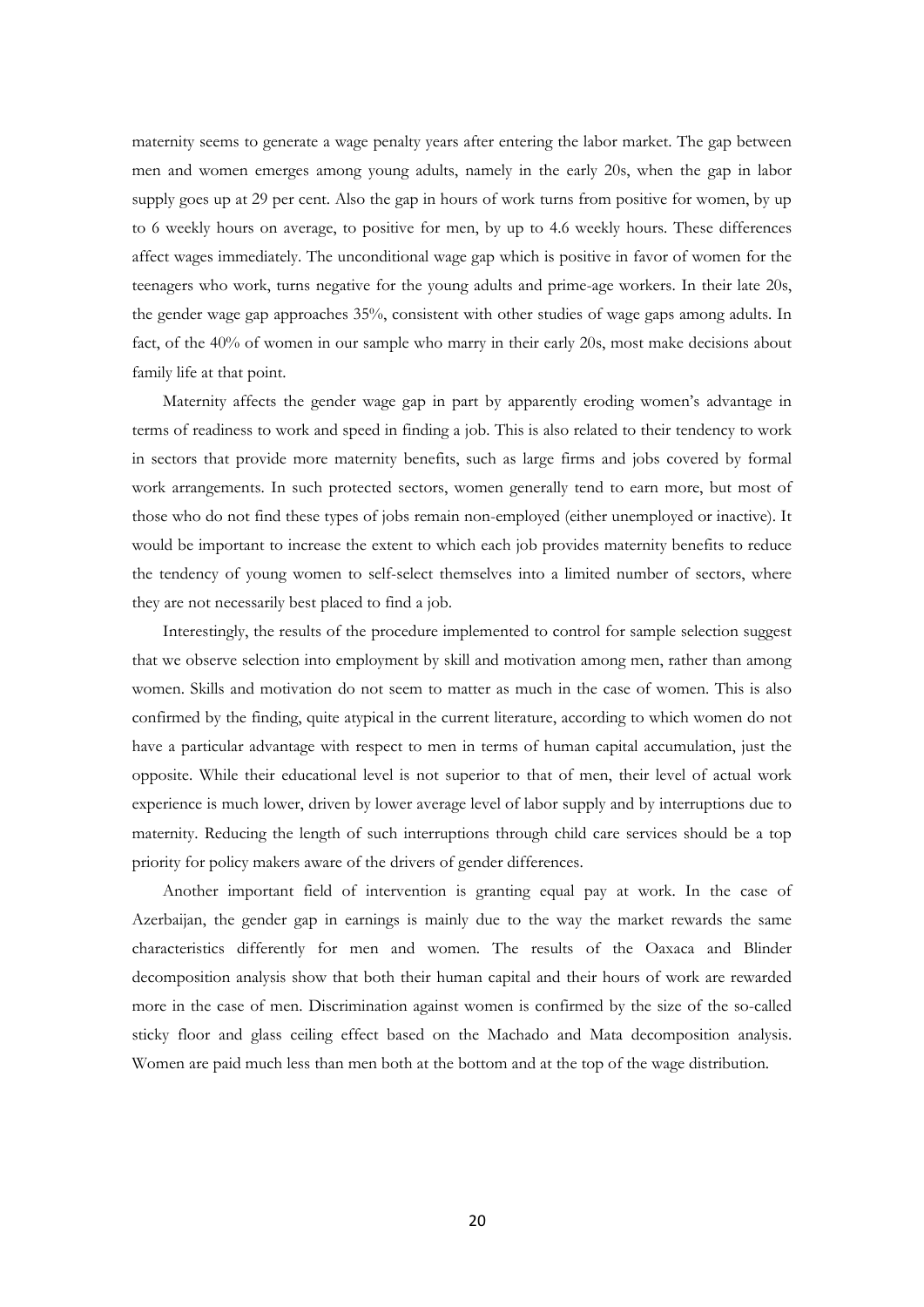maternity seems to generate a wage penalty years after entering the labor market. The gap between men and women emerges among young adults, namely in the early 20s, when the gap in labor supply goes up at 29 per cent. Also the gap in hours of work turns from positive for women, by up to 6 weekly hours on average, to positive for men, by up to 4.6 weekly hours. These differences affect wages immediately. The unconditional wage gap which is positive in favor of women for the teenagers who work, turns negative for the young adults and prime-age workers. In their late 20s, the gender wage gap approaches 35%, consistent with other studies of wage gaps among adults. In fact, of the 40% of women in our sample who marry in their early 20s, most make decisions about family life at that point.

Maternity affects the gender wage gap in part by apparently eroding women's advantage in terms of readiness to work and speed in finding a job. This is also related to their tendency to work in sectors that provide more maternity benefits, such as large firms and jobs covered by formal work arrangements. In such protected sectors, women generally tend to earn more, but most of those who do not find these types of jobs remain non-employed (either unemployed or inactive). It would be important to increase the extent to which each job provides maternity benefits to reduce the tendency of young women to self-select themselves into a limited number of sectors, where they are not necessarily best placed to find a job.

Interestingly, the results of the procedure implemented to control for sample selection suggest that we observe selection into employment by skill and motivation among men, rather than among women. Skills and motivation do not seem to matter as much in the case of women. This is also confirmed by the finding, quite atypical in the current literature, according to which women do not have a particular advantage with respect to men in terms of human capital accumulation, just the opposite. While their educational level is not superior to that of men, their level of actual work experience is much lower, driven by lower average level of labor supply and by interruptions due to maternity. Reducing the length of such interruptions through child care services should be a top priority for policy makers aware of the drivers of gender differences.

Another important field of intervention is granting equal pay at work. In the case of Azerbaijan, the gender gap in earnings is mainly due to the way the market rewards the same characteristics differently for men and women. The results of the Oaxaca and Blinder decomposition analysis show that both their human capital and their hours of work are rewarded more in the case of men. Discrimination against women is confirmed by the size of the so-called sticky floor and glass ceiling effect based on the Machado and Mata decomposition analysis. Women are paid much less than men both at the bottom and at the top of the wage distribution.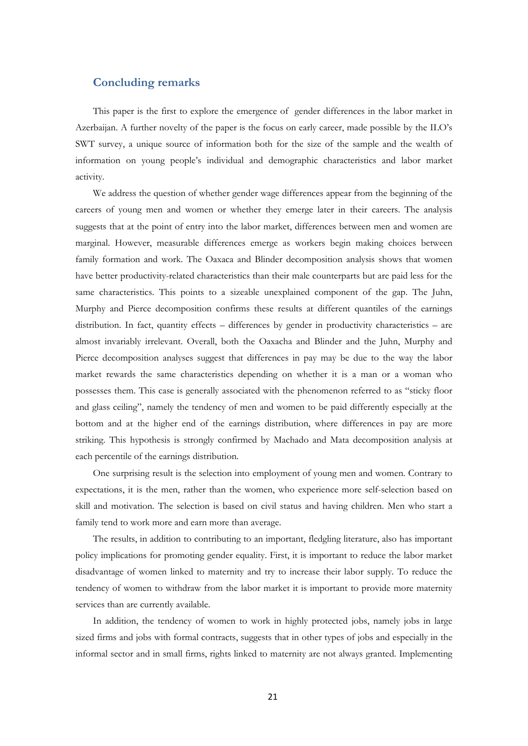## Concluding remarks

This paper is the first to explore the emergence of  gender differences in the labor market in Azerbaijan. A further novelty of the paper is the focus on early career, made possible by the ILO's SWT survey, a unique source of information both for the size of the sample and the wealth of information on young people's individual and demographic characteristics and labor market activity.

We address the question of whether gender wage differences appear from the beginning of the careers of young men and women or whether they emerge later in their careers. The analysis suggests that at the point of entry into the labor market, differences between men and women are marginal. However, measurable differences emerge as workers begin making choices between family formation and work. The Oaxaca and Blinder decomposition analysis shows that women have better productivity-related characteristics than their male counterparts but are paid less for the same characteristics. This points to a sizeable unexplained component of the gap. The Juhn, Murphy and Pierce decomposition confirms these results at different quantiles of the earnings distribution. In fact, quantity effects – differences by gender in productivity characteristics – are almost invariably irrelevant. Overall, both the Oaxacha and Blinder and the Juhn, Murphy and Pierce decomposition analyses suggest that differences in pay may be due to the way the labor market rewards the same characteristics depending on whether it is a man or a woman who possesses them. This case is generally associated with the phenomenon referred to as "sticky floor and glass ceiling", namely the tendency of men and women to be paid differently especially at the bottom and at the higher end of the earnings distribution, where differences in pay are more striking. This hypothesis is strongly confirmed by Machado and Mata decomposition analysis at each percentile of the earnings distribution.

One surprising result is the selection into employment of young men and women. Contrary to expectations, it is the men, rather than the women, who experience more self-selection based on skill and motivation. The selection is based on civil status and having children. Men who start a family tend to work more and earn more than average.

The results, in addition to contributing to an important, fledgling literature, also has important policy implications for promoting gender equality. First, it is important to reduce the labor market disadvantage of women linked to maternity and try to increase their labor supply. To reduce the tendency of women to withdraw from the labor market it is important to provide more maternity services than are currently available.

In addition, the tendency of women to work in highly protected jobs, namely jobs in large sized firms and jobs with formal contracts, suggests that in other types of jobs and especially in the informal sector and in small firms, rights linked to maternity are not always granted. Implementing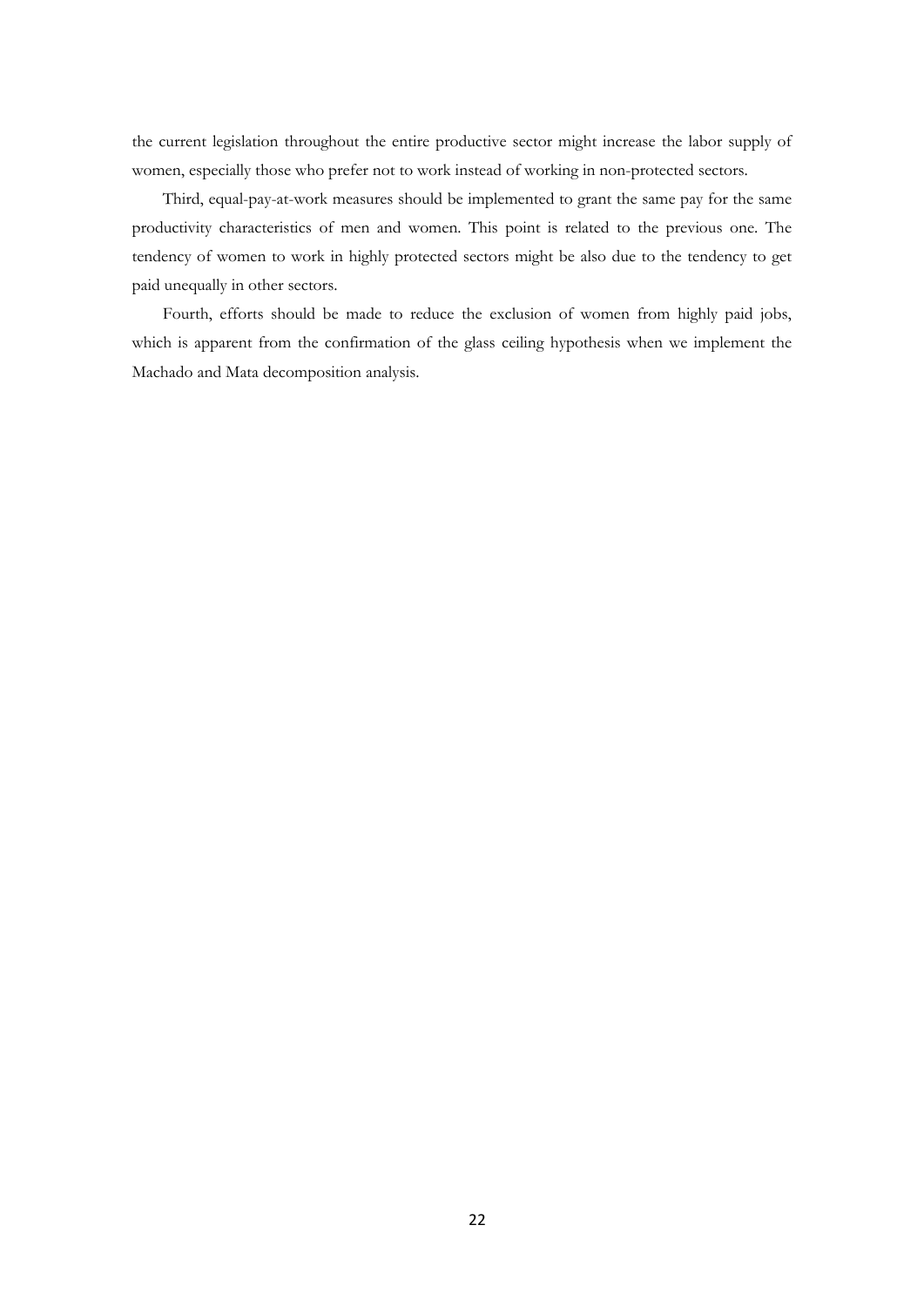the current legislation throughout the entire productive sector might increase the labor supply of women, especially those who prefer not to work instead of working in non-protected sectors.

Third, equal-pay-at-work measures should be implemented to grant the same pay for the same productivity characteristics of men and women. This point is related to the previous one. The tendency of women to work in highly protected sectors might be also due to the tendency to get paid unequally in other sectors.

Fourth, efforts should be made to reduce the exclusion of women from highly paid jobs, which is apparent from the confirmation of the glass ceiling hypothesis when we implement the Machado and Mata decomposition analysis.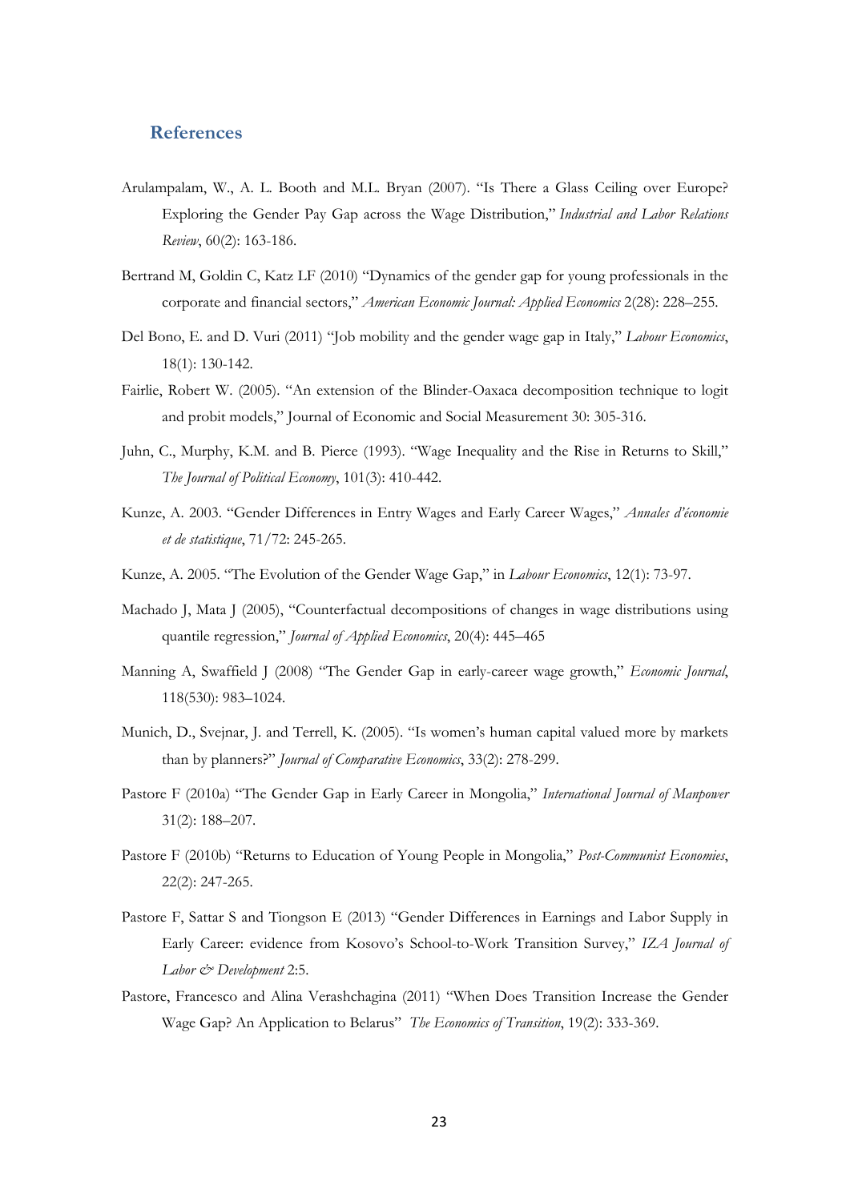## References

Arulampalam, W., A. L. Booth and M.L. Bryan (2007). "Is There a Glass Ceiling over Europe? Exploring the Gender Pay Gap across the Wage Distribution," *Industrial and Labor Relations Review*, 60(2): 163-186.

Bertrand M, Goldin C, Katz LF (2010) "Dynamics of the gender gap for young professionals in the corporate and financial sectors," *American Economic Journal: Applied Economics* 2(28): 228–255.

Del Bono, E. and D. Vuri (2011) "Job mobility and the gender wage gap in Italy," *Labour Economics*, 18(1): 130-142.

Fairlie, Robert W. (2005). "An extension of the Blinder-Oaxaca decomposition technique to logit and probit models," Journal of Economic and Social Measurement 30: 305-316.

Juhn, C., Murphy, K.M. and B. Pierce (1993). "Wage Inequality and the Rise in Returns to Skill," *The Journal of Political Economy*, 101(3): 410-442.

Kunze, A. 2003. "Gender Differences in Entry Wages and Early Career Wages," *Annales d'économie et de statistique*, 71/72: 245-265.

Kunze, A. 2005. "The Evolution of the Gender Wage Gap," in *Labour Economics*, 12(1): 73-97.

Machado J, Mata J (2005), "Counterfactual decompositions of changes in wage distributions using quantile regression," *Journal of Applied Economics*, 20(4): 445–465

Manning A, Swaffield J (2008) "The Gender Gap in early-career wage growth," *Economic Journal*, 118(530): 983–1024.

Munich, D., Svejnar, J. and Terrell, K. (2005). "Is women's human capital valued more by markets than by planners?" *Journal of Comparative Economics*, 33(2): 278-299.

Pastore F (2010a) "The Gender Gap in Early Career in Mongolia," *International Journal of Manpower* 31(2): 188–207.

Pastore F (2010b) "Returns to Education of Young People in Mongolia," *Post-Communist Economies*, 22(2): 247-265.

Pastore F, Sattar S and Tiongson E (2013) "Gender Differences in Earnings and Labor Supply in Early Career: evidence from Kosovo's School-to-Work Transition Survey," *IZA Journal of Labor & Development* 2:5.

Pastore, Francesco and Alina Verashchagina (2011) "When Does Transition Increase the Gender Wage Gap? An Application to Belarus" *The Economics of Transition*, 19(2): 333-369.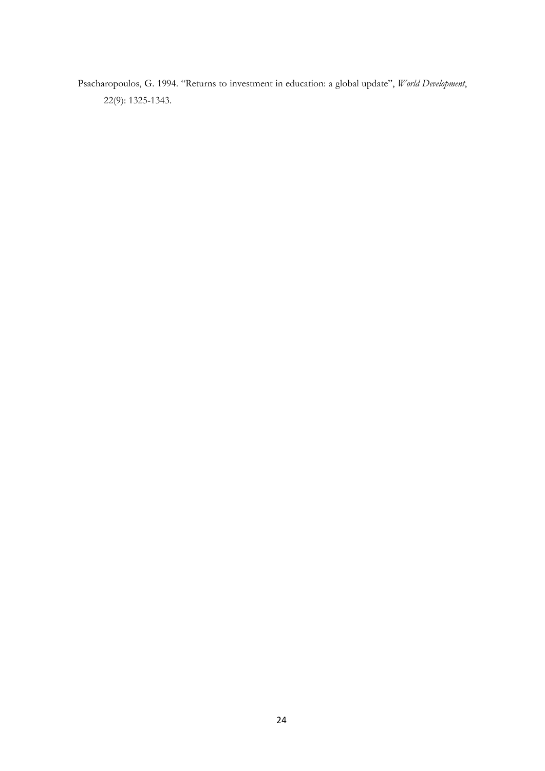Psacharopoulos, G. 1994. "Returns to investment in education: a global update", *World Development*, 22(9): 1325-1343.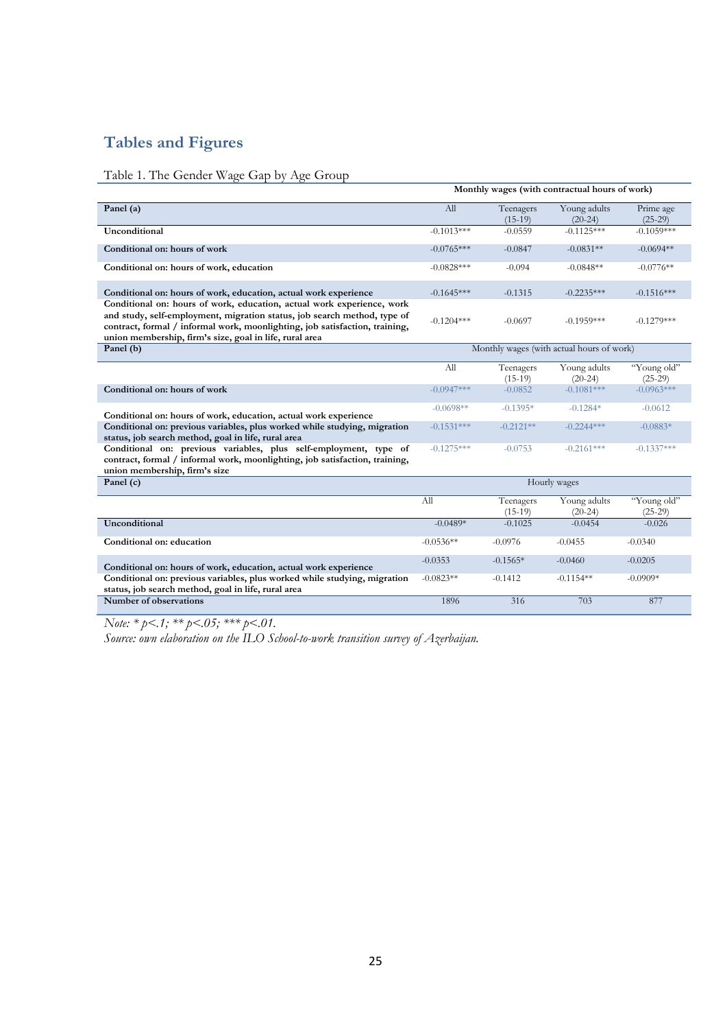## Tables and Figures

Table 1. The Gender Wage Gap by Age Group

| | Monthly wages (with contractual hours of work) | | | |
|---|---|---|---|---|
| **Panel (a)** | All | Teenagers (15-19) | Young adults (20-24) | Prime age (25-29) |
| **Unconditional** | -0.1013*** | -0.0559 | -0.1125*** | -0.1059*** |
| **Conditional on: hours of work** | -0.0765*** | -0.0847 | -0.0831** | -0.0694** |
| **Conditional on: hours of work, education** | -0.0828*** | -0.094 | -0.0848** | -0.0776** |
| **Conditional on: hours of work, education, actual work experience** | -0.1645*** | -0.1315 | -0.2235*** | -0.1516*** |
| **Conditional on: hours of work, education, actual work experience, work and study, self-employment, migration status, job search method, type of contract, formal / informal work, moonlighting, job satisfaction, training, union membership, firm's size, goal in life, rural area** | -0.1204*** | -0.0697 | -0.1959*** | -0.1279*** |
| **Panel (b)** | Monthly wages (with actual hours of work) | | | |
| | All | Teenagers (15-19) | Young adults (20-24) | "Young old" (25-29) |
| **Conditional on: hours of work** | -0.0947*** | -0.0852 | -0.1081*** | -0.0963*** |
| **Conditional on: hours of work, education, actual work experience** | -0.0698** | -0.1395* | -0.1284* | -0.0612 |
| **Conditional on: previous variables, plus worked while studying, migration status, job search method, goal in life, rural area** | -0.1531*** | -0.2121** | -0.2244*** | -0.0883* |
| **Conditional on: previous variables, plus self-employment, type of contract, formal / informal work, moonlighting, job satisfaction, training, union membership, firm's size** | -0.1275*** | -0.0753 | -0.2161*** | -0.1337*** |
| **Panel (c)** | Hourly wages | | | |
| | All | Teenagers (15-19) | Young adults (20-24) | "Young old" (25-29) |
| **Unconditional** | -0.0489* | -0.1025 | -0.0454 | -0.026 |
| **Conditional on: education** | -0.0536** | -0.0976 | -0.0455 | -0.0340 |
| **Conditional on: hours of work, education, actual work experience** | -0.0353 | -0.1565* | -0.0460 | -0.0205 |
| **Conditional on: previous variables, plus worked while studying, migration status, job search method, goal in life, rural area** | -0.0823** | -0.1412 | -0.1154** | -0.0909* |
| **Number of observations** | 1896 | 316 | 703 | 877 |

*Note: * p<.1; ** p<.05; *** p<.01.*

*Source: own elaboration on the ILO School-to-work transition survey of Azerbaijan.*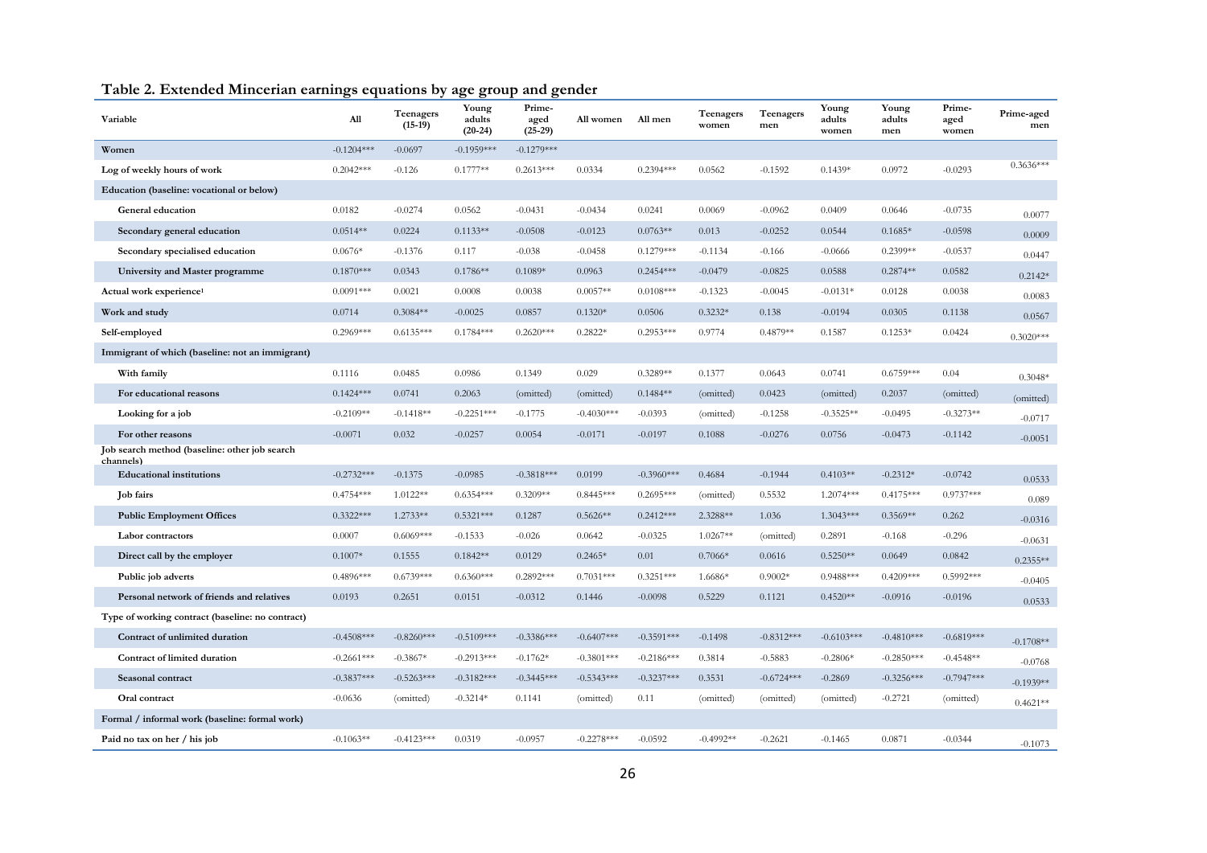## Table 2. Extended Mincerian earnings equations by age group and gender

| Variable | All | Teenagers (15-19) | Young adults (20-24) | Prime-aged (25-29) | All women | All men | Teenagers women | Teenagers men | Young adults women | Young adults men | Prime-aged women | Prime-aged men |
|---|---|---|---|---|---|---|---|---|---|---|---|---|
| **Women** | -0.1204*** | -0.0697 | -0.1959*** | -0.1279*** | | | | | | | | |
| **Log of weekly hours of work** | 0.2042*** | -0.126 | 0.1777** | 0.2613*** | 0.0334 | 0.2394*** | 0.0562 | -0.1592 | 0.1439* | 0.0972 | -0.0293 | 0.3636*** |
| **Education (baseline: vocational or below)** | | | | | | | | | | | | |
| **General education** | 0.0182 | -0.0274 | 0.0562 | -0.0431 | -0.0434 | 0.0241 | 0.0069 | -0.0962 | 0.0409 | 0.0646 | -0.0735 | 0.0077 |
| **Secondary general education** | 0.0514** | 0.0224 | 0.1133** | -0.0508 | -0.0123 | 0.0763** | 0.013 | -0.0252 | 0.0544 | 0.1685* | -0.0598 | 0.0009 |
| **Secondary specialised education** | 0.0676* | -0.1376 | 0.117 | -0.038 | -0.0458 | 0.1279*** | -0.1134 | -0.166 | -0.0666 | 0.2399** | -0.0537 | 0.0447 |
| **University and Master programme** | 0.1870*** | 0.0343 | 0.1786** | 0.1089* | 0.0963 | 0.2454*** | -0.0479 | -0.0825 | 0.0588 | 0.2874** | 0.0582 | 0.2142* |
| **Actual work experience**[1] | 0.0091*** | 0.0021 | 0.0008 | 0.0038 | 0.0057** | 0.0108*** | -0.1323 | -0.0045 | -0.0131* | 0.0128 | 0.0038 | 0.0083 |
| **Work and study** | 0.0714 | 0.3084** | -0.0025 | 0.0857 | 0.1320* | 0.0506 | 0.3232* | 0.138 | -0.0194 | 0.0305 | 0.1138 | 0.0567 |
| **Self-employed** | 0.2969*** | 0.6135*** | 0.1784*** | 0.2620*** | 0.2822* | 0.2953*** | 0.9774 | 0.4879** | 0.1587 | 0.1253* | 0.0424 | 0.3020*** |
| **Immigrant of which (baseline: not an immigrant)** | | | | | | | | | | | | |
| **With family** | 0.1116 | 0.0485 | 0.0986 | 0.1349 | 0.029 | 0.3289** | 0.1377 | 0.0643 | 0.0741 | 0.6759*** | 0.04 | 0.3048* |
| **For educational reasons** | 0.1424*** | 0.0741 | 0.2063 | (omitted) | (omitted) | 0.1484** | (omitted) | 0.0423 | (omitted) | 0.2037 | (omitted) | (omitted) |
| **Looking for a job** | -0.2109** | -0.1418** | -0.2251*** | -0.1775 | -0.4030*** | -0.0393 | (omitted) | -0.1258 | -0.3525** | -0.0495 | -0.3273** | -0.0717 |
| **For other reasons** | -0.0071 | 0.032 | -0.0257 | 0.0054 | -0.0171 | -0.0197 | 0.1088 | -0.0276 | 0.0756 | -0.0473 | -0.1142 | -0.0051 |
| **Job search method (baseline: other job search channels)** | | | | | | | | | | | | |
| **Educational institutions** | -0.2732*** | -0.1375 | -0.0985 | -0.3818*** | 0.0199 | -0.3960*** | 0.4684 | -0.1944 | 0.4103** | -0.2312* | -0.0742 | 0.0533 |
| **Job fairs** | 0.4754*** | 1.0122** | 0.6354*** | 0.3209** | 0.8445*** | 0.2695*** | (omitted) | 0.5532 | 1.2074*** | 0.4175*** | 0.9737*** | 0.089 |
| **Public Employment Offices** | 0.3322*** | 1.2733** | 0.5321*** | 0.1287 | 0.5626** | 0.2412*** | 2.3288** | 1.036 | 1.3043*** | 0.3569** | 0.262 | -0.0316 |
| **Labor contractors** | 0.0007 | 0.6069*** | -0.1533 | -0.026 | 0.0642 | -0.0325 | 1.0267** | (omitted) | 0.2891 | -0.168 | -0.296 | -0.0631 |
| **Direct call by the employer** | 0.1007* | 0.1555 | 0.1842** | 0.0129 | 0.2465* | 0.01 | 0.7066* | 0.0616 | 0.5250** | 0.0649 | 0.0842 | 0.2355** |
| **Public job adverts** | 0.4896*** | 0.6739*** | 0.6360*** | 0.2892*** | 0.7031*** | 0.3251*** | 1.6686* | 0.9002* | 0.9488*** | 0.4209*** | 0.5992*** | -0.0405 |
| **Personal network of friends and relatives** | 0.0193 | 0.2651 | 0.0151 | -0.0312 | 0.1446 | -0.0098 | 0.5229 | 0.1121 | 0.4520** | -0.0916 | -0.0196 | 0.0533 |
| **Type of working contract (baseline: no contract)** | | | | | | | | | | | | |
| **Contract of unlimited duration** | -0.4508*** | -0.8260*** | -0.5109*** | -0.3386*** | -0.6407*** | -0.3591*** | -0.1498 | -0.8312*** | -0.6103*** | -0.4810*** | -0.6819*** | -0.1708** |
| **Contract of limited duration** | -0.2661*** | -0.3867* | -0.2913*** | -0.1762* | -0.3801*** | -0.2186*** | 0.3814 | -0.5883 | -0.2806* | -0.2850*** | -0.4548** | -0.0768 |
| **Seasonal contract** | -0.3837*** | -0.5263*** | -0.3182*** | -0.3445*** | -0.5343*** | -0.3237*** | 0.3531 | -0.6724*** | -0.2869 | -0.3256*** | -0.7947*** | -0.1939** |
| **Oral contract** | -0.0636 | (omitted) | -0.3214* | 0.1141 | (omitted) | 0.11 | (omitted) | (omitted) | (omitted) | -0.2721 | (omitted) | 0.4621** |
| **Formal / informal work (baseline: formal work)** | | | | | | | | | | | | |
| **Paid no tax on her / his job** | -0.1063** | -0.4123*** | 0.0319 | -0.0957 | -0.2278*** | -0.0592 | -0.4992** | -0.2621 | -0.1465 | 0.0871 | -0.0344 | -0.1073 |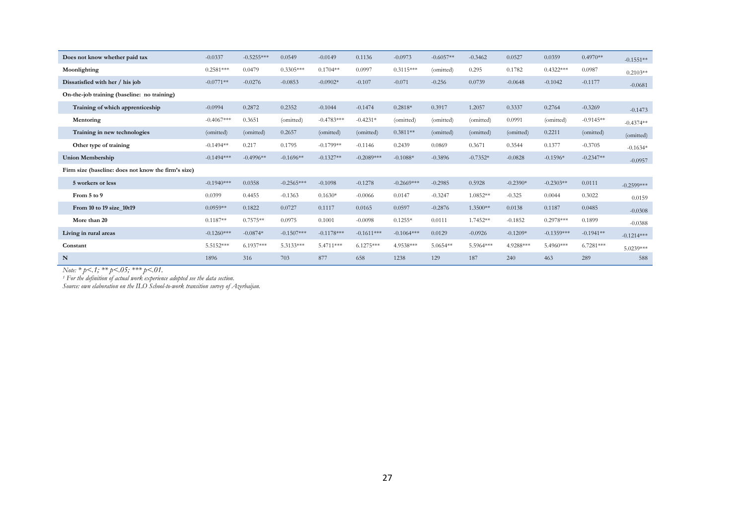| | | | | | | | | | | | | |
|---|---|---|---|---|---|---|---|---|---|---|---|---|
| **Does not know whether paid tax** | -0.0337 | -0.5255*** | 0.0549 | -0.0149 | 0.1136 | -0.0973 | -0.6057** | -0.3462 | 0.0527 | 0.0359 | 0.4970** | -0.1551** |
| **Moonlighting** | 0.2581*** | 0.0479 | 0.3305*** | 0.1704** | 0.0997 | 0.3115*** | (omitted) | 0.295 | 0.1782 | 0.4322*** | 0.0987 | 0.2103** |
| **Dissatisfied with her / his job** | -0.0771** | -0.0276 | -0.0853 | -0.0902* | -0.107 | -0.071 | -0.256 | 0.0739 | -0.0648 | -0.1042 | -0.1177 | -0.0681 |
| **On-the-job training (baseline: no training)** | | | | | | | | | | | | |
| **Training of which apprenticeship** | -0.0994 | 0.2872 | 0.2352 | -0.1044 | -0.1474 | 0.2818* | 0.3917 | 1.2057 | 0.3337 | 0.2764 | -0.3269 | -0.1473 |
| **Mentoring** | -0.4067*** | 0.3651 | (omitted) | -0.4783*** | -0.4231* | (omitted) | (omitted) | (omitted) | 0.0991 | (omitted) | -0.9145** | -0.4374** |
| **Training in new technologies** | (omitted) | (omitted) | 0.2657 | (omitted) | (omitted) | 0.3811** | (omitted) | (omitted) | (omitted) | 0.2211 | (omitted) | (omitted) |
| **Other type of training** | -0.1494** | 0.217 | 0.1795 | -0.1799** | -0.1146 | 0.2439 | 0.0869 | 0.3671 | 0.3544 | 0.1377 | -0.3705 | -0.1634* |
| **Union Membership** | -0.1494*** | -0.4996** | -0.1696** | -0.1327** | -0.2089*** | -0.1088* | -0.3896 | -0.7352* | -0.0828 | -0.1596* | -0.2347** | -0.0957 |
| **Firm size (baseline: does not know the firm's size)** | | | | | | | | | | | | |
| **5 workers or less** | -0.1940*** | 0.0358 | -0.2565*** | -0.1098 | -0.1278 | -0.2669*** | -0.2985 | 0.5928 | -0.2390* | -0.2303** | 0.0111 | -0.2599*** |
| **From 5 to 9** | 0.0399 | 0.4455 | -0.1363 | 0.1630* | -0.0066 | 0.0147 | -0.3247 | 1.0852** | -0.325 | 0.0044 | 0.3022 | 0.0159 |
| **From 10 to 19 size_10t19** | 0.0959** | 0.1822 | 0.0727 | 0.1117 | 0.0165 | 0.0597 | -0.2876 | 1.3500** | 0.0138 | 0.1187 | 0.0485 | -0.0308 |
| **More than 20** | 0.1187** | 0.7575** | 0.0975 | 0.1001 | -0.0098 | 0.1255* | 0.0111 | 1.7452** | -0.1852 | 0.2978*** | 0.1899 | -0.0388 |
| **Living in rural areas** | -0.1260*** | -0.0874* | -0.1507*** | -0.1178*** | -0.1611*** | -0.1064*** | 0.0129 | -0.0926 | -0.1209* | -0.1359*** | -0.1941** | -0.1214*** |
| **Constant** | 5.5152*** | 6.1937*** | 5.3133*** | 5.4711*** | 6.1275*** | 4.9538*** | 5.0654** | 5.5964*** | 4.9288*** | 5.4960*** | 6.7281*** | 5.0239*** |
| **N** | 1896 | 316 | 703 | 877 | 658 | 1238 | 129 | 187 | 240 | 463 | 289 | 588 |

*Note: * p<.1; ** p<.05; *** p<.01.*

*[1] For the definition of actual work experience adopted see the data section.*

*Source: own elaboration on the ILO School-to-work transition survey of Azerbaijan.*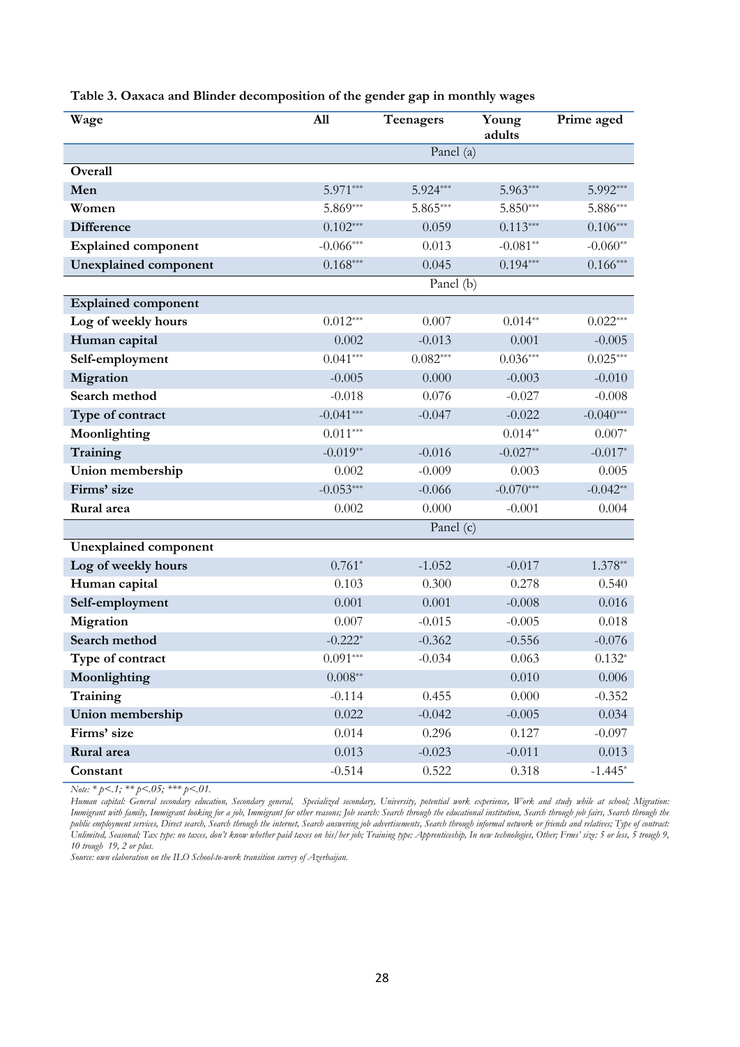**Table 3. Oaxaca and Blinder decomposition of the gender gap in monthly wages**

| Wage | All | Teenagers | Young adults | Prime aged |
|---|---|---|---|---|
| | | Panel (a) | | |
| **Overall** | | | | |
| **Men** | 5.971*** | 5.924*** | 5.963*** | 5.992*** |
| **Women** | 5.869*** | 5.865*** | 5.850*** | 5.886*** |
| **Difference** | 0.102*** | 0.059 | 0.113*** | 0.106*** |
| **Explained component** | -0.066*** | 0.013 | -0.081** | -0.060** |
| **Unexplained component** | 0.168*** | 0.045 | 0.194*** | 0.166*** |
| | | Panel (b) | | |
| **Explained component** | | | | |
| **Log of weekly hours** | 0.012*** | 0.007 | 0.014** | 0.022*** |
| **Human capital** | 0.002 | -0.013 | 0.001 | -0.005 |
| **Self-employment** | 0.041*** | 0.082*** | 0.036*** | 0.025*** |
| **Migration** | -0.005 | 0.000 | -0.003 | -0.010 |
| **Search method** | -0.018 | 0.076 | -0.027 | -0.008 |
| **Type of contract** | -0.041*** | -0.047 | -0.022 | -0.040*** |
| **Moonlighting** | 0.011*** | | 0.014** | 0.007* |
| **Training** | -0.019** | -0.016 | -0.027** | -0.017* |
| **Union membership** | 0.002 | -0.009 | 0.003 | 0.005 |
| **Firms' size** | -0.053*** | -0.066 | -0.070*** | -0.042** |
| **Rural area** | 0.002 | 0.000 | -0.001 | 0.004 |
| | | Panel (c) | | |
| **Unexplained component** | | | | |
| **Log of weekly hours** | 0.761* | -1.052 | -0.017 | 1.378** |
| **Human capital** | 0.103 | 0.300 | 0.278 | 0.540 |
| **Self-employment** | 0.001 | 0.001 | -0.008 | 0.016 |
| **Migration** | 0.007 | -0.015 | -0.005 | 0.018 |
| **Search method** | -0.222* | -0.362 | -0.556 | -0.076 |
| **Type of contract** | 0.091*** | -0.034 | 0.063 | 0.132* |
| **Moonlighting** | 0.008** | | 0.010 | 0.006 |
| **Training** | -0.114 | 0.455 | 0.000 | -0.352 |
| **Union membership** | 0.022 | -0.042 | -0.005 | 0.034 |
| **Firms' size** | 0.014 | 0.296 | 0.127 | -0.097 |
| **Rural area** | 0.013 | -0.023 | -0.011 | 0.013 |
| **Constant** | -0.514 | 0.522 | 0.318 | -1.445* |

*Note: * p<.1; ** p<.05; *** p<.01.*

*Human capital: General secondary education, Secondary general, Specialized secondary, University, potential work experience, Work and study while at school; Migration: Immigrant with family, Immigrant looking for a job, Immigrant for other reasons; Job search: Search through the educational institution, Search through job fairs, Search through the public employment services, Direct search, Search through the internet, Search answering job advertisements, Search through informal network or friends and relatives; Type of contract: Unlimited, Seasonal; Tax type: no taxes, don't know whether paid taxes on his/her job; Training type: Apprenticeship, In new technologies, Other; Frms' size: 5 or less, 5 trough 9, 10 trough 19, 2 or plus.*

*Source: own elaboration on the ILO School-to-work transition survey of Azerbaijan.*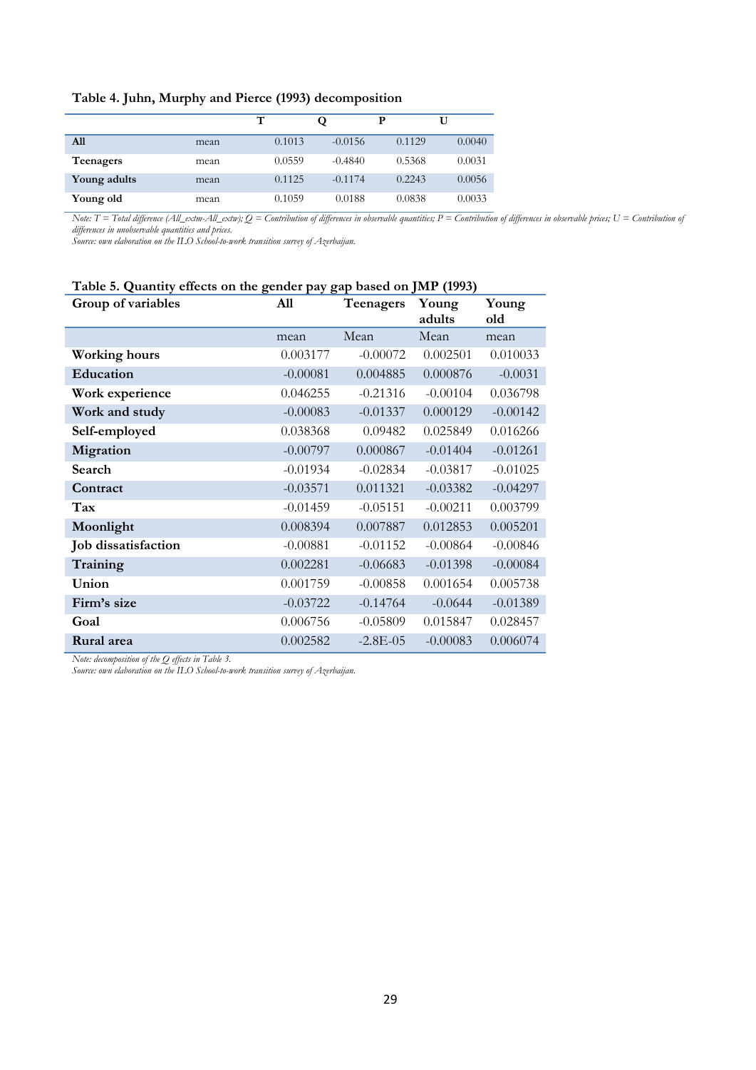**Table 4. Juhn, Murphy and Pierce (1993) decomposition**

| | | T | Q | P | U |
|---|---|---|---|---|---|
| **All** | mean | 0.1013 | -0.0156 | 0.1129 | 0.0040 |
| **Teenagers** | mean | 0.0559 | -0.4840 | 0.5368 | 0.0031 |
| **Young adults** | mean | 0.1125 | -0.1174 | 0.2243 | 0.0056 |
| **Young old** | mean | 0.1059 | 0.0188 | 0.0838 | 0.0033 |

*Note: T = Total difference (All_extm-All_extw); Q = Contribution of differences in observable quantities; P = Contribution of differences in observable prices; U = Contribution of differences in unobservable quantities and prices.*
*Source: own elaboration on the ILO School-to-work transition survey of Azerbaijan.*

**Table 5. Quantity effects on the gender pay gap based on JMP (1993)**

| Group of variables | All | Teenagers | Young adults | Young old |
|---|---|---|---|---|
| | mean | Mean | Mean | mean |
| **Working hours** | 0.003177 | -0.00072 | 0.002501 | 0.010033 |
| **Education** | -0.00081 | 0.004885 | 0.000876 | -0.0031 |
| **Work experience** | 0.046255 | -0.21316 | -0.00104 | 0.036798 |
| **Work and study** | -0.00083 | -0.01337 | 0.000129 | -0.00142 |
| **Self-employed** | 0.038368 | 0.09482 | 0.025849 | 0.016266 |
| **Migration** | -0.00797 | 0.000867 | -0.01404 | -0.01261 |
| **Search** | -0.01934 | -0.02834 | -0.03817 | -0.01025 |
| **Contract** | -0.03571 | 0.011321 | -0.03382 | -0.04297 |
| **Tax** | -0.01459 | -0.05151 | -0.00211 | 0.003799 |
| **Moonlight** | 0.008394 | 0.007887 | 0.012853 | 0.005201 |
| **Job dissatisfaction** | -0.00881 | -0.01152 | -0.00864 | -0.00846 |
| **Training** | 0.002281 | -0.06683 | -0.01398 | -0.00084 |
| **Union** | 0.001759 | -0.00858 | 0.001654 | 0.005738 |
| **Firm's size** | -0.03722 | -0.14764 | -0.0644 | -0.01389 |
| **Goal** | 0.006756 | -0.05809 | 0.015847 | 0.028457 |
| **Rural area** | 0.002582 | -2.8E-05 | -0.00083 | 0.006074 |

*Note: decomposition of the Q effects in Table 3.*
*Source: own elaboration on the ILO School-to-work transition survey of Azerbaijan.*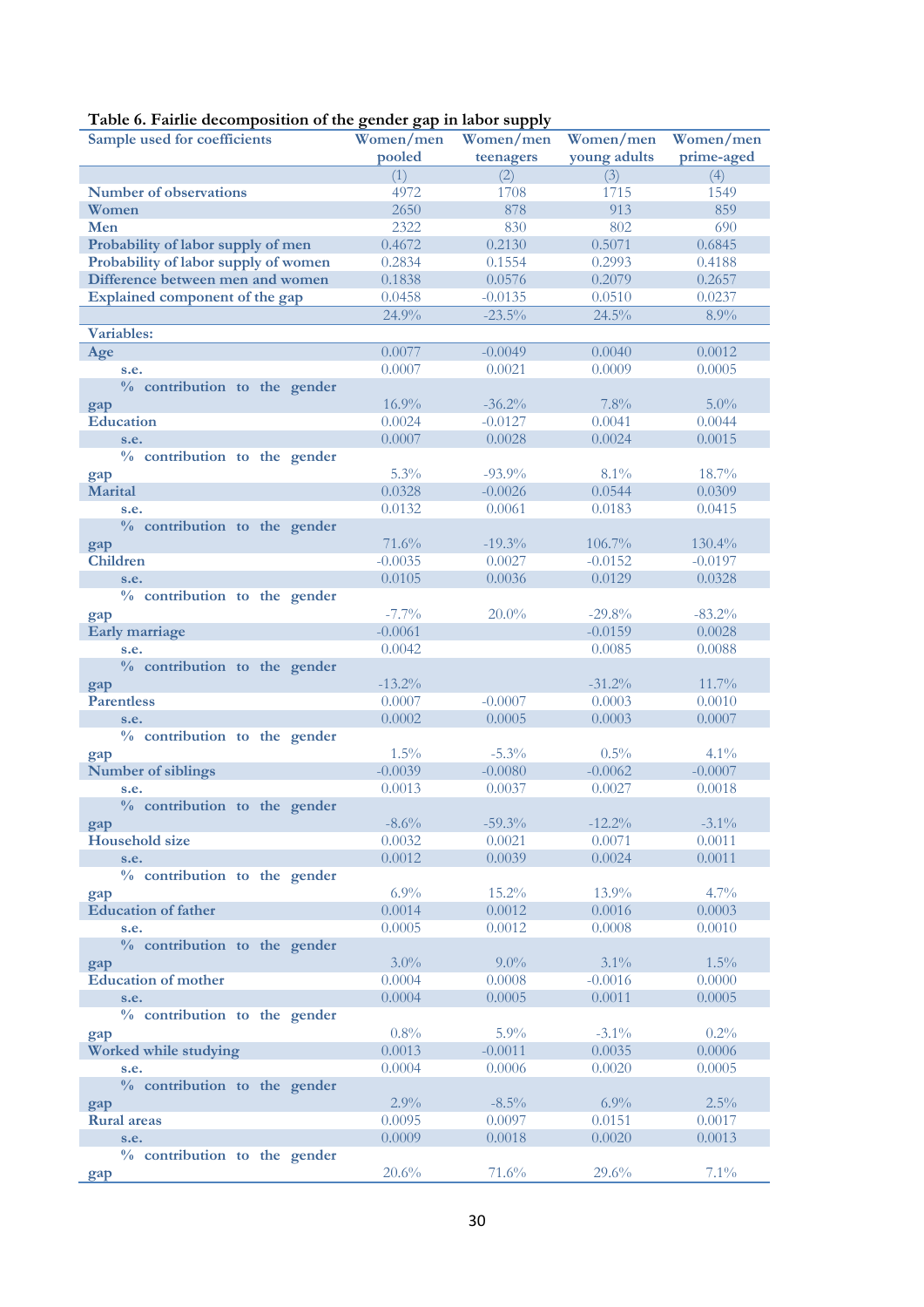**Table 6. Fairlie decomposition of the gender gap in labor supply**

| Sample used for coefficients | Women/men pooled | Women/men teenagers | Women/men young adults | Women/men prime-aged |
|---|---|---|---|---|
| | (1) | (2) | (3) | (4) |
| Number of observations | 4972 | 1708 | 1715 | 1549 |
| Women | 2650 | 878 | 913 | 859 |
| Men | 2322 | 830 | 802 | 690 |
| Probability of labor supply of men | 0.4672 | 0.2130 | 0.5071 | 0.6845 |
| Probability of labor supply of women | 0.2834 | 0.1554 | 0.2993 | 0.4188 |
| Difference between men and women | 0.1838 | 0.0576 | 0.2079 | 0.2657 |
| Explained component of the gap | 0.0458 | -0.0135 | 0.0510 | 0.0237 |
| | 24.9% | -23.5% | 24.5% | 8.9% |
| **Variables:** | | | | |
| Age | 0.0077 | -0.0049 | 0.0040 | 0.0012 |
| s.e. | 0.0007 | 0.0021 | 0.0009 | 0.0005 |
| % contribution to the gender gap | 16.9% | -36.2% | 7.8% | 5.0% |
| Education | 0.0024 | -0.0127 | 0.0041 | 0.0044 |
| s.e. | 0.0007 | 0.0028 | 0.0024 | 0.0015 |
| % contribution to the gender gap | 5.3% | -93.9% | 8.1% | 18.7% |
| Marital | 0.0328 | -0.0026 | 0.0544 | 0.0309 |
| s.e. | 0.0132 | 0.0061 | 0.0183 | 0.0415 |
| % contribution to the gender gap | 71.6% | -19.3% | 106.7% | 130.4% |
| Children | -0.0035 | 0.0027 | -0.0152 | -0.0197 |
| s.e. | 0.0105 | 0.0036 | 0.0129 | 0.0328 |
| % contribution to the gender gap | -7.7% | 20.0% | -29.8% | -83.2% |
| Early marriage | -0.0061 | | -0.0159 | 0.0028 |
| s.e. | 0.0042 | | 0.0085 | 0.0088 |
| % contribution to the gender gap | -13.2% | | -31.2% | 11.7% |
| Parentless | 0.0007 | -0.0007 | 0.0003 | 0.0010 |
| s.e. | 0.0002 | 0.0005 | 0.0003 | 0.0007 |
| % contribution to the gender gap | 1.5% | -5.3% | 0.5% | 4.1% |
| Number of siblings | -0.0039 | -0.0080 | -0.0062 | -0.0007 |
| s.e. | 0.0013 | 0.0037 | 0.0027 | 0.0018 |
| % contribution to the gender gap | -8.6% | -59.3% | -12.2% | -3.1% |
| Household size | 0.0032 | 0.0021 | 0.0071 | 0.0011 |
| s.e. | 0.0012 | 0.0039 | 0.0024 | 0.0011 |
| % contribution to the gender gap | 6.9% | 15.2% | 13.9% | 4.7% |
| Education of father | 0.0014 | 0.0012 | 0.0016 | 0.0003 |
| s.e. | 0.0005 | 0.0012 | 0.0008 | 0.0010 |
| % contribution to the gender gap | 3.0% | 9.0% | 3.1% | 1.5% |
| Education of mother | 0.0004 | 0.0008 | -0.0016 | 0.0000 |
| s.e. | 0.0004 | 0.0005 | 0.0011 | 0.0005 |
| % contribution to the gender gap | 0.8% | 5.9% | -3.1% | 0.2% |
| Worked while studying | 0.0013 | -0.0011 | 0.0035 | 0.0006 |
| s.e. | 0.0004 | 0.0006 | 0.0020 | 0.0005 |
| % contribution to the gender gap | 2.9% | -8.5% | 6.9% | 2.5% |
| Rural areas | 0.0095 | 0.0097 | 0.0151 | 0.0017 |
| s.e. | 0.0009 | 0.0018 | 0.0020 | 0.0013 |
| % contribution to the gender gap | 20.6% | 71.6% | 29.6% | 7.1% |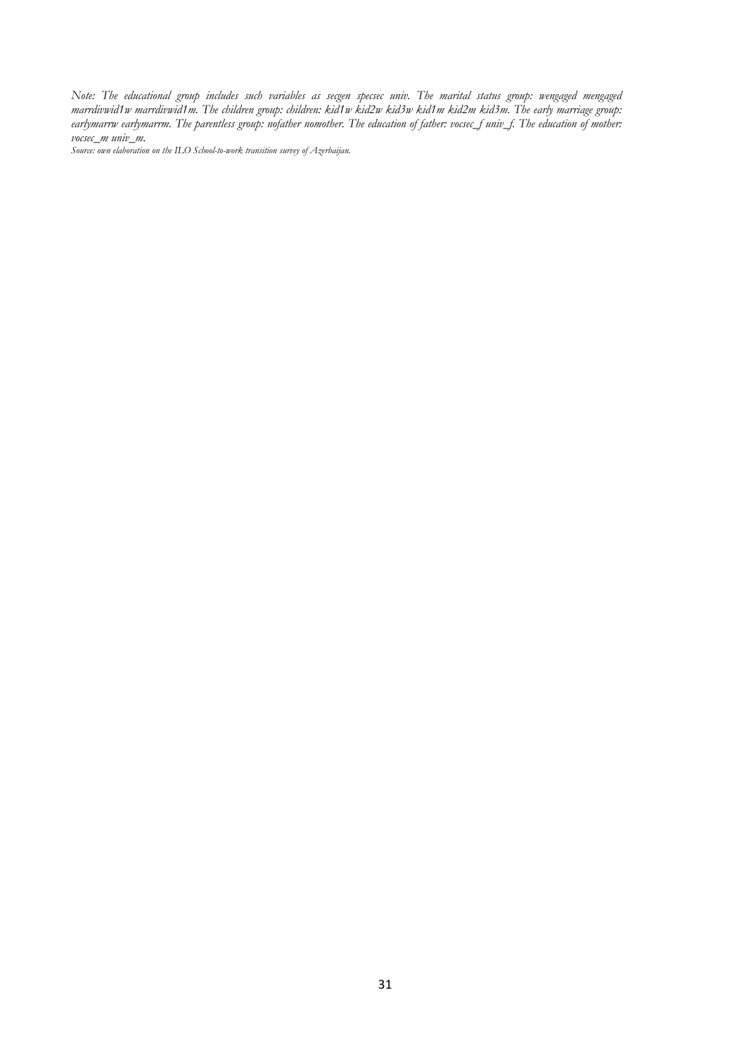*Note: The educational group includes such variables as secgen specsec univ. The marital status group: wengaged mengaged marrdivwid1w marrdivwid1m. The children group: children: kid1w kid2w kid3w kid1m kid2m kid3m. The early marriage group: earlymarrw earlymarrm. The parentless group: nofather nomother. The education of father: vocsec_f univ_f. The education of mother: vocsec_m univ_m.*

*Source: own elaboration on the ILO School-to-work transition survey of Azerbaijan.*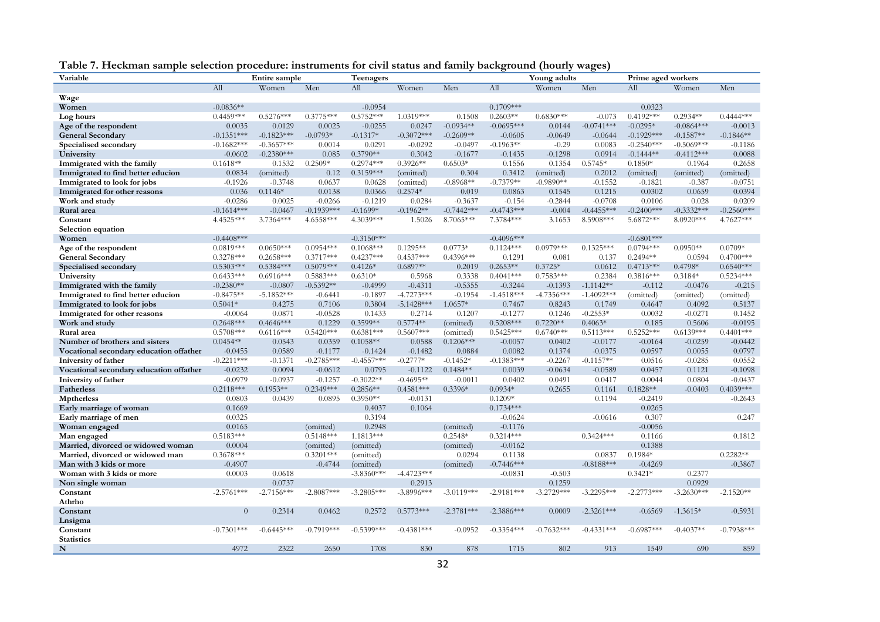**Table 7. Heckman sample selection procedure: instruments for civil status and family background (hourly wages)**

| Variable | Entire sample | | | Teenagers | | | Young adults | | | Prime aged workers | | |
|---|---|---|---|---|---|---|---|---|---|---|---|---|
| | All | Women | Men | All | Women | Men | All | Women | Men | All | Women | Men |
| **Wage** | | | | | | | | | | | | |
| **Women** | -0.0836** | | | -0.0954 | | | 0.1709*** | | | 0.0323 | | |
| **Log hours** | 0.4459*** | 0.5276*** | 0.3775*** | 0.5752*** | 1.0319*** | 0.1508 | 0.2603** | 0.6830*** | -0.073 | 0.4192*** | 0.2934** | 0.4444*** |
| **Age of the respondent** | 0.0035 | 0.0129 | 0.0025 | -0.0255 | 0.0247 | -0.0934** | -0.0695*** | 0.0144 | -0.0741*** | -0.0295* | -0.0864*** | -0.0013 |
| **General Secondary** | -0.1351*** | -0.1823*** | -0.0793* | -0.1317* | -0.3072*** | -0.2609** | -0.0605 | -0.0649 | -0.0644 | -0.1929*** | -0.1587** | -0.1846** |
| **Specialised secondary** | -0.1682*** | -0.3657*** | 0.0014 | 0.0291 | -0.0292 | -0.0497 | -0.1963** | -0.29 | 0.0083 | -0.2540*** | -0.5069*** | -0.1186 |
| **University** | -0.0602 | -0.2380*** | 0.085 | 0.3790** | 0.3042 | -0.1677 | -0.1435 | -0.1298 | 0.0914 | -0.1444** | -0.4112*** | 0.0088 |
| **Immigrated with the family** | 0.1618** | 0.1532 | 0.2509* | 0.2974*** | 0.3926** | 0.6503* | 0.1556 | 0.1354 | 0.5745* | 0.1850* | 0.1964 | 0.2658 |
| **Immigrated to find better educion** | 0.0834 | (omitted) | 0.12 | 0.3159*** | (omitted) | 0.304 | 0.3412 | (omitted) | 0.2012 | (omitted) | (omitted) | (omitted) |
| **Immigrated to look for jobs** | -0.1926 | -0.3748 | 0.0637 | 0.0628 | (omitted) | -0.8968** | -0.7379** | -0.9890** | -0.1552 | -0.1821 | -0.387 | -0.0751 |
| **Immigrated for other reasons** | 0.036 | 0.1146* | 0.0138 | 0.0366 | 0.2574* | 0.019 | 0.0863 | 0.1545 | 0.1215 | 0.0302 | 0.0659 | 0.0394 |
| **Work and study** | -0.0286 | 0.0025 | -0.0266 | -0.1219 | 0.0284 | -0.3637 | -0.154 | -0.2844 | -0.0708 | 0.0106 | 0.028 | 0.0209 |
| **Rural area** | -0.1614*** | -0.0467 | -0.1939*** | -0.1699* | -0.1962** | -0.7442*** | -0.4743*** | -0.004 | -0.4455*** | -0.2400*** | -0.3332*** | -0.2560*** |
| **Constant** | 4.4525*** | 3.7364*** | 4.6558*** | 4.3039*** | 1.5026 | 8.7065*** | 7.3784*** | 3.1653 | 8.5908*** | 5.6872*** | 8.0920*** | 4.7627*** |
| **Selection equation** | | | | | | | | | | | | |
| **Women** | -0.4408*** | | | -0.3150*** | | | -0.4096*** | | | -0.6801*** | | |
| **Age of the respondent** | 0.0819*** | 0.0650*** | 0.0954*** | 0.1068*** | 0.1295** | 0.0773* | 0.1124*** | 0.0979*** | 0.1325*** | 0.0794*** | 0.0950** | 0.0709* |
| **General Secondary** | 0.3278*** | 0.2658*** | 0.3717*** | 0.4237*** | 0.4537*** | 0.4396*** | 0.1291 | 0.081 | 0.137 | 0.2494** | 0.0594 | 0.4700*** |
| **Specialised secondary** | 0.5303*** | 0.5384*** | 0.5079*** | 0.4126* | 0.6897** | 0.2019 | 0.2653** | 0.3725* | 0.0612 | 0.4713*** | 0.4798* | 0.6540*** |
| **University** | 0.6433*** | 0.6916*** | 0.5883*** | 0.6310* | 0.5968 | 0.3338 | 0.4041*** | 0.7583*** | 0.2384 | 0.3816*** | 0.3184* | 0.5234*** |
| **Immigrated with the family** | -0.2380** | -0.0807 | -0.5392** | -0.4999 | -0.4311 | -0.5355 | -0.3244 | -0.1393 | -1.1142** | -0.112 | -0.0476 | -0.215 |
| **Immigrated to find better educion** | -0.8475** | -5.1852*** | -0.6441 | -0.1897 | -4.7273*** | -0.1954 | -1.4518*** | -4.7356*** | -1.4092*** | (omitted) | (omitted) | (omitted) |
| **Immigrated to look for jobs** | 0.5041* | 0.4275 | 0.7106 | 0.3804 | -5.1428*** | 1.0657* | 0.7467 | 0.8243 | 0.1749 | 0.4647 | 0.4092 | 0.5137 |
| **Immigrated for other reasons** | -0.0064 | 0.0871 | -0.0528 | 0.1433 | 0.2714 | 0.1207 | -0.1277 | 0.1246 | -0.2553* | 0.0032 | -0.0271 | 0.1452 |
| **Work and study** | 0.2648*** | 0.4646*** | 0.1229 | 0.3599** | 0.5774** | (omitted) | 0.5208*** | 0.7220** | 0.4063* | 0.185 | 0.5606 | -0.0195 |
| **Rural area** | 0.5708*** | 0.6116*** | 0.5420*** | 0.6381*** | 0.5607*** | (omitted) | 0.5425*** | 0.6740*** | 0.5113*** | 0.5252*** | 0.6139*** | 0.4401*** |
| **Number of brothers and sisters** | 0.0454** | 0.0543 | 0.0359 | 0.1058** | 0.0588 | 0.1206*** | -0.0057 | 0.0402 | -0.0177 | -0.0164 | -0.0259 | -0.0442 |
| **Vocational secondary education offather** | -0.0455 | 0.0589 | -0.1177 | -0.1424 | -0.1482 | 0.0884 | 0.0082 | 0.1374 | -0.0375 | 0.0597 | 0.0055 | 0.0797 |
| **Iniversity of father** | -0.2211*** | -0.1371 | -0.2785*** | -0.4557*** | -0.2777* | -0.1452* | -0.1383*** | -0.2267 | -0.1157** | 0.0516 | -0.0285 | 0.0552 |
| **Vocational secondary education offather** | -0.0232 | 0.0094 | -0.0612 | 0.0795 | -0.1122 | 0.1484** | 0.0039 | -0.0634 | -0.0589 | 0.0457 | 0.1121 | -0.1098 |
| **Iniversity of father** | -0.0979 | -0.0937 | -0.1257 | -0.3022** | -0.4695** | -0.0011 | 0.0402 | 0.0491 | 0.0417 | 0.0044 | 0.0804 | -0.0437 |
| **Fatherless** | 0.2118*** | 0.1953** | 0.2349*** | 0.2856** | 0.4581*** | 0.3396* | 0.0934* | 0.2655 | 0.1161 | 0.1828** | -0.0403 | 0.4039*** |
| **Mptherless** | 0.0803 | 0.0439 | 0.0895 | 0.3950** | -0.0131 | | 0.1209* | | 0.1194 | -0.2419 | | -0.2643 |
| **Early marriage of woman** | 0.1669 | | | 0.4037 | 0.1064 | | 0.1734*** | | | 0.0265 | | |
| **Early marriage of men** | 0.0325 | | | 0.3194 | | | -0.0624 | | -0.0616 | 0.307 | | 0.247 |
| **Woman engaged** | 0.0165 | | (omitted) | 0.2948 | | (omitted) | -0.1176 | | | -0.0056 | | |
| **Man engaged** | 0.5183*** | | 0.5148*** | 1.1813*** | | 0.2548* | 0.3214*** | | 0.3424*** | 0.1166 | | 0.1812 |
| **Married, divorced or widowed woman** | 0.0004 | | (omitted) | (omitted) | | (omitted) | -0.0162 | | | 0.1388 | | |
| **Married, divorced or widowed man** | 0.3678*** | | 0.3201*** | (omitted) | | 0.0294 | 0.1138 | | 0.0837 | 0.1984* | | 0.2282** |
| **Man with 3 kids or more** | -0.4907 | | -0.4744 | (omitted) | | (omitted) | -0.7446*** | | -0.8188*** | -0.4269 | | -0.3867 |
| **Woman with 3 kids or more** | 0.0003 | 0.0618 | | -3.8360*** | -4.4723*** | | -0.0831 | -0.503 | | 0.3421* | 0.2377 | |
| **Non single woman** | | 0.0737 | | | 0.2913 | | | 0.1259 | | | 0.0929 | |
| **Constant** | -2.5761*** | -2.7156*** | -2.8087*** | -3.2805*** | -3.8996*** | -3.0119*** | -2.9181*** | -3.2729*** | -3.2295*** | -2.2773*** | -3.2630*** | -2.1520** |
| **Athrho** | | | | | | | | | | | | |
| **Constant** | 0 | 0.2314 | 0.0462 | 0.2572 | 0.5773*** | -2.3781*** | -2.3886*** | 0.0009 | -2.3261*** | -0.6569 | -1.3615* | -0.5931 |
| **Lnsigma** | | | | | | | | | | | | |
| **Constant** | -0.7301*** | -0.6445*** | -0.7919*** | -0.5399*** | -0.4381*** | -0.0952 | -0.3354*** | -0.7632*** | -0.4331*** | -0.6987*** | -0.4037** | -0.7938*** |
| **Statistics** | | | | | | | | | | | | |
| **N** | 4972 | 2322 | 2650 | 1708 | 830 | 878 | 1715 | 802 | 913 | 1549 | 690 | 859 |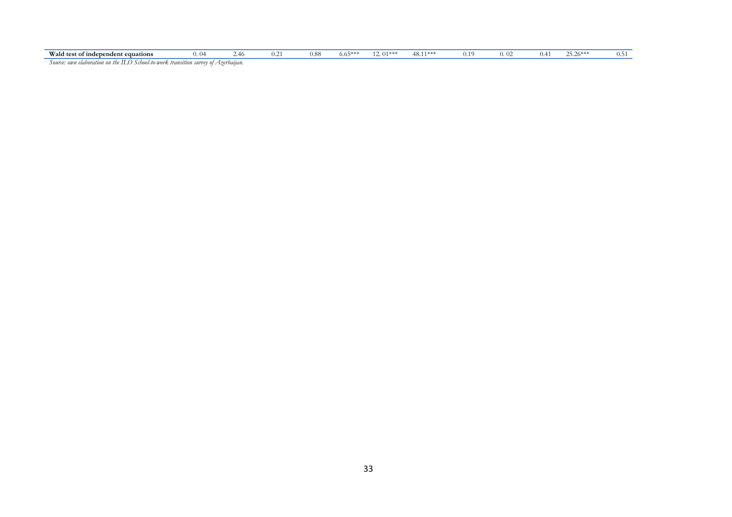| | | | | | | | | | | | | |
|---|---|---|---|---|---|---|---|---|---|---|---|---|
| **Wald test of independent equations** | 0. 04 | 2.46 | 0.21 | 0.88 | 6.65*** | 12. 01*** | 48.11*** | 0.19 | 0. 02 | 0.41 | 25.26*** | 0.51 |

*Source: own elaboration on the ILO School-to-work transition survey of Azerbaijan.*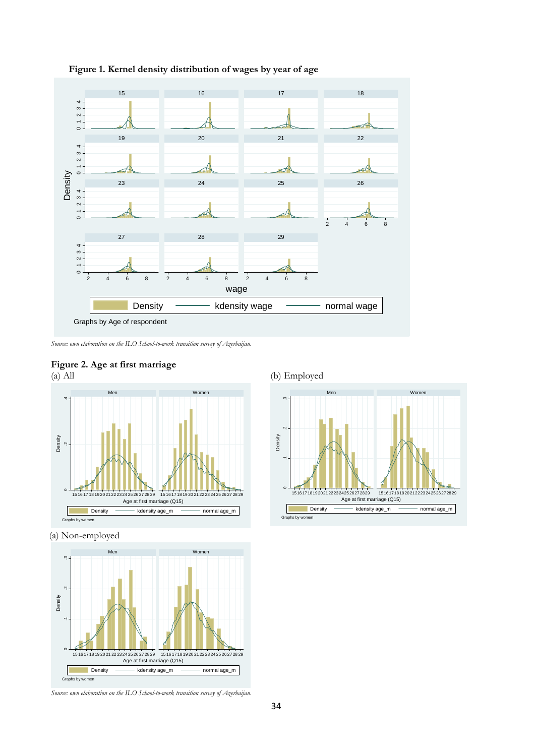**Figure 1. Kernel density distribution of wages by year of age**

*Source: own elaboration on the ILO School-to-work transition survey of Azerbaijan.*

**Figure 2. Age at first marriage**

(a) All

(b) Employed

(a) Non-employed

*Source: own elaboration on the ILO School-to-work transition survey of Azerbaijan.*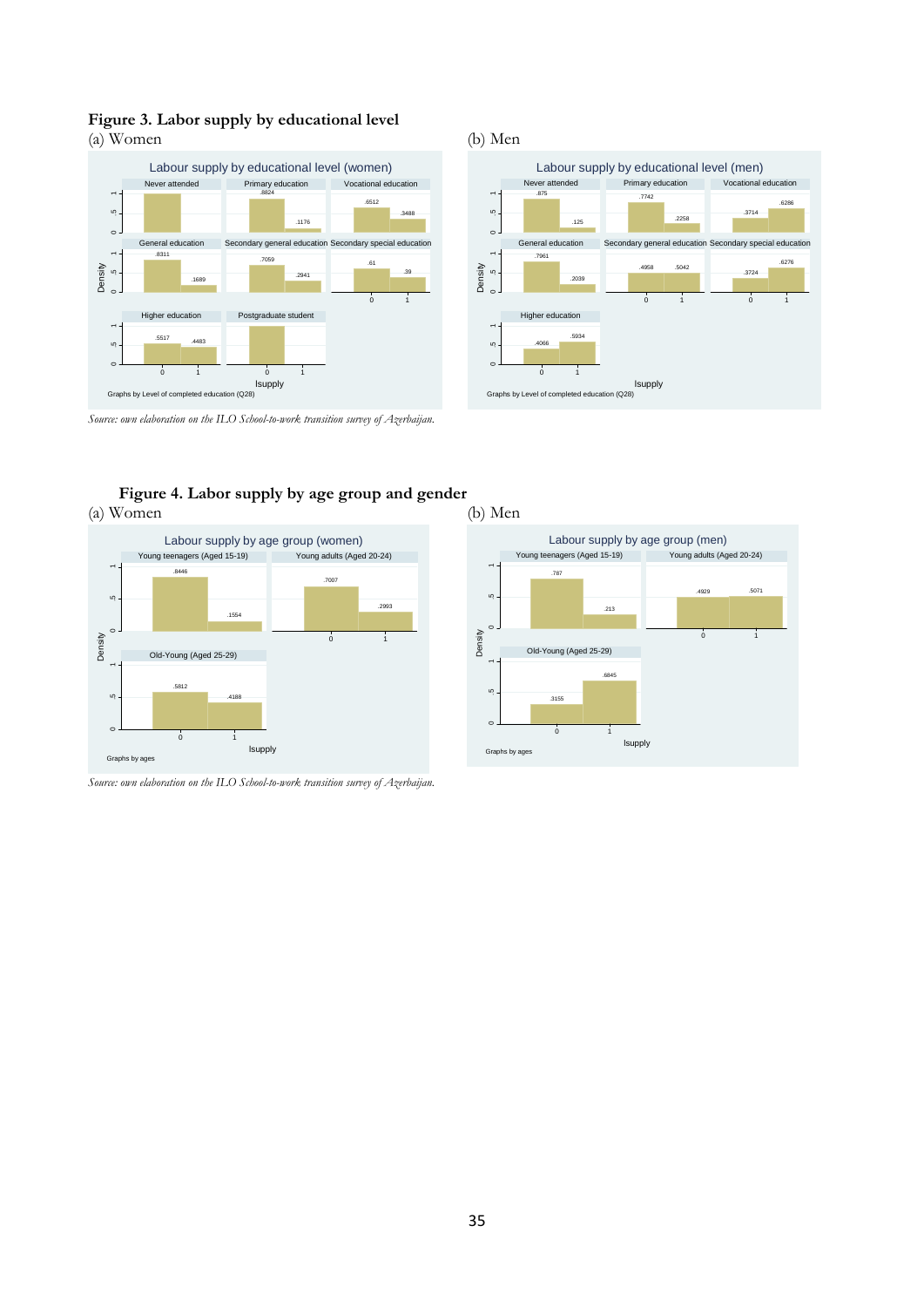**Figure 3. Labor supply by educational level**

(a) Women (b) Men

*Source: own elaboration on the ILO School-to-work transition survey of Azerbaijan.*

**Figure 4. Labor supply by age group and gender**

(a) Women (b) Men

*Source: own elaboration on the ILO School-to-work transition survey of Azerbaijan.*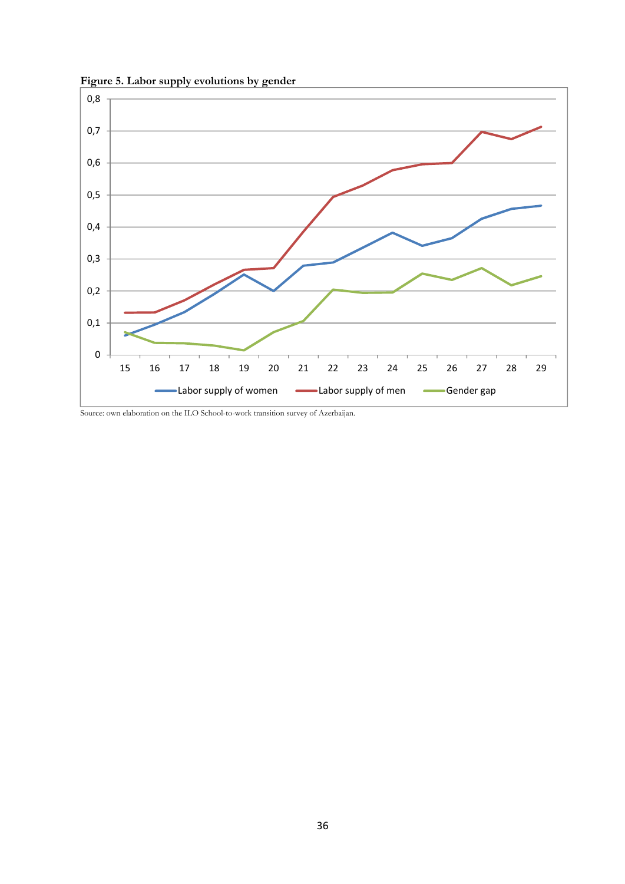**Figure 5. Labor supply evolutions by gender**

Source: own elaboration on the ILO School-to-work transition survey of Azerbaijan.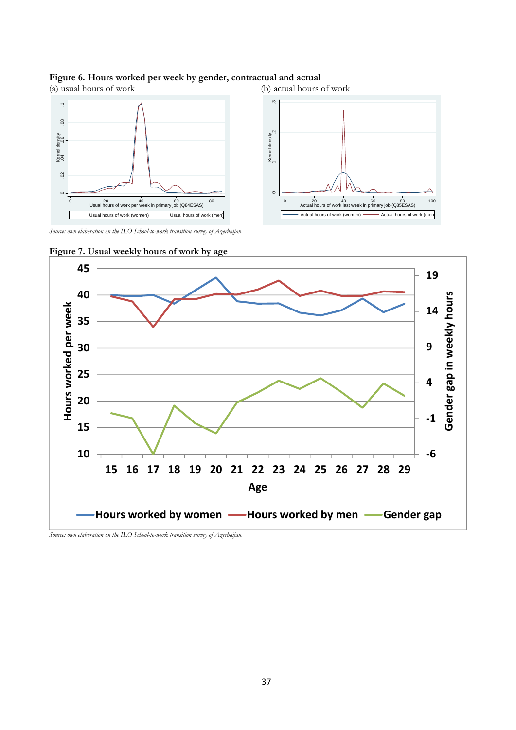**Figure 6. Hours worked per week by gender, contractual and actual**

(a) usual hours of work (b) actual hours of work

*Source: own elaboration on the ILO School-to-work transition survey of Azerbaijan.*

**Figure 7. Usual weekly hours of work by age**

*Source: own elaboration on the ILO School-to-work transition survey of Azerbaijan.*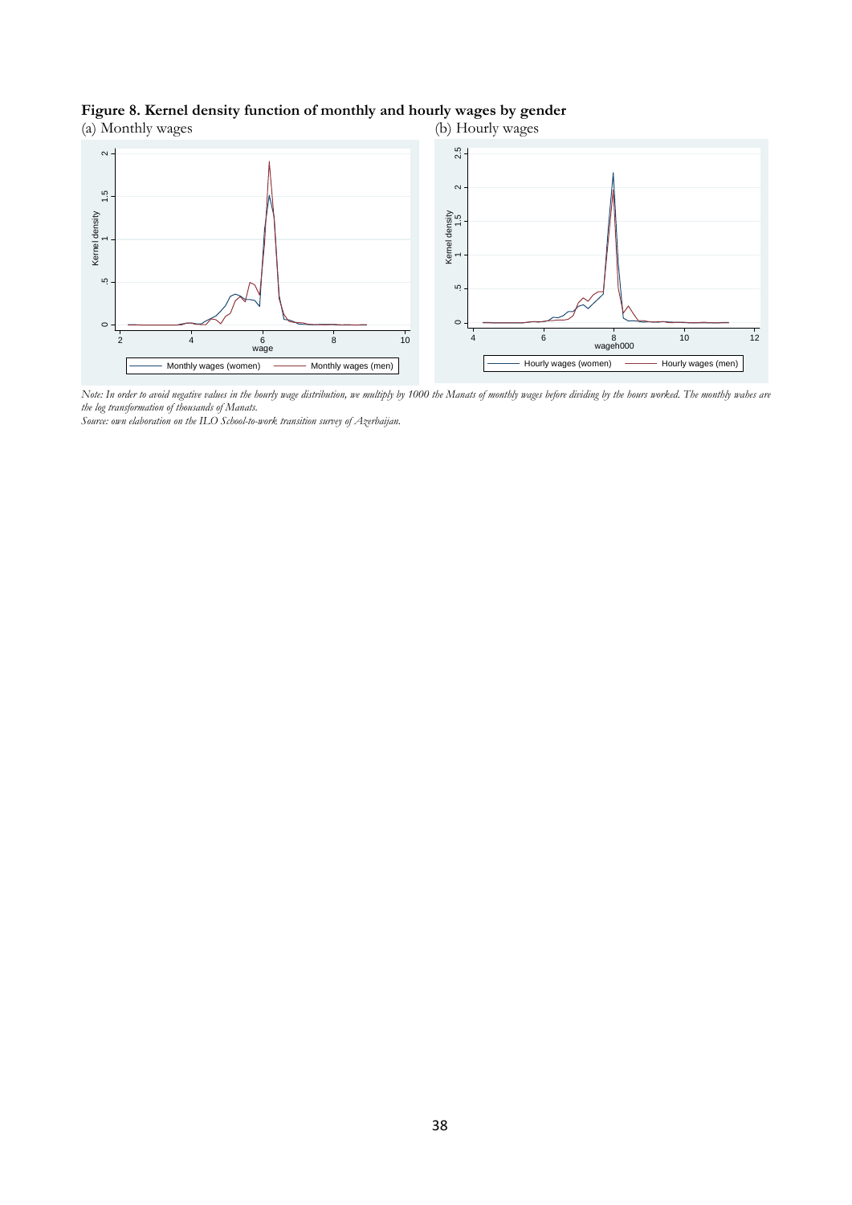**Figure 8. Kernel density function of monthly and hourly wages by gender**

(a) Monthly wages

(b) Hourly wages

*Note: In order to avoid negative values in the hourly wage distribution, we multiply by 1000 the Manats of monthly wages before dividing by the hours worked. The monthly wabes are the log transformation of thousands of Manats.*

*Source: own elaboration on the ILO School-to-work transition survey of Azerbaijan.*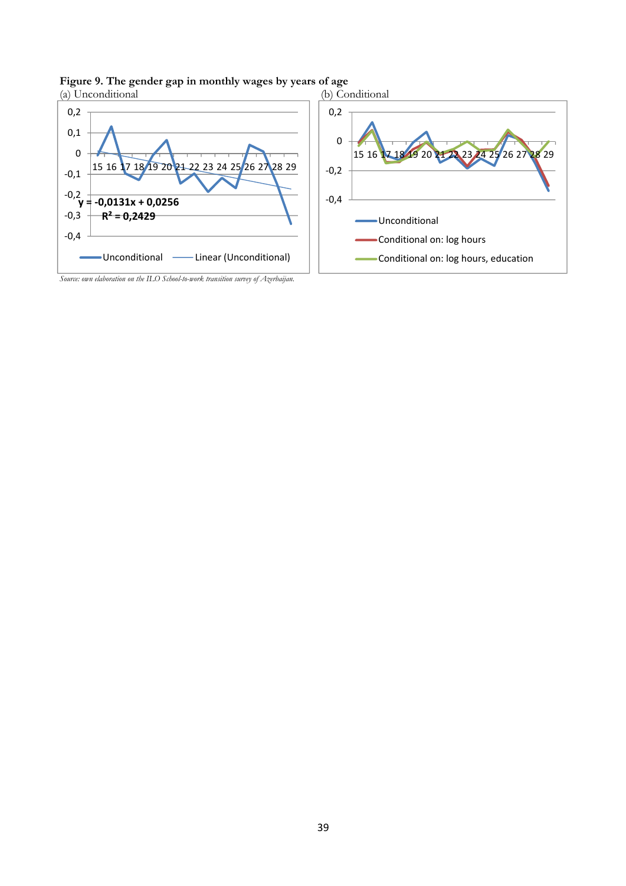**Figure 9. The gender gap in monthly wages by years of age**

(a) Unconditional

(b) Conditional

*Source: own elaboration on the ILO School-to-work transition survey of Azerbaijan.*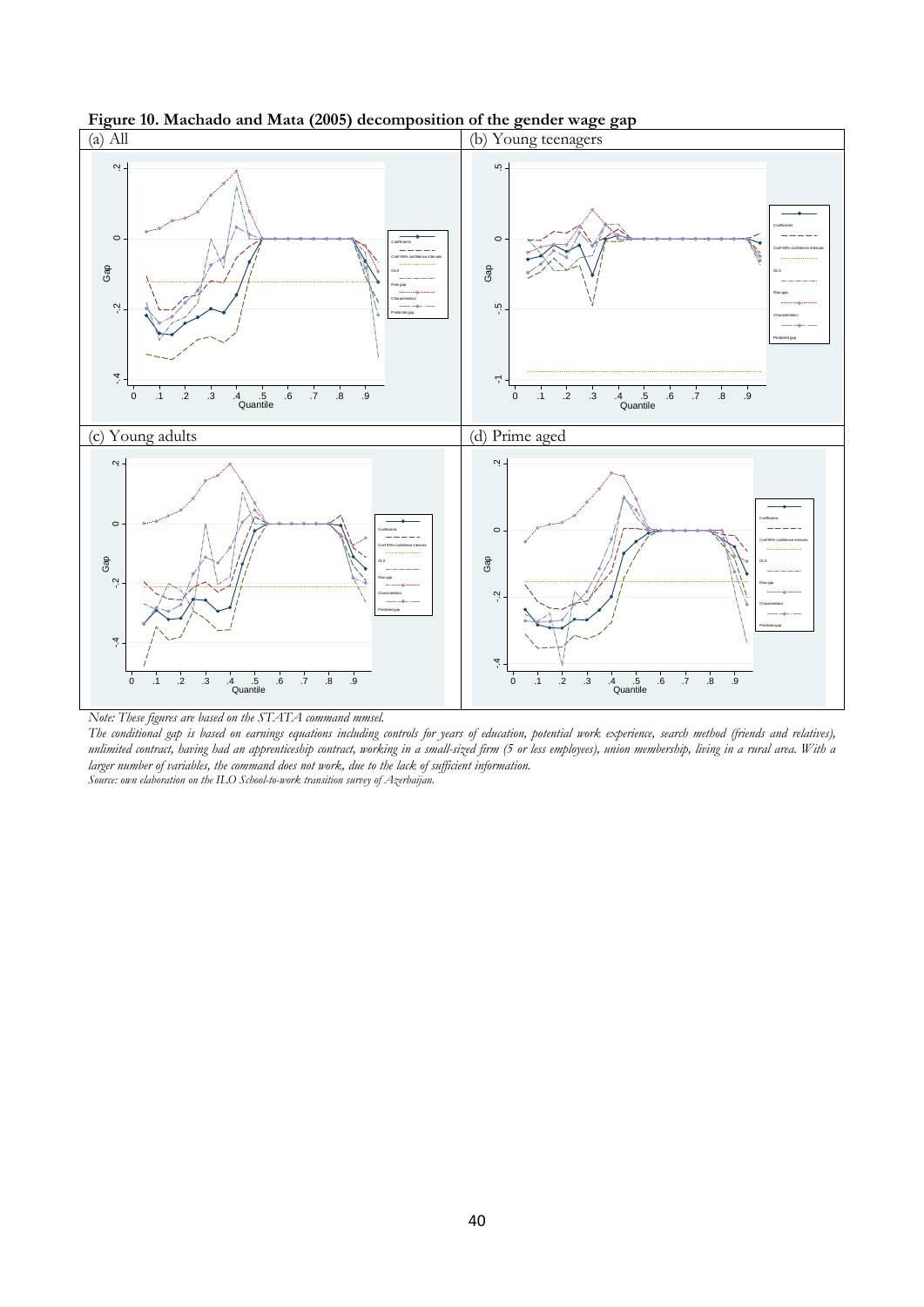**Figure 10. Machado and Mata (2005) decomposition of the gender wage gap**

(a) All

(b) Young teenagers

(c) Young adults

(d) Prime aged

*Note: These figures are based on the STATA command mmsel.*

*The conditional gap is based on earnings equations including controls for years of education, potential work experience, search method (friends and relatives), unlimited contract, having had an apprenticeship contract, working in a small-sized firm (5 or less employees), union membership, living in a rural area. With a larger number of variables, the command does not work, due to the lack of sufficient information.*

*Source: own elaboration on the ILO School-to-work transition survey of Azerbaijan.*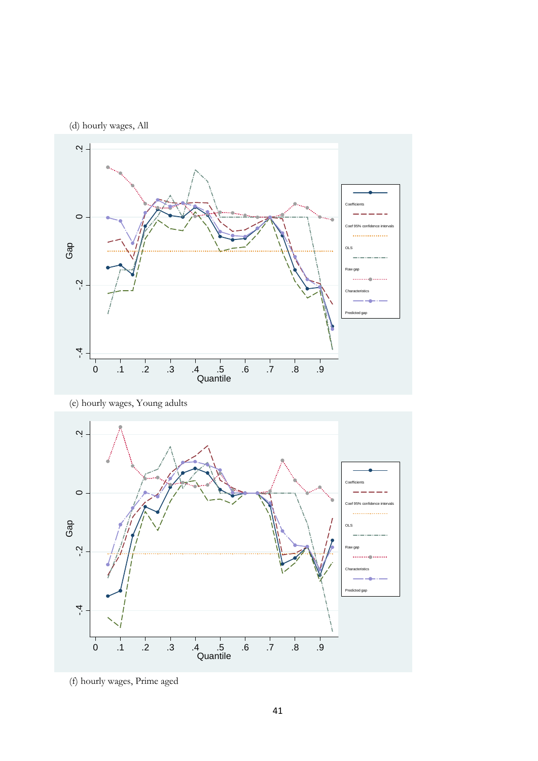(d) hourly wages, All

(e) hourly wages, Young adults

(f) hourly wages, Prime aged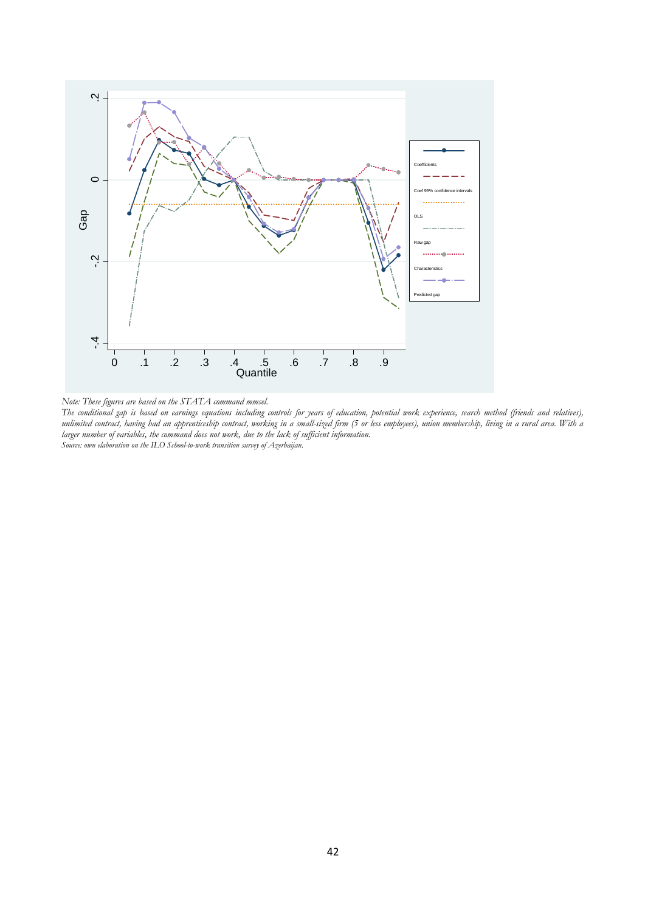*Note: These figures are based on the STATA command mmsel.*

*The conditional gap is based on earnings equations including controls for years of education, potential work experience, search method (friends and relatives), unlimited contract, having had an apprenticeship contract, working in a small-sized firm (5 or less employees), union membership, living in a rural area. With a larger number of variables, the command does not work, due to the lack of sufficient information.*

*Source: own elaboration on the ILO School-to-work transition survey of Azerbaijan.*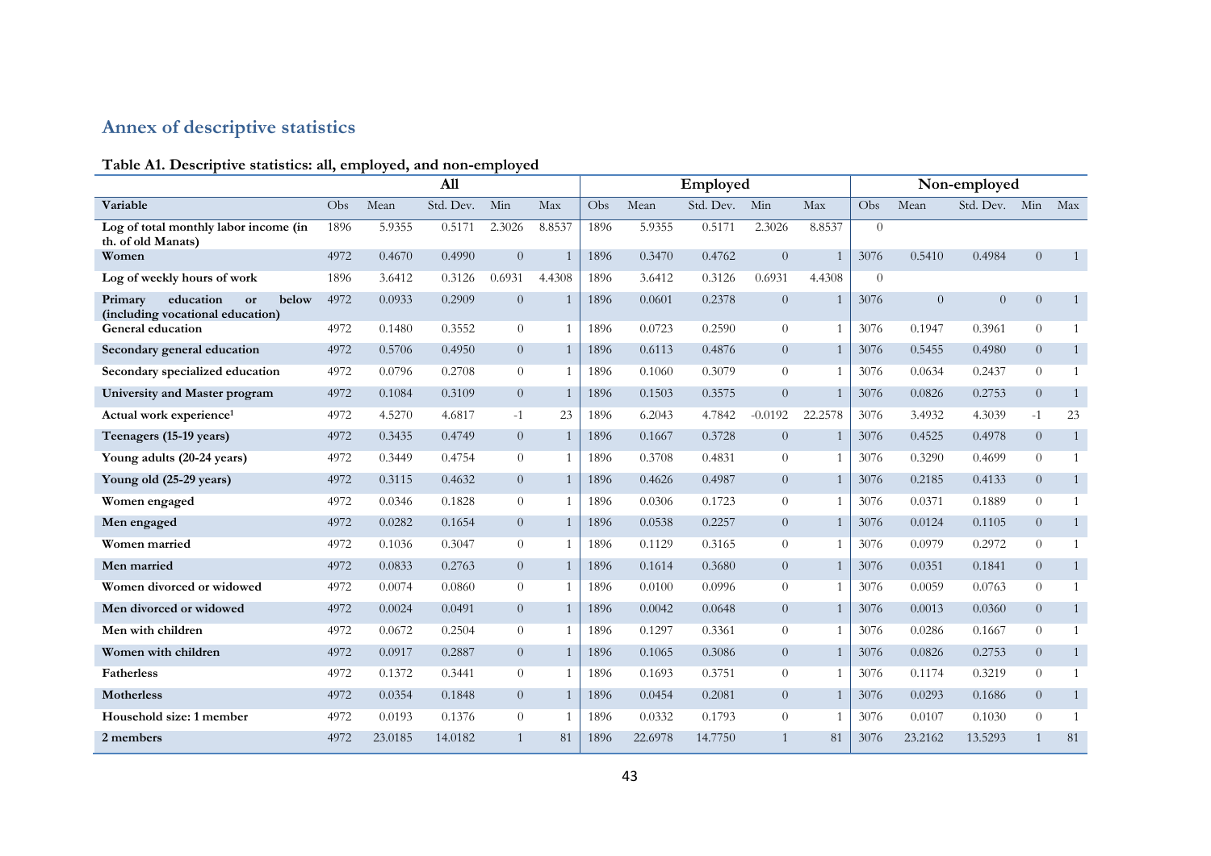## Annex of descriptive statistics

**Table A1. Descriptive statistics: all, employed, and non-employed**

| | All | | | | | Employed | | | | | Non-employed | | | | |
|---|---|---|---|---|---|---|---|---|---|---|---|---|---|---|---|
| **Variable** | Obs | Mean | Std. Dev. | Min | Max | Obs | Mean | Std. Dev. | Min | Max | Obs | Mean | Std. Dev. | Min | Max |
| **Log of total monthly labor income (in th. of old Manats)** | 1896 | 5.9355 | 0.5171 | 2.3026 | 8.8537 | 1896 | 5.9355 | 0.5171 | 2.3026 | 8.8537 | 0 | | | | |
| **Women** | 4972 | 0.4670 | 0.4990 | 0 | 1 | 1896 | 0.3470 | 0.4762 | 0 | 1 | 3076 | 0.5410 | 0.4984 | 0 | 1 |
| **Log of weekly hours of work** | 1896 | 3.6412 | 0.3126 | 0.6931 | 4.4308 | 1896 | 3.6412 | 0.3126 | 0.6931 | 4.4308 | 0 | | | | |
| **Primary education or below (including vocational education)** | 4972 | 0.0933 | 0.2909 | 0 | 1 | 1896 | 0.0601 | 0.2378 | 0 | 1 | 3076 | 0 | 0 | 0 | 1 |
| **General education** | 4972 | 0.1480 | 0.3552 | 0 | 1 | 1896 | 0.0723 | 0.2590 | 0 | 1 | 3076 | 0.1947 | 0.3961 | 0 | 1 |
| **Secondary general education** | 4972 | 0.5706 | 0.4950 | 0 | 1 | 1896 | 0.6113 | 0.4876 | 0 | 1 | 3076 | 0.5455 | 0.4980 | 0 | 1 |
| **Secondary specialized education** | 4972 | 0.0796 | 0.2708 | 0 | 1 | 1896 | 0.1060 | 0.3079 | 0 | 1 | 3076 | 0.0634 | 0.2437 | 0 | 1 |
| **University and Master program** | 4972 | 0.1084 | 0.3109 | 0 | 1 | 1896 | 0.1503 | 0.3575 | 0 | 1 | 3076 | 0.0826 | 0.2753 | 0 | 1 |
| **Actual work experience[1]** | 4972 | 4.5270 | 4.6817 | -1 | 23 | 1896 | 6.2043 | 4.7842 | -0.0192 | 22.2578 | 3076 | 3.4932 | 4.3039 | -1 | 23 |
| **Teenagers (15-19 years)** | 4972 | 0.3435 | 0.4749 | 0 | 1 | 1896 | 0.1667 | 0.3728 | 0 | 1 | 3076 | 0.4525 | 0.4978 | 0 | 1 |
| **Young adults (20-24 years)** | 4972 | 0.3449 | 0.4754 | 0 | 1 | 1896 | 0.3708 | 0.4831 | 0 | 1 | 3076 | 0.3290 | 0.4699 | 0 | 1 |
| **Young old (25-29 years)** | 4972 | 0.3115 | 0.4632 | 0 | 1 | 1896 | 0.4626 | 0.4987 | 0 | 1 | 3076 | 0.2185 | 0.4133 | 0 | 1 |
| **Women engaged** | 4972 | 0.0346 | 0.1828 | 0 | 1 | 1896 | 0.0306 | 0.1723 | 0 | 1 | 3076 | 0.0371 | 0.1889 | 0 | 1 |
| **Men engaged** | 4972 | 0.0282 | 0.1654 | 0 | 1 | 1896 | 0.0538 | 0.2257 | 0 | 1 | 3076 | 0.0124 | 0.1105 | 0 | 1 |
| **Women married** | 4972 | 0.1036 | 0.3047 | 0 | 1 | 1896 | 0.1129 | 0.3165 | 0 | 1 | 3076 | 0.0979 | 0.2972 | 0 | 1 |
| **Men married** | 4972 | 0.0833 | 0.2763 | 0 | 1 | 1896 | 0.1614 | 0.3680 | 0 | 1 | 3076 | 0.0351 | 0.1841 | 0 | 1 |
| **Women divorced or widowed** | 4972 | 0.0074 | 0.0860 | 0 | 1 | 1896 | 0.0100 | 0.0996 | 0 | 1 | 3076 | 0.0059 | 0.0763 | 0 | 1 |
| **Men divorced or widowed** | 4972 | 0.0024 | 0.0491 | 0 | 1 | 1896 | 0.0042 | 0.0648 | 0 | 1 | 3076 | 0.0013 | 0.0360 | 0 | 1 |
| **Men with children** | 4972 | 0.0672 | 0.2504 | 0 | 1 | 1896 | 0.1297 | 0.3361 | 0 | 1 | 3076 | 0.0286 | 0.1667 | 0 | 1 |
| **Women with children** | 4972 | 0.0917 | 0.2887 | 0 | 1 | 1896 | 0.1065 | 0.3086 | 0 | 1 | 3076 | 0.0826 | 0.2753 | 0 | 1 |
| **Fatherless** | 4972 | 0.1372 | 0.3441 | 0 | 1 | 1896 | 0.1693 | 0.3751 | 0 | 1 | 3076 | 0.1174 | 0.3219 | 0 | 1 |
| **Motherless** | 4972 | 0.0354 | 0.1848 | 0 | 1 | 1896 | 0.0454 | 0.2081 | 0 | 1 | 3076 | 0.0293 | 0.1686 | 0 | 1 |
| **Household size: 1 member** | 4972 | 0.0193 | 0.1376 | 0 | 1 | 1896 | 0.0332 | 0.1793 | 0 | 1 | 3076 | 0.0107 | 0.1030 | 0 | 1 |
| **2 members** | 4972 | 23.0185 | 14.0182 | 1 | 81 | 1896 | 22.6978 | 14.7750 | 1 | 81 | 3076 | 23.2162 | 13.5293 | 1 | 81 |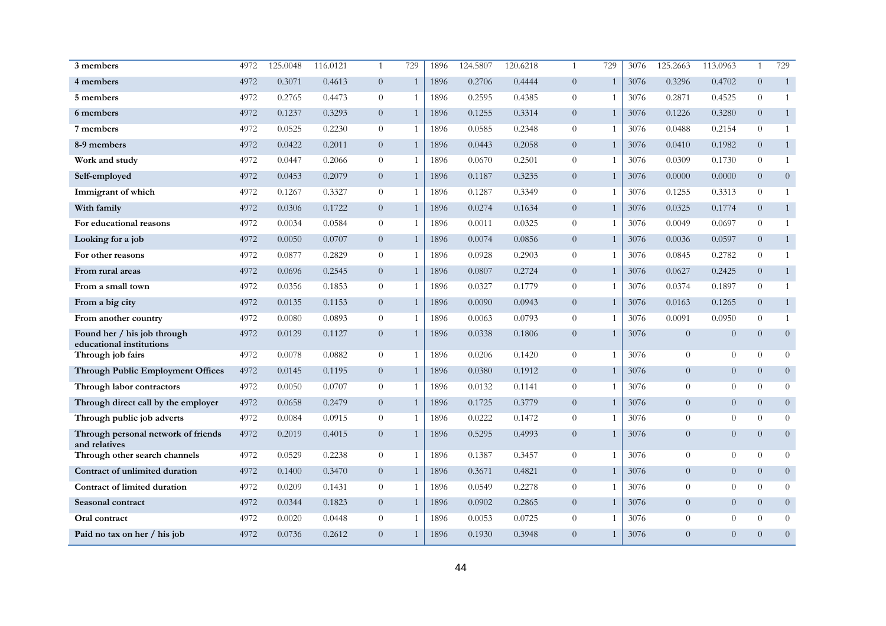| | | | | | | | | | | | | | | | |
|---|---|---|---|---|---|---|---|---|---|---|---|---|---|---|---|
| **3 members** | 4972 | 125.0048 | 116.0121 | 1 | 729 | 1896 | 124.5807 | 120.6218 | 1 | 729 | 3076 | 125.2663 | 113.0963 | 1 | 729 |
| **4 members** | 4972 | 0.3071 | 0.4613 | 0 | 1 | 1896 | 0.2706 | 0.4444 | 0 | 1 | 3076 | 0.3296 | 0.4702 | 0 | 1 |
| **5 members** | 4972 | 0.2765 | 0.4473 | 0 | 1 | 1896 | 0.2595 | 0.4385 | 0 | 1 | 3076 | 0.2871 | 0.4525 | 0 | 1 |
| **6 members** | 4972 | 0.1237 | 0.3293 | 0 | 1 | 1896 | 0.1255 | 0.3314 | 0 | 1 | 3076 | 0.1226 | 0.3280 | 0 | 1 |
| **7 members** | 4972 | 0.0525 | 0.2230 | 0 | 1 | 1896 | 0.0585 | 0.2348 | 0 | 1 | 3076 | 0.0488 | 0.2154 | 0 | 1 |
| **8-9 members** | 4972 | 0.0422 | 0.2011 | 0 | 1 | 1896 | 0.0443 | 0.2058 | 0 | 1 | 3076 | 0.0410 | 0.1982 | 0 | 1 |
| **Work and study** | 4972 | 0.0447 | 0.2066 | 0 | 1 | 1896 | 0.0670 | 0.2501 | 0 | 1 | 3076 | 0.0309 | 0.1730 | 0 | 1 |
| **Self-employed** | 4972 | 0.0453 | 0.2079 | 0 | 1 | 1896 | 0.1187 | 0.3235 | 0 | 1 | 3076 | 0.0000 | 0.0000 | 0 | 0 |
| **Immigrant of which** | 4972 | 0.1267 | 0.3327 | 0 | 1 | 1896 | 0.1287 | 0.3349 | 0 | 1 | 3076 | 0.1255 | 0.3313 | 0 | 1 |
| **With family** | 4972 | 0.0306 | 0.1722 | 0 | 1 | 1896 | 0.0274 | 0.1634 | 0 | 1 | 3076 | 0.0325 | 0.1774 | 0 | 1 |
| **For educational reasons** | 4972 | 0.0034 | 0.0584 | 0 | 1 | 1896 | 0.0011 | 0.0325 | 0 | 1 | 3076 | 0.0049 | 0.0697 | 0 | 1 |
| **Looking for a job** | 4972 | 0.0050 | 0.0707 | 0 | 1 | 1896 | 0.0074 | 0.0856 | 0 | 1 | 3076 | 0.0036 | 0.0597 | 0 | 1 |
| **For other reasons** | 4972 | 0.0877 | 0.2829 | 0 | 1 | 1896 | 0.0928 | 0.2903 | 0 | 1 | 3076 | 0.0845 | 0.2782 | 0 | 1 |
| **From rural areas** | 4972 | 0.0696 | 0.2545 | 0 | 1 | 1896 | 0.0807 | 0.2724 | 0 | 1 | 3076 | 0.0627 | 0.2425 | 0 | 1 |
| **From a small town** | 4972 | 0.0356 | 0.1853 | 0 | 1 | 1896 | 0.0327 | 0.1779 | 0 | 1 | 3076 | 0.0374 | 0.1897 | 0 | 1 |
| **From a big city** | 4972 | 0.0135 | 0.1153 | 0 | 1 | 1896 | 0.0090 | 0.0943 | 0 | 1 | 3076 | 0.0163 | 0.1265 | 0 | 1 |
| **From another country** | 4972 | 0.0080 | 0.0893 | 0 | 1 | 1896 | 0.0063 | 0.0793 | 0 | 1 | 3076 | 0.0091 | 0.0950 | 0 | 1 |
| **Found her / his job through educational institutions** | 4972 | 0.0129 | 0.1127 | 0 | 1 | 1896 | 0.0338 | 0.1806 | 0 | 1 | 3076 | 0 | 0 | 0 | 0 |
| **Through job fairs** | 4972 | 0.0078 | 0.0882 | 0 | 1 | 1896 | 0.0206 | 0.1420 | 0 | 1 | 3076 | 0 | 0 | 0 | 0 |
| **Through Public Employment Offices** | 4972 | 0.0145 | 0.1195 | 0 | 1 | 1896 | 0.0380 | 0.1912 | 0 | 1 | 3076 | 0 | 0 | 0 | 0 |
| **Through labor contractors** | 4972 | 0.0050 | 0.0707 | 0 | 1 | 1896 | 0.0132 | 0.1141 | 0 | 1 | 3076 | 0 | 0 | 0 | 0 |
| **Through direct call by the employer** | 4972 | 0.0658 | 0.2479 | 0 | 1 | 1896 | 0.1725 | 0.3779 | 0 | 1 | 3076 | 0 | 0 | 0 | 0 |
| **Through public job adverts** | 4972 | 0.0084 | 0.0915 | 0 | 1 | 1896 | 0.0222 | 0.1472 | 0 | 1 | 3076 | 0 | 0 | 0 | 0 |
| **Through personal network of friends and relatives** | 4972 | 0.2019 | 0.4015 | 0 | 1 | 1896 | 0.5295 | 0.4993 | 0 | 1 | 3076 | 0 | 0 | 0 | 0 |
| **Through other search channels** | 4972 | 0.0529 | 0.2238 | 0 | 1 | 1896 | 0.1387 | 0.3457 | 0 | 1 | 3076 | 0 | 0 | 0 | 0 |
| **Contract of unlimited duration** | 4972 | 0.1400 | 0.3470 | 0 | 1 | 1896 | 0.3671 | 0.4821 | 0 | 1 | 3076 | 0 | 0 | 0 | 0 |
| **Contract of limited duration** | 4972 | 0.0209 | 0.1431 | 0 | 1 | 1896 | 0.0549 | 0.2278 | 0 | 1 | 3076 | 0 | 0 | 0 | 0 |
| **Seasonal contract** | 4972 | 0.0344 | 0.1823 | 0 | 1 | 1896 | 0.0902 | 0.2865 | 0 | 1 | 3076 | 0 | 0 | 0 | 0 |
| **Oral contract** | 4972 | 0.0020 | 0.0448 | 0 | 1 | 1896 | 0.0053 | 0.0725 | 0 | 1 | 3076 | 0 | 0 | 0 | 0 |
| **Paid no tax on her / his job** | 4972 | 0.0736 | 0.2612 | 0 | 1 | 1896 | 0.1930 | 0.3948 | 0 | 1 | 3076 | 0 | 0 | 0 | 0 |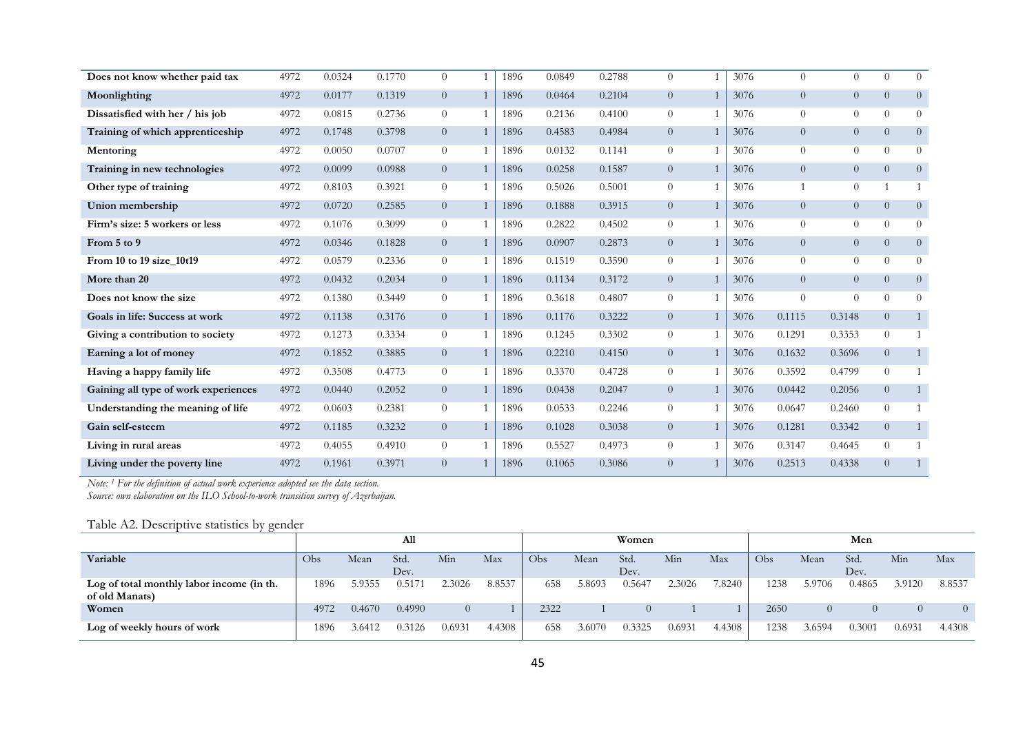| | | | | | | | | | | | | | | | |
|---|---|---|---|---|---|---|---|---|---|---|---|---|---|---|---|
| **Does not know whether paid tax** | 4972 | 0.0324 | 0.1770 | 0 | 1 | 1896 | 0.0849 | 0.2788 | 0 | 1 | 3076 | 0 | 0 | 0 | 0 |
| **Moonlighting** | 4972 | 0.0177 | 0.1319 | 0 | 1 | 1896 | 0.0464 | 0.2104 | 0 | 1 | 3076 | 0 | 0 | 0 | 0 |
| **Dissatisfied with her / his job** | 4972 | 0.0815 | 0.2736 | 0 | 1 | 1896 | 0.2136 | 0.4100 | 0 | 1 | 3076 | 0 | 0 | 0 | 0 |
| **Training of which apprenticeship** | 4972 | 0.1748 | 0.3798 | 0 | 1 | 1896 | 0.4583 | 0.4984 | 0 | 1 | 3076 | 0 | 0 | 0 | 0 |
| **Mentoring** | 4972 | 0.0050 | 0.0707 | 0 | 1 | 1896 | 0.0132 | 0.1141 | 0 | 1 | 3076 | 0 | 0 | 0 | 0 |
| **Training in new technologies** | 4972 | 0.0099 | 0.0988 | 0 | 1 | 1896 | 0.0258 | 0.1587 | 0 | 1 | 3076 | 0 | 0 | 0 | 0 |
| **Other type of training** | 4972 | 0.8103 | 0.3921 | 0 | 1 | 1896 | 0.5026 | 0.5001 | 0 | 1 | 3076 | 1 | 0 | 1 | 1 |
| **Union membership** | 4972 | 0.0720 | 0.2585 | 0 | 1 | 1896 | 0.1888 | 0.3915 | 0 | 1 | 3076 | 0 | 0 | 0 | 0 |
| **Firm's size: 5 workers or less** | 4972 | 0.1076 | 0.3099 | 0 | 1 | 1896 | 0.2822 | 0.4502 | 0 | 1 | 3076 | 0 | 0 | 0 | 0 |
| **From 5 to 9** | 4972 | 0.0346 | 0.1828 | 0 | 1 | 1896 | 0.0907 | 0.2873 | 0 | 1 | 3076 | 0 | 0 | 0 | 0 |
| **From 10 to 19 size_10t19** | 4972 | 0.0579 | 0.2336 | 0 | 1 | 1896 | 0.1519 | 0.3590 | 0 | 1 | 3076 | 0 | 0 | 0 | 0 |
| **More than 20** | 4972 | 0.0432 | 0.2034 | 0 | 1 | 1896 | 0.1134 | 0.3172 | 0 | 1 | 3076 | 0 | 0 | 0 | 0 |
| **Does not know the size** | 4972 | 0.1380 | 0.3449 | 0 | 1 | 1896 | 0.3618 | 0.4807 | 0 | 1 | 3076 | 0 | 0 | 0 | 0 |
| **Goals in life: Success at work** | 4972 | 0.1138 | 0.3176 | 0 | 1 | 1896 | 0.1176 | 0.3222 | 0 | 1 | 3076 | 0.1115 | 0.3148 | 0 | 1 |
| **Giving a contribution to society** | 4972 | 0.1273 | 0.3334 | 0 | 1 | 1896 | 0.1245 | 0.3302 | 0 | 1 | 3076 | 0.1291 | 0.3353 | 0 | 1 |
| **Earning a lot of money** | 4972 | 0.1852 | 0.3885 | 0 | 1 | 1896 | 0.2210 | 0.4150 | 0 | 1 | 3076 | 0.1632 | 0.3696 | 0 | 1 |
| **Having a happy family life** | 4972 | 0.3508 | 0.4773 | 0 | 1 | 1896 | 0.3370 | 0.4728 | 0 | 1 | 3076 | 0.3592 | 0.4799 | 0 | 1 |
| **Gaining all type of work experiences** | 4972 | 0.0440 | 0.2052 | 0 | 1 | 1896 | 0.0438 | 0.2047 | 0 | 1 | 3076 | 0.0442 | 0.2056 | 0 | 1 |
| **Understanding the meaning of life** | 4972 | 0.0603 | 0.2381 | 0 | 1 | 1896 | 0.0533 | 0.2246 | 0 | 1 | 3076 | 0.0647 | 0.2460 | 0 | 1 |
| **Gain self-esteem** | 4972 | 0.1185 | 0.3232 | 0 | 1 | 1896 | 0.1028 | 0.3038 | 0 | 1 | 3076 | 0.1281 | 0.3342 | 0 | 1 |
| **Living in rural areas** | 4972 | 0.4055 | 0.4910 | 0 | 1 | 1896 | 0.5527 | 0.4973 | 0 | 1 | 3076 | 0.3147 | 0.4645 | 0 | 1 |
| **Living under the poverty line** | 4972 | 0.1961 | 0.3971 | 0 | 1 | 1896 | 0.1065 | 0.3086 | 0 | 1 | 3076 | 0.2513 | 0.4338 | 0 | 1 |

*Note: [1] For the definition of actual work experience adopted see the data section.*
*Source: own elaboration on the ILO School-to-work transition survey of Azerbaijan.*

Table A2. Descriptive statistics by gender

| | All | | | | | Women | | | | | Men | | | | |
|---|---|---|---|---|---|---|---|---|---|---|---|---|---|---|---|
| **Variable** | Obs | Mean | Std. Dev. | Min | Max | Obs | Mean | Std. Dev. | Min | Max | Obs | Mean | Std. Dev. | Min | Max |
| **Log of total monthly labor income (in th. of old Manats)** | 1896 | 5.9355 | 0.5171 | 2.3026 | 8.8537 | 658 | 5.8693 | 0.5647 | 2.3026 | 7.8240 | 1238 | 5.9706 | 0.4865 | 3.9120 | 8.8537 |
| **Women** | 4972 | 0.4670 | 0.4990 | 0 | 1 | 2322 | 1 | 0 | 1 | 1 | 2650 | 0 | 0 | 0 | 0 |
| **Log of weekly hours of work** | 1896 | 3.6412 | 0.3126 | 0.6931 | 4.4308 | 658 | 3.6070 | 0.3325 | 0.6931 | 4.4308 | 1238 | 3.6594 | 0.3001 | 0.6931 | 4.4308 |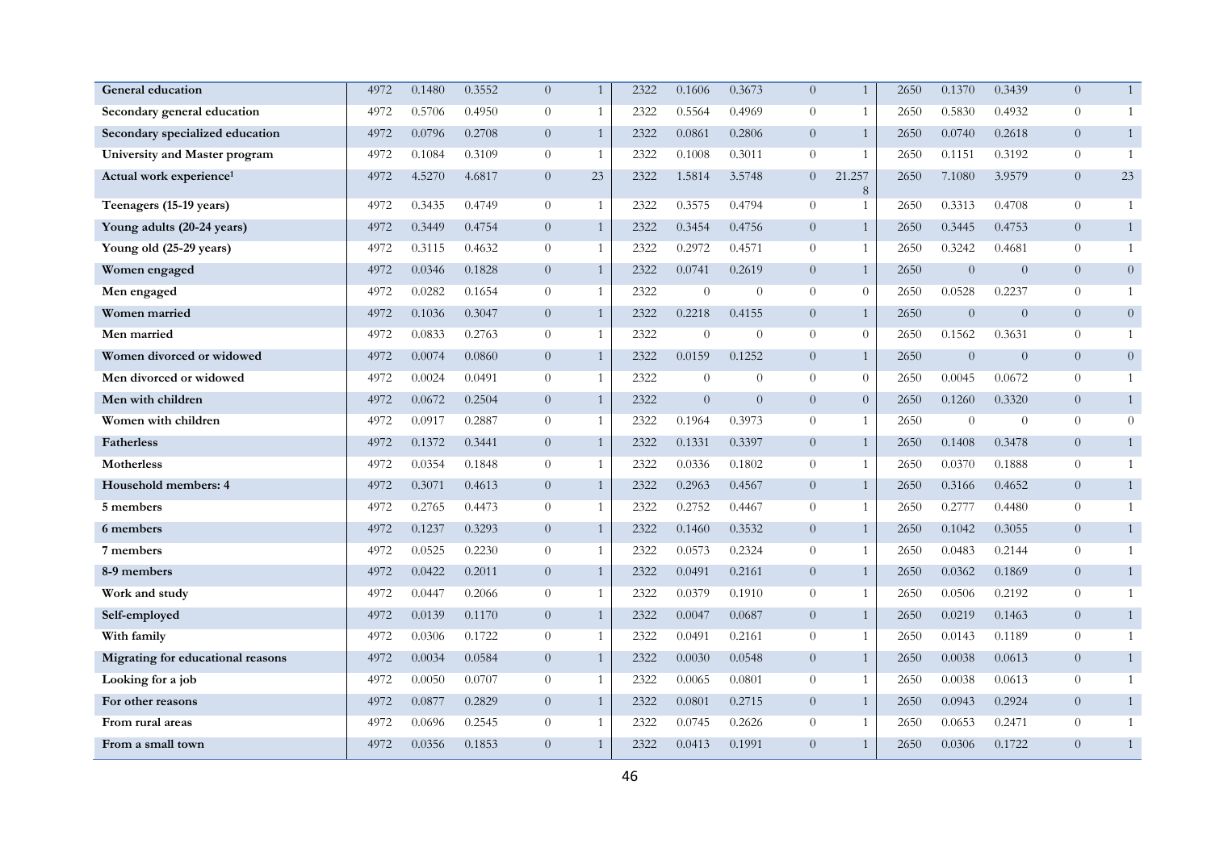| General education | 4972 | 0.1480 | 0.3552 | 0 | 1 | 2322 | 0.1606 | 0.3673 | 0 | 1 | 2650 | 0.1370 | 0.3439 | 0 | 1 |
|---|---|---|---|---|---|---|---|---|---|---|---|---|---|---|---|
| Secondary general education | 4972 | 0.5706 | 0.4950 | 0 | 1 | 2322 | 0.5564 | 0.4969 | 0 | 1 | 2650 | 0.5830 | 0.4932 | 0 | 1 |
| Secondary specialized education | 4972 | 0.0796 | 0.2708 | 0 | 1 | 2322 | 0.0861 | 0.2806 | 0 | 1 | 2650 | 0.0740 | 0.2618 | 0 | 1 |
| University and Master program | 4972 | 0.1084 | 0.3109 | 0 | 1 | 2322 | 0.1008 | 0.3011 | 0 | 1 | 2650 | 0.1151 | 0.3192 | 0 | 1 |
| Actual work experience[1] | 4972 | 4.5270 | 4.6817 | 0 | 23 | 2322 | 1.5814 | 3.5748 | 0 | 21.2578 | 2650 | 7.1080 | 3.9579 | 0 | 23 |
| Teenagers (15-19 years) | 4972 | 0.3435 | 0.4749 | 0 | 1 | 2322 | 0.3575 | 0.4794 | 0 | 1 | 2650 | 0.3313 | 0.4708 | 0 | 1 |
| Young adults (20-24 years) | 4972 | 0.3449 | 0.4754 | 0 | 1 | 2322 | 0.3454 | 0.4756 | 0 | 1 | 2650 | 0.3445 | 0.4753 | 0 | 1 |
| Young old (25-29 years) | 4972 | 0.3115 | 0.4632 | 0 | 1 | 2322 | 0.2972 | 0.4571 | 0 | 1 | 2650 | 0.3242 | 0.4681 | 0 | 1 |
| Women engaged | 4972 | 0.0346 | 0.1828 | 0 | 1 | 2322 | 0.0741 | 0.2619 | 0 | 1 | 2650 | 0 | 0 | 0 | 0 |
| Men engaged | 4972 | 0.0282 | 0.1654 | 0 | 1 | 2322 | 0 | 0 | 0 | 0 | 2650 | 0.0528 | 0.2237 | 0 | 1 |
| Women married | 4972 | 0.1036 | 0.3047 | 0 | 1 | 2322 | 0.2218 | 0.4155 | 0 | 1 | 2650 | 0 | 0 | 0 | 0 |
| Men married | 4972 | 0.0833 | 0.2763 | 0 | 1 | 2322 | 0 | 0 | 0 | 0 | 2650 | 0.1562 | 0.3631 | 0 | 1 |
| Women divorced or widowed | 4972 | 0.0074 | 0.0860 | 0 | 1 | 2322 | 0.0159 | 0.1252 | 0 | 1 | 2650 | 0 | 0 | 0 | 0 |
| Men divorced or widowed | 4972 | 0.0024 | 0.0491 | 0 | 1 | 2322 | 0 | 0 | 0 | 0 | 2650 | 0.0045 | 0.0672 | 0 | 1 |
| Men with children | 4972 | 0.0672 | 0.2504 | 0 | 1 | 2322 | 0 | 0 | 0 | 0 | 2650 | 0.1260 | 0.3320 | 0 | 1 |
| Women with children | 4972 | 0.0917 | 0.2887 | 0 | 1 | 2322 | 0.1964 | 0.3973 | 0 | 1 | 2650 | 0 | 0 | 0 | 0 |
| Fatherless | 4972 | 0.1372 | 0.3441 | 0 | 1 | 2322 | 0.1331 | 0.3397 | 0 | 1 | 2650 | 0.1408 | 0.3478 | 0 | 1 |
| Motherless | 4972 | 0.0354 | 0.1848 | 0 | 1 | 2322 | 0.0336 | 0.1802 | 0 | 1 | 2650 | 0.0370 | 0.1888 | 0 | 1 |
| Household members: 4 | 4972 | 0.3071 | 0.4613 | 0 | 1 | 2322 | 0.2963 | 0.4567 | 0 | 1 | 2650 | 0.3166 | 0.4652 | 0 | 1 |
| 5 members | 4972 | 0.2765 | 0.4473 | 0 | 1 | 2322 | 0.2752 | 0.4467 | 0 | 1 | 2650 | 0.2777 | 0.4480 | 0 | 1 |
| 6 members | 4972 | 0.1237 | 0.3293 | 0 | 1 | 2322 | 0.1460 | 0.3532 | 0 | 1 | 2650 | 0.1042 | 0.3055 | 0 | 1 |
| 7 members | 4972 | 0.0525 | 0.2230 | 0 | 1 | 2322 | 0.0573 | 0.2324 | 0 | 1 | 2650 | 0.0483 | 0.2144 | 0 | 1 |
| 8-9 members | 4972 | 0.0422 | 0.2011 | 0 | 1 | 2322 | 0.0491 | 0.2161 | 0 | 1 | 2650 | 0.0362 | 0.1869 | 0 | 1 |
| Work and study | 4972 | 0.0447 | 0.2066 | 0 | 1 | 2322 | 0.0379 | 0.1910 | 0 | 1 | 2650 | 0.0506 | 0.2192 | 0 | 1 |
| Self-employed | 4972 | 0.0139 | 0.1170 | 0 | 1 | 2322 | 0.0047 | 0.0687 | 0 | 1 | 2650 | 0.0219 | 0.1463 | 0 | 1 |
| With family | 4972 | 0.0306 | 0.1722 | 0 | 1 | 2322 | 0.0491 | 0.2161 | 0 | 1 | 2650 | 0.0143 | 0.1189 | 0 | 1 |
| Migrating for educational reasons | 4972 | 0.0034 | 0.0584 | 0 | 1 | 2322 | 0.0030 | 0.0548 | 0 | 1 | 2650 | 0.0038 | 0.0613 | 0 | 1 |
| Looking for a job | 4972 | 0.0050 | 0.0707 | 0 | 1 | 2322 | 0.0065 | 0.0801 | 0 | 1 | 2650 | 0.0038 | 0.0613 | 0 | 1 |
| For other reasons | 4972 | 0.0877 | 0.2829 | 0 | 1 | 2322 | 0.0801 | 0.2715 | 0 | 1 | 2650 | 0.0943 | 0.2924 | 0 | 1 |
| From rural areas | 4972 | 0.0696 | 0.2545 | 0 | 1 | 2322 | 0.0745 | 0.2626 | 0 | 1 | 2650 | 0.0653 | 0.2471 | 0 | 1 |
| From a small town | 4972 | 0.0356 | 0.1853 | 0 | 1 | 2322 | 0.0413 | 0.1991 | 0 | 1 | 2650 | 0.0306 | 0.1722 | 0 | 1 |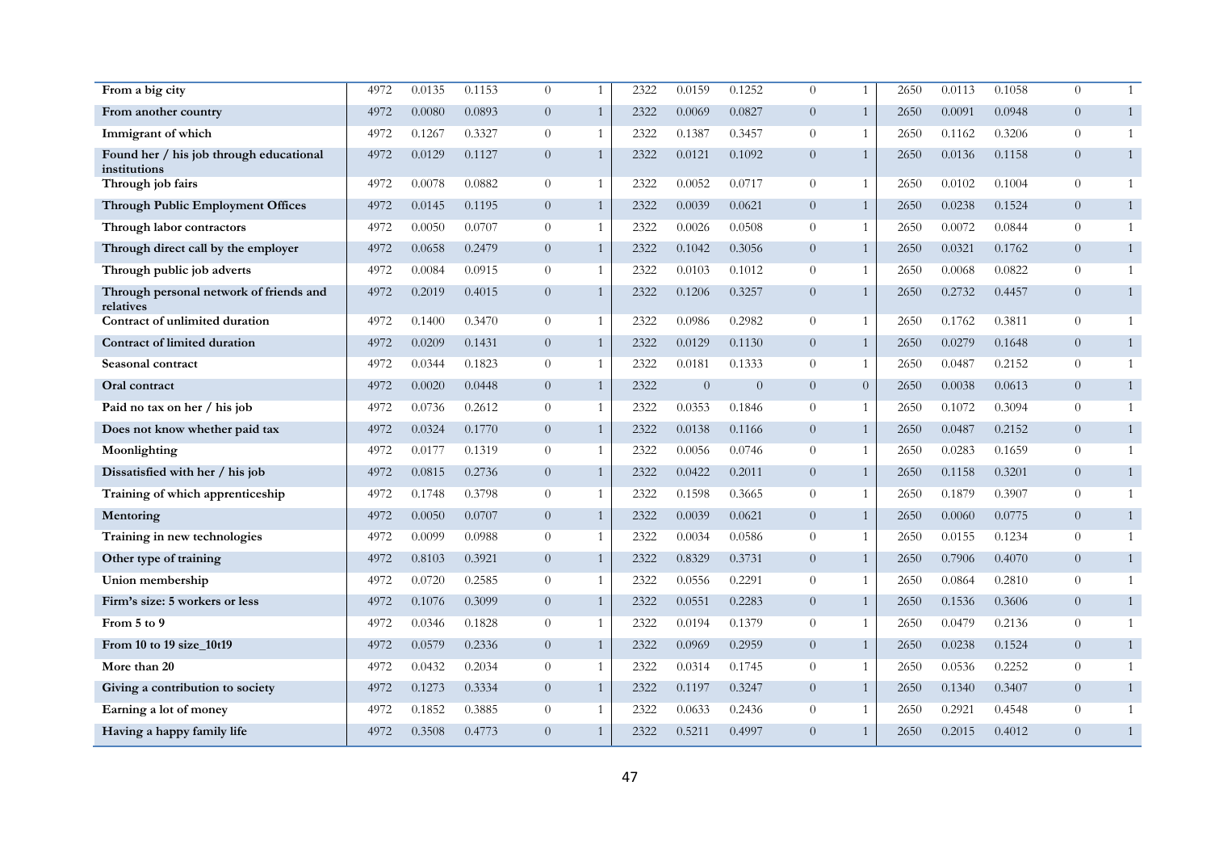| | | | | | | | | | | | | | | | |
|---|---|---|---|---|---|---|---|---|---|---|---|---|---|---|---|
| From a big city | 4972 | 0.0135 | 0.1153 | 0 | 1 | 2322 | 0.0159 | 0.1252 | 0 | 1 | 2650 | 0.0113 | 0.1058 | 0 | 1 |
| From another country | 4972 | 0.0080 | 0.0893 | 0 | 1 | 2322 | 0.0069 | 0.0827 | 0 | 1 | 2650 | 0.0091 | 0.0948 | 0 | 1 |
| Immigrant of which | 4972 | 0.1267 | 0.3327 | 0 | 1 | 2322 | 0.1387 | 0.3457 | 0 | 1 | 2650 | 0.1162 | 0.3206 | 0 | 1 |
| Found her / his job through educational institutions | 4972 | 0.0129 | 0.1127 | 0 | 1 | 2322 | 0.0121 | 0.1092 | 0 | 1 | 2650 | 0.0136 | 0.1158 | 0 | 1 |
| Through job fairs | 4972 | 0.0078 | 0.0882 | 0 | 1 | 2322 | 0.0052 | 0.0717 | 0 | 1 | 2650 | 0.0102 | 0.1004 | 0 | 1 |
| Through Public Employment Offices | 4972 | 0.0145 | 0.1195 | 0 | 1 | 2322 | 0.0039 | 0.0621 | 0 | 1 | 2650 | 0.0238 | 0.1524 | 0 | 1 |
| Through labor contractors | 4972 | 0.0050 | 0.0707 | 0 | 1 | 2322 | 0.0026 | 0.0508 | 0 | 1 | 2650 | 0.0072 | 0.0844 | 0 | 1 |
| Through direct call by the employer | 4972 | 0.0658 | 0.2479 | 0 | 1 | 2322 | 0.1042 | 0.3056 | 0 | 1 | 2650 | 0.0321 | 0.1762 | 0 | 1 |
| Through public job adverts | 4972 | 0.0084 | 0.0915 | 0 | 1 | 2322 | 0.0103 | 0.1012 | 0 | 1 | 2650 | 0.0068 | 0.0822 | 0 | 1 |
| Through personal network of friends and relatives | 4972 | 0.2019 | 0.4015 | 0 | 1 | 2322 | 0.1206 | 0.3257 | 0 | 1 | 2650 | 0.2732 | 0.4457 | 0 | 1 |
| Contract of unlimited duration | 4972 | 0.1400 | 0.3470 | 0 | 1 | 2322 | 0.0986 | 0.2982 | 0 | 1 | 2650 | 0.1762 | 0.3811 | 0 | 1 |
| Contract of limited duration | 4972 | 0.0209 | 0.1431 | 0 | 1 | 2322 | 0.0129 | 0.1130 | 0 | 1 | 2650 | 0.0279 | 0.1648 | 0 | 1 |
| Seasonal contract | 4972 | 0.0344 | 0.1823 | 0 | 1 | 2322 | 0.0181 | 0.1333 | 0 | 1 | 2650 | 0.0487 | 0.2152 | 0 | 1 |
| Oral contract | 4972 | 0.0020 | 0.0448 | 0 | 1 | 2322 | 0 | 0 | 0 | 0 | 2650 | 0.0038 | 0.0613 | 0 | 1 |
| Paid no tax on her / his job | 4972 | 0.0736 | 0.2612 | 0 | 1 | 2322 | 0.0353 | 0.1846 | 0 | 1 | 2650 | 0.1072 | 0.3094 | 0 | 1 |
| Does not know whether paid tax | 4972 | 0.0324 | 0.1770 | 0 | 1 | 2322 | 0.0138 | 0.1166 | 0 | 1 | 2650 | 0.0487 | 0.2152 | 0 | 1 |
| Moonlighting | 4972 | 0.0177 | 0.1319 | 0 | 1 | 2322 | 0.0056 | 0.0746 | 0 | 1 | 2650 | 0.0283 | 0.1659 | 0 | 1 |
| Dissatisfied with her / his job | 4972 | 0.0815 | 0.2736 | 0 | 1 | 2322 | 0.0422 | 0.2011 | 0 | 1 | 2650 | 0.1158 | 0.3201 | 0 | 1 |
| Training of which apprenticeship | 4972 | 0.1748 | 0.3798 | 0 | 1 | 2322 | 0.1598 | 0.3665 | 0 | 1 | 2650 | 0.1879 | 0.3907 | 0 | 1 |
| Mentoring | 4972 | 0.0050 | 0.0707 | 0 | 1 | 2322 | 0.0039 | 0.0621 | 0 | 1 | 2650 | 0.0060 | 0.0775 | 0 | 1 |
| Training in new technologies | 4972 | 0.0099 | 0.0988 | 0 | 1 | 2322 | 0.0034 | 0.0586 | 0 | 1 | 2650 | 0.0155 | 0.1234 | 0 | 1 |
| Other type of training | 4972 | 0.8103 | 0.3921 | 0 | 1 | 2322 | 0.8329 | 0.3731 | 0 | 1 | 2650 | 0.7906 | 0.4070 | 0 | 1 |
| Union membership | 4972 | 0.0720 | 0.2585 | 0 | 1 | 2322 | 0.0556 | 0.2291 | 0 | 1 | 2650 | 0.0864 | 0.2810 | 0 | 1 |
| Firm's size: 5 workers or less | 4972 | 0.1076 | 0.3099 | 0 | 1 | 2322 | 0.0551 | 0.2283 | 0 | 1 | 2650 | 0.1536 | 0.3606 | 0 | 1 |
| From 5 to 9 | 4972 | 0.0346 | 0.1828 | 0 | 1 | 2322 | 0.0194 | 0.1379 | 0 | 1 | 2650 | 0.0479 | 0.2136 | 0 | 1 |
| From 10 to 19 size_10t19 | 4972 | 0.0579 | 0.2336 | 0 | 1 | 2322 | 0.0969 | 0.2959 | 0 | 1 | 2650 | 0.0238 | 0.1524 | 0 | 1 |
| More than 20 | 4972 | 0.0432 | 0.2034 | 0 | 1 | 2322 | 0.0314 | 0.1745 | 0 | 1 | 2650 | 0.0536 | 0.2252 | 0 | 1 |
| Giving a contribution to society | 4972 | 0.1273 | 0.3334 | 0 | 1 | 2322 | 0.1197 | 0.3247 | 0 | 1 | 2650 | 0.1340 | 0.3407 | 0 | 1 |
| Earning a lot of money | 4972 | 0.1852 | 0.3885 | 0 | 1 | 2322 | 0.0633 | 0.2436 | 0 | 1 | 2650 | 0.2921 | 0.4548 | 0 | 1 |
| Having a happy family life | 4972 | 0.3508 | 0.4773 | 0 | 1 | 2322 | 0.5211 | 0.4997 | 0 | 1 | 2650 | 0.2015 | 0.4012 | 0 | 1 |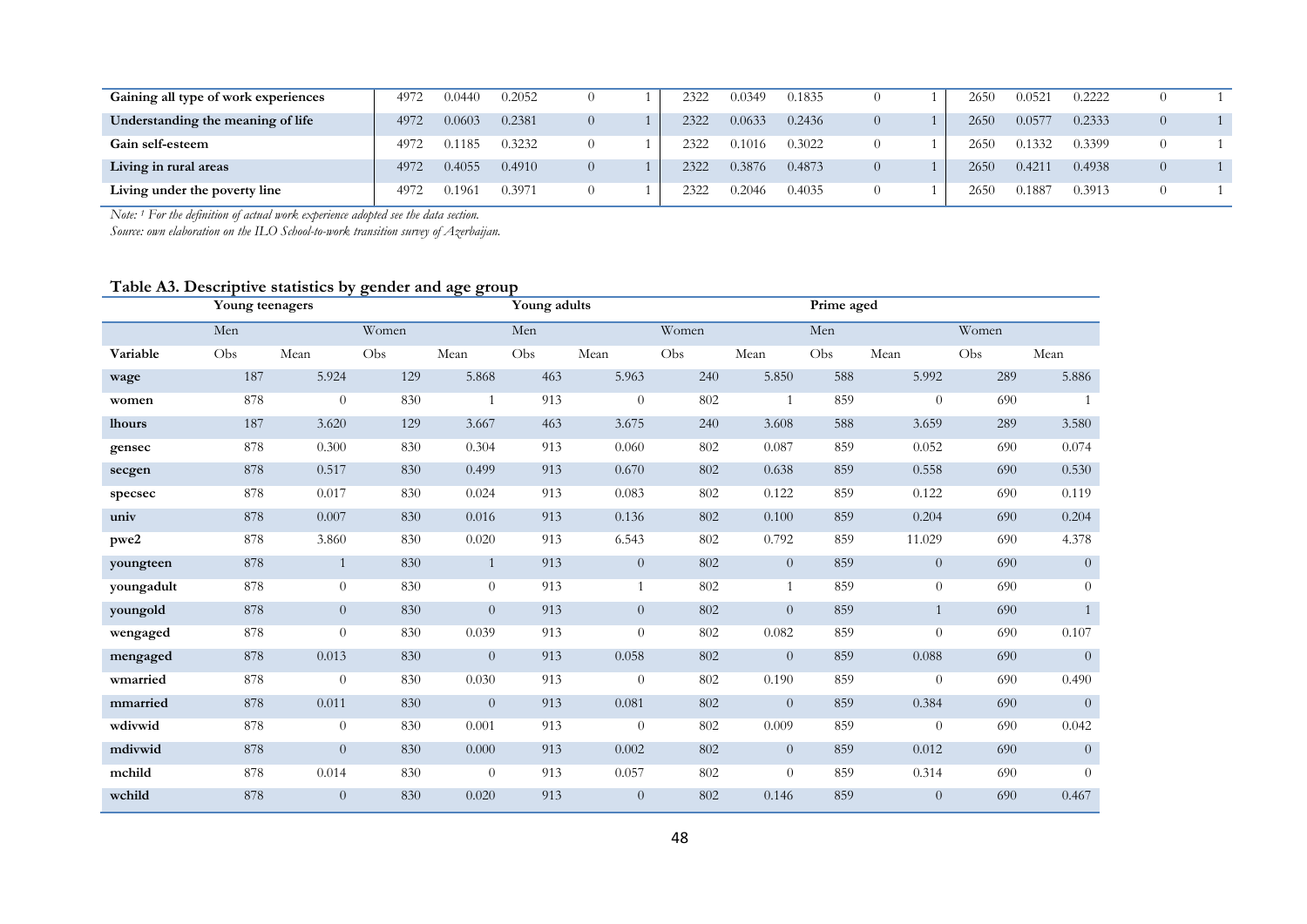| Gaining all type of work experiences | 4972 | 0.0440 | 0.2052 | 0 | 1 | 2322 | 0.0349 | 0.1835 | 0 | 1 | 2650 | 0.0521 | 0.2222 | 0 | 1 |
|---|---|---|---|---|---|---|---|---|---|---|---|---|---|---|---|
| Understanding the meaning of life | 4972 | 0.0603 | 0.2381 | 0 | 1 | 2322 | 0.0633 | 0.2436 | 0 | 1 | 2650 | 0.0577 | 0.2333 | 0 | 1 |
| Gain self-esteem | 4972 | 0.1185 | 0.3232 | 0 | 1 | 2322 | 0.1016 | 0.3022 | 0 | 1 | 2650 | 0.1332 | 0.3399 | 0 | 1 |
| Living in rural areas | 4972 | 0.4055 | 0.4910 | 0 | 1 | 2322 | 0.3876 | 0.4873 | 0 | 1 | 2650 | 0.4211 | 0.4938 | 0 | 1 |
| Living under the poverty line | 4972 | 0.1961 | 0.3971 | 0 | 1 | 2322 | 0.2046 | 0.4035 | 0 | 1 | 2650 | 0.1887 | 0.3913 | 0 | 1 |

*Note: [1] For the definition of actual work experience adopted see the data section.*
*Source: own elaboration on the ILO School-to-work transition survey of Azerbaijan.*

**Table A3. Descriptive statistics by gender and age group**

| | Young teenagers | | | | Young adults | | | | Prime aged | | | |
|---|---|---|---|---|---|---|---|---|---|---|---|---|
| | Men | | Women | | Men | | Women | | Men | | Women | |
| Variable | Obs | Mean | Obs | Mean | Obs | Mean | Obs | Mean | Obs | Mean | Obs | Mean |
| wage | 187 | 5.924 | 129 | 5.868 | 463 | 5.963 | 240 | 5.850 | 588 | 5.992 | 289 | 5.886 |
| women | 878 | 0 | 830 | 1 | 913 | 0 | 802 | 1 | 859 | 0 | 690 | 1 |
| lhours | 187 | 3.620 | 129 | 3.667 | 463 | 3.675 | 240 | 3.608 | 588 | 3.659 | 289 | 3.580 |
| gensec | 878 | 0.300 | 830 | 0.304 | 913 | 0.060 | 802 | 0.087 | 859 | 0.052 | 690 | 0.074 |
| secgen | 878 | 0.517 | 830 | 0.499 | 913 | 0.670 | 802 | 0.638 | 859 | 0.558 | 690 | 0.530 |
| specsec | 878 | 0.017 | 830 | 0.024 | 913 | 0.083 | 802 | 0.122 | 859 | 0.122 | 690 | 0.119 |
| univ | 878 | 0.007 | 830 | 0.016 | 913 | 0.136 | 802 | 0.100 | 859 | 0.204 | 690 | 0.204 |
| pwe2 | 878 | 3.860 | 830 | 0.020 | 913 | 6.543 | 802 | 0.792 | 859 | 11.029 | 690 | 4.378 |
| youngteen | 878 | 1 | 830 | 1 | 913 | 0 | 802 | 0 | 859 | 0 | 690 | 0 |
| youngadult | 878 | 0 | 830 | 0 | 913 | 1 | 802 | 1 | 859 | 0 | 690 | 0 |
| youngold | 878 | 0 | 830 | 0 | 913 | 0 | 802 | 0 | 859 | 1 | 690 | 1 |
| wengaged | 878 | 0 | 830 | 0.039 | 913 | 0 | 802 | 0.082 | 859 | 0 | 690 | 0.107 |
| mengaged | 878 | 0.013 | 830 | 0 | 913 | 0.058 | 802 | 0 | 859 | 0.088 | 690 | 0 |
| wmarried | 878 | 0 | 830 | 0.030 | 913 | 0 | 802 | 0.190 | 859 | 0 | 690 | 0.490 |
| mmarried | 878 | 0.011 | 830 | 0 | 913 | 0.081 | 802 | 0 | 859 | 0.384 | 690 | 0 |
| wdivwid | 878 | 0 | 830 | 0.001 | 913 | 0 | 802 | 0.009 | 859 | 0 | 690 | 0.042 |
| mdivwid | 878 | 0 | 830 | 0.000 | 913 | 0.002 | 802 | 0 | 859 | 0.012 | 690 | 0 |
| mchild | 878 | 0.014 | 830 | 0 | 913 | 0.057 | 802 | 0 | 859 | 0.314 | 690 | 0 |
| wchild | 878 | 0 | 830 | 0.020 | 913 | 0 | 802 | 0.146 | 859 | 0 | 690 | 0.467 |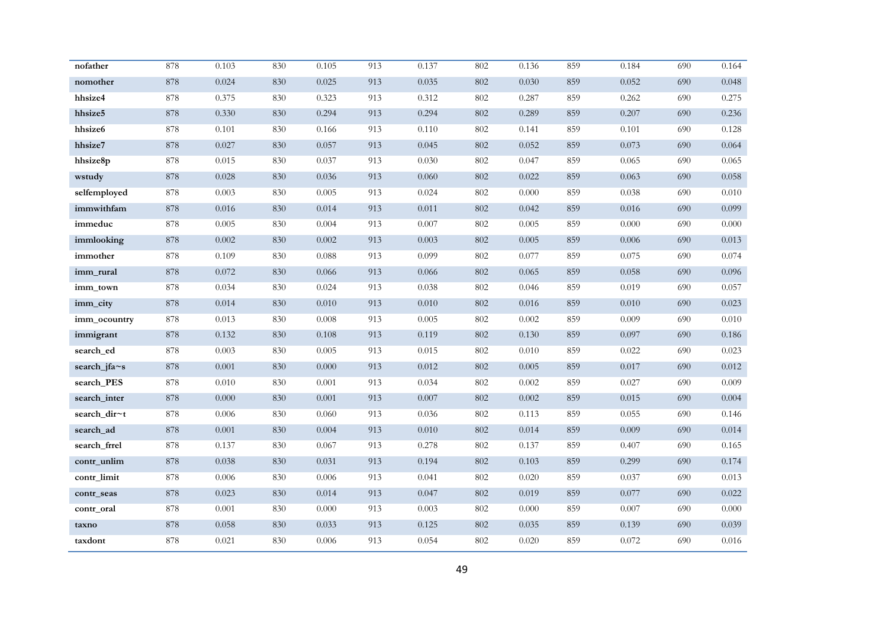| nofather | 878 | 0.103 | 830 | 0.105 | 913 | 0.137 | 802 | 0.136 | 859 | 0.184 | 690 | 0.164 |
|---|---|---|---|---|---|---|---|---|---|---|---|---|
| nomother | 878 | 0.024 | 830 | 0.025 | 913 | 0.035 | 802 | 0.030 | 859 | 0.052 | 690 | 0.048 |
| hhsize4 | 878 | 0.375 | 830 | 0.323 | 913 | 0.312 | 802 | 0.287 | 859 | 0.262 | 690 | 0.275 |
| hhsize5 | 878 | 0.330 | 830 | 0.294 | 913 | 0.294 | 802 | 0.289 | 859 | 0.207 | 690 | 0.236 |
| hhsize6 | 878 | 0.101 | 830 | 0.166 | 913 | 0.110 | 802 | 0.141 | 859 | 0.101 | 690 | 0.128 |
| hhsize7 | 878 | 0.027 | 830 | 0.057 | 913 | 0.045 | 802 | 0.052 | 859 | 0.073 | 690 | 0.064 |
| hhsize8p | 878 | 0.015 | 830 | 0.037 | 913 | 0.030 | 802 | 0.047 | 859 | 0.065 | 690 | 0.065 |
| wstudy | 878 | 0.028 | 830 | 0.036 | 913 | 0.060 | 802 | 0.022 | 859 | 0.063 | 690 | 0.058 |
| selfemployed | 878 | 0.003 | 830 | 0.005 | 913 | 0.024 | 802 | 0.000 | 859 | 0.038 | 690 | 0.010 |
| immwithfam | 878 | 0.016 | 830 | 0.014 | 913 | 0.011 | 802 | 0.042 | 859 | 0.016 | 690 | 0.099 |
| immeduc | 878 | 0.005 | 830 | 0.004 | 913 | 0.007 | 802 | 0.005 | 859 | 0.000 | 690 | 0.000 |
| immlooking | 878 | 0.002 | 830 | 0.002 | 913 | 0.003 | 802 | 0.005 | 859 | 0.006 | 690 | 0.013 |
| immother | 878 | 0.109 | 830 | 0.088 | 913 | 0.099 | 802 | 0.077 | 859 | 0.075 | 690 | 0.074 |
| imm_rural | 878 | 0.072 | 830 | 0.066 | 913 | 0.066 | 802 | 0.065 | 859 | 0.058 | 690 | 0.096 |
| imm_town | 878 | 0.034 | 830 | 0.024 | 913 | 0.038 | 802 | 0.046 | 859 | 0.019 | 690 | 0.057 |
| imm_city | 878 | 0.014 | 830 | 0.010 | 913 | 0.010 | 802 | 0.016 | 859 | 0.010 | 690 | 0.023 |
| imm_ocountry | 878 | 0.013 | 830 | 0.008 | 913 | 0.005 | 802 | 0.002 | 859 | 0.009 | 690 | 0.010 |
| immigrant | 878 | 0.132 | 830 | 0.108 | 913 | 0.119 | 802 | 0.130 | 859 | 0.097 | 690 | 0.186 |
| search_ed | 878 | 0.003 | 830 | 0.005 | 913 | 0.015 | 802 | 0.010 | 859 | 0.022 | 690 | 0.023 |
| search_jfa~s | 878 | 0.001 | 830 | 0.000 | 913 | 0.012 | 802 | 0.005 | 859 | 0.017 | 690 | 0.012 |
| search_PES | 878 | 0.010 | 830 | 0.001 | 913 | 0.034 | 802 | 0.002 | 859 | 0.027 | 690 | 0.009 |
| search_inter | 878 | 0.000 | 830 | 0.001 | 913 | 0.007 | 802 | 0.002 | 859 | 0.015 | 690 | 0.004 |
| search_dir~t | 878 | 0.006 | 830 | 0.060 | 913 | 0.036 | 802 | 0.113 | 859 | 0.055 | 690 | 0.146 |
| search_ad | 878 | 0.001 | 830 | 0.004 | 913 | 0.010 | 802 | 0.014 | 859 | 0.009 | 690 | 0.014 |
| search_frrel | 878 | 0.137 | 830 | 0.067 | 913 | 0.278 | 802 | 0.137 | 859 | 0.407 | 690 | 0.165 |
| contr_unlim | 878 | 0.038 | 830 | 0.031 | 913 | 0.194 | 802 | 0.103 | 859 | 0.299 | 690 | 0.174 |
| contr_limit | 878 | 0.006 | 830 | 0.006 | 913 | 0.041 | 802 | 0.020 | 859 | 0.037 | 690 | 0.013 |
| contr_seas | 878 | 0.023 | 830 | 0.014 | 913 | 0.047 | 802 | 0.019 | 859 | 0.077 | 690 | 0.022 |
| contr_oral | 878 | 0.001 | 830 | 0.000 | 913 | 0.003 | 802 | 0.000 | 859 | 0.007 | 690 | 0.000 |
| taxno | 878 | 0.058 | 830 | 0.033 | 913 | 0.125 | 802 | 0.035 | 859 | 0.139 | 690 | 0.039 |
| taxdont | 878 | 0.021 | 830 | 0.006 | 913 | 0.054 | 802 | 0.020 | 859 | 0.072 | 690 | 0.016 |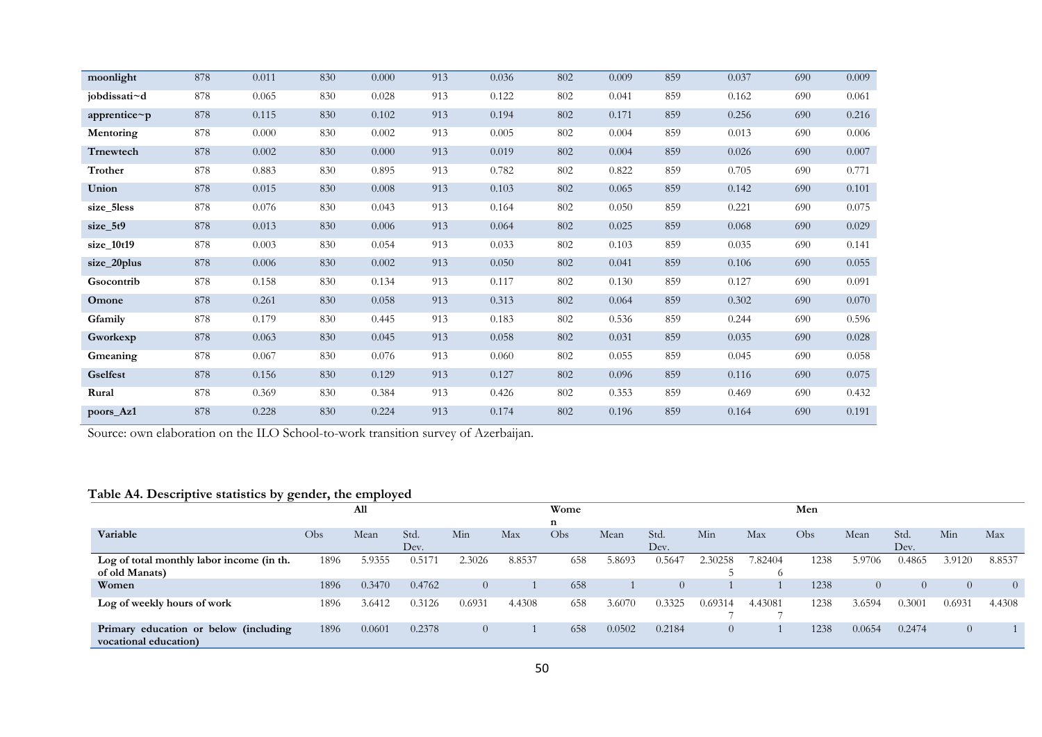| moonlight | 878 | 0.011 | 830 | 0.000 | 913 | 0.036 | 802 | 0.009 | 859 | 0.037 | 690 | 0.009 |
|---|---|---|---|---|---|---|---|---|---|---|---|---|
| jobdissati~d | 878 | 0.065 | 830 | 0.028 | 913 | 0.122 | 802 | 0.041 | 859 | 0.162 | 690 | 0.061 |
| apprentice~p | 878 | 0.115 | 830 | 0.102 | 913 | 0.194 | 802 | 0.171 | 859 | 0.256 | 690 | 0.216 |
| Mentoring | 878 | 0.000 | 830 | 0.002 | 913 | 0.005 | 802 | 0.004 | 859 | 0.013 | 690 | 0.006 |
| Trnewtech | 878 | 0.002 | 830 | 0.000 | 913 | 0.019 | 802 | 0.004 | 859 | 0.026 | 690 | 0.007 |
| Trother | 878 | 0.883 | 830 | 0.895 | 913 | 0.782 | 802 | 0.822 | 859 | 0.705 | 690 | 0.771 |
| Union | 878 | 0.015 | 830 | 0.008 | 913 | 0.103 | 802 | 0.065 | 859 | 0.142 | 690 | 0.101 |
| size_5less | 878 | 0.076 | 830 | 0.043 | 913 | 0.164 | 802 | 0.050 | 859 | 0.221 | 690 | 0.075 |
| size_5t9 | 878 | 0.013 | 830 | 0.006 | 913 | 0.064 | 802 | 0.025 | 859 | 0.068 | 690 | 0.029 |
| size_10t19 | 878 | 0.003 | 830 | 0.054 | 913 | 0.033 | 802 | 0.103 | 859 | 0.035 | 690 | 0.141 |
| size_20plus | 878 | 0.006 | 830 | 0.002 | 913 | 0.050 | 802 | 0.041 | 859 | 0.106 | 690 | 0.055 |
| Gsocontrib | 878 | 0.158 | 830 | 0.134 | 913 | 0.117 | 802 | 0.130 | 859 | 0.127 | 690 | 0.091 |
| Omone | 878 | 0.261 | 830 | 0.058 | 913 | 0.313 | 802 | 0.064 | 859 | 0.302 | 690 | 0.070 |
| Gfamily | 878 | 0.179 | 830 | 0.445 | 913 | 0.183 | 802 | 0.536 | 859 | 0.244 | 690 | 0.596 |
| Gworkexp | 878 | 0.063 | 830 | 0.045 | 913 | 0.058 | 802 | 0.031 | 859 | 0.035 | 690 | 0.028 |
| Gmeaning | 878 | 0.067 | 830 | 0.076 | 913 | 0.060 | 802 | 0.055 | 859 | 0.045 | 690 | 0.058 |
| Gselfest | 878 | 0.156 | 830 | 0.129 | 913 | 0.127 | 802 | 0.096 | 859 | 0.116 | 690 | 0.075 |
| Rural | 878 | 0.369 | 830 | 0.384 | 913 | 0.426 | 802 | 0.353 | 859 | 0.469 | 690 | 0.432 |
| poors_Az1 | 878 | 0.228 | 830 | 0.224 | 913 | 0.174 | 802 | 0.196 | 859 | 0.164 | 690 | 0.191 |

Source: own elaboration on the ILO School-to-work transition survey of Azerbaijan.

**Table A4. Descriptive statistics by gender, the employed**

| | All | | | | | Women | | | | | Men | | | | |
|---|---|---|---|---|---|---|---|---|---|---|---|---|---|---|---|
| **Variable** | Obs | Mean | Std. Dev. | Min | Max | Obs | Mean | Std. Dev. | Min | Max | Obs | Mean | Std. Dev. | Min | Max |
| **Log of total monthly labor income (in th. of old Manats)** | 1896 | 5.9355 | 0.5171 | 2.3026 | 8.8537 | 658 | 5.8693 | 0.5647 | 2.302585 | 7.824046 | 1238 | 5.9706 | 0.4865 | 3.9120 | 8.8537 |
| **Women** | 1896 | 0.3470 | 0.4762 | 0 | 1 | 658 | 1 | 0 | 1 | 1 | 1238 | 0 | 0 | 0 | 0 |
| **Log of weekly hours of work** | 1896 | 3.6412 | 0.3126 | 0.6931 | 4.4308 | 658 | 3.6070 | 0.3325 | 0.693147 | 4.430817 | 1238 | 3.6594 | 0.3001 | 0.6931 | 4.4308 |
| **Primary education or below (including vocational education)** | 1896 | 0.0601 | 0.2378 | 0 | 1 | 658 | 0.0502 | 0.2184 | 0 | 1 | 1238 | 0.0654 | 0.2474 | 0 | 1 |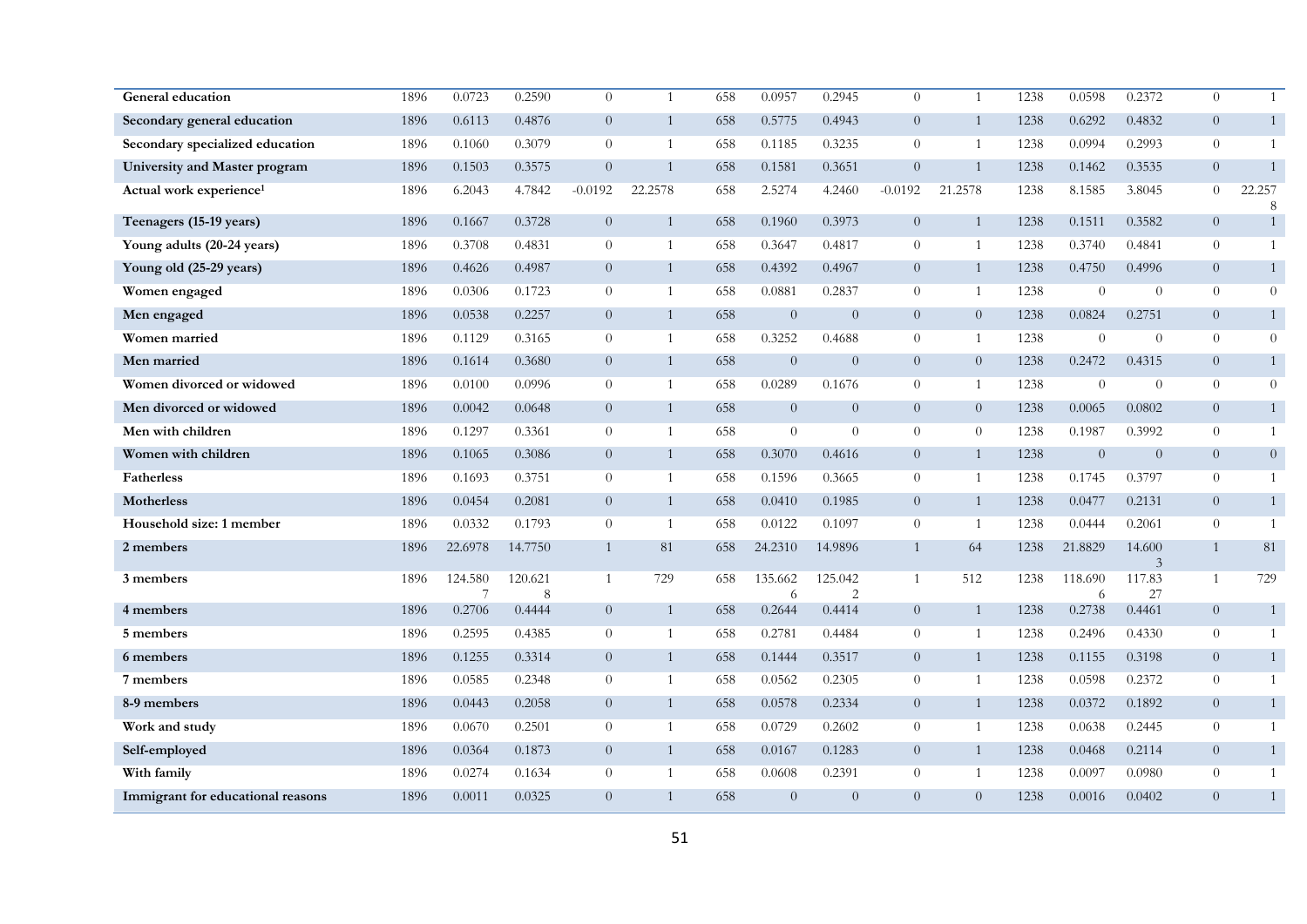| | | | | | | | | | | | | | | | |
|---|---|---|---|---|---|---|---|---|---|---|---|---|---|---|---|
| **General education** | 1896 | 0.0723 | 0.2590 | 0 | 1 | 658 | 0.0957 | 0.2945 | 0 | 1 | 1238 | 0.0598 | 0.2372 | 0 | 1 |
| **Secondary general education** | 1896 | 0.6113 | 0.4876 | 0 | 1 | 658 | 0.5775 | 0.4943 | 0 | 1 | 1238 | 0.6292 | 0.4832 | 0 | 1 |
| **Secondary specialized education** | 1896 | 0.1060 | 0.3079 | 0 | 1 | 658 | 0.1185 | 0.3235 | 0 | 1 | 1238 | 0.0994 | 0.2993 | 0 | 1 |
| **University and Master program** | 1896 | 0.1503 | 0.3575 | 0 | 1 | 658 | 0.1581 | 0.3651 | 0 | 1 | 1238 | 0.1462 | 0.3535 | 0 | 1 |
| **Actual work experience**[1] | 1896 | 6.2043 | 4.7842 | -0.0192 | 22.2578 | 658 | 2.5274 | 4.2460 | -0.0192 | 21.2578 | 1238 | 8.1585 | 3.8045 | 0 | 22.2578 |
| **Teenagers (15-19 years)** | 1896 | 0.1667 | 0.3728 | 0 | 1 | 658 | 0.1960 | 0.3973 | 0 | 1 | 1238 | 0.1511 | 0.3582 | 0 | 1 |
| **Young adults (20-24 years)** | 1896 | 0.3708 | 0.4831 | 0 | 1 | 658 | 0.3647 | 0.4817 | 0 | 1 | 1238 | 0.3740 | 0.4841 | 0 | 1 |
| **Young old (25-29 years)** | 1896 | 0.4626 | 0.4987 | 0 | 1 | 658 | 0.4392 | 0.4967 | 0 | 1 | 1238 | 0.4750 | 0.4996 | 0 | 1 |
| **Women engaged** | 1896 | 0.0306 | 0.1723 | 0 | 1 | 658 | 0.0881 | 0.2837 | 0 | 1 | 1238 | 0 | 0 | 0 | 0 |
| **Men engaged** | 1896 | 0.0538 | 0.2257 | 0 | 1 | 658 | 0 | 0 | 0 | 0 | 1238 | 0.0824 | 0.2751 | 0 | 1 |
| **Women married** | 1896 | 0.1129 | 0.3165 | 0 | 1 | 658 | 0.3252 | 0.4688 | 0 | 1 | 1238 | 0 | 0 | 0 | 0 |
| **Men married** | 1896 | 0.1614 | 0.3680 | 0 | 1 | 658 | 0 | 0 | 0 | 0 | 1238 | 0.2472 | 0.4315 | 0 | 1 |
| **Women divorced or widowed** | 1896 | 0.0100 | 0.0996 | 0 | 1 | 658 | 0.0289 | 0.1676 | 0 | 1 | 1238 | 0 | 0 | 0 | 0 |
| **Men divorced or widowed** | 1896 | 0.0042 | 0.0648 | 0 | 1 | 658 | 0 | 0 | 0 | 0 | 1238 | 0.0065 | 0.0802 | 0 | 1 |
| **Men with children** | 1896 | 0.1297 | 0.3361 | 0 | 1 | 658 | 0 | 0 | 0 | 0 | 1238 | 0.1987 | 0.3992 | 0 | 1 |
| **Women with children** | 1896 | 0.1065 | 0.3086 | 0 | 1 | 658 | 0.3070 | 0.4616 | 0 | 1 | 1238 | 0 | 0 | 0 | 0 |
| **Fatherless** | 1896 | 0.1693 | 0.3751 | 0 | 1 | 658 | 0.1596 | 0.3665 | 0 | 1 | 1238 | 0.1745 | 0.3797 | 0 | 1 |
| **Motherless** | 1896 | 0.0454 | 0.2081 | 0 | 1 | 658 | 0.0410 | 0.1985 | 0 | 1 | 1238 | 0.0477 | 0.2131 | 0 | 1 |
| **Household size: 1 member** | 1896 | 0.0332 | 0.1793 | 0 | 1 | 658 | 0.0122 | 0.1097 | 0 | 1 | 1238 | 0.0444 | 0.2061 | 0 | 1 |
| **2 members** | 1896 | 22.6978 | 14.7750 | 1 | 81 | 658 | 24.2310 | 14.9896 | 1 | 64 | 1238 | 21.8829 | 14.6003 | 1 | 81 |
| **3 members** | 1896 | 124.5807 | 120.6218 | 1 | 729 | 658 | 135.6626 | 125.0422 | 1 | 512 | 1238 | 118.6906 | 117.8327 | 1 | 729 |
| **4 members** | 1896 | 0.2706 | 0.4444 | 0 | 1 | 658 | 0.2644 | 0.4414 | 0 | 1 | 1238 | 0.2738 | 0.4461 | 0 | 1 |
| **5 members** | 1896 | 0.2595 | 0.4385 | 0 | 1 | 658 | 0.2781 | 0.4484 | 0 | 1 | 1238 | 0.2496 | 0.4330 | 0 | 1 |
| **6 members** | 1896 | 0.1255 | 0.3314 | 0 | 1 | 658 | 0.1444 | 0.3517 | 0 | 1 | 1238 | 0.1155 | 0.3198 | 0 | 1 |
| **7 members** | 1896 | 0.0585 | 0.2348 | 0 | 1 | 658 | 0.0562 | 0.2305 | 0 | 1 | 1238 | 0.0598 | 0.2372 | 0 | 1 |
| **8-9 members** | 1896 | 0.0443 | 0.2058 | 0 | 1 | 658 | 0.0578 | 0.2334 | 0 | 1 | 1238 | 0.0372 | 0.1892 | 0 | 1 |
| **Work and study** | 1896 | 0.0670 | 0.2501 | 0 | 1 | 658 | 0.0729 | 0.2602 | 0 | 1 | 1238 | 0.0638 | 0.2445 | 0 | 1 |
| **Self-employed** | 1896 | 0.0364 | 0.1873 | 0 | 1 | 658 | 0.0167 | 0.1283 | 0 | 1 | 1238 | 0.0468 | 0.2114 | 0 | 1 |
| **With family** | 1896 | 0.0274 | 0.1634 | 0 | 1 | 658 | 0.0608 | 0.2391 | 0 | 1 | 1238 | 0.0097 | 0.0980 | 0 | 1 |
| **Immigrant for educational reasons** | 1896 | 0.0011 | 0.0325 | 0 | 1 | 658 | 0 | 0 | 0 | 0 | 1238 | 0.0016 | 0.0402 | 0 | 1 |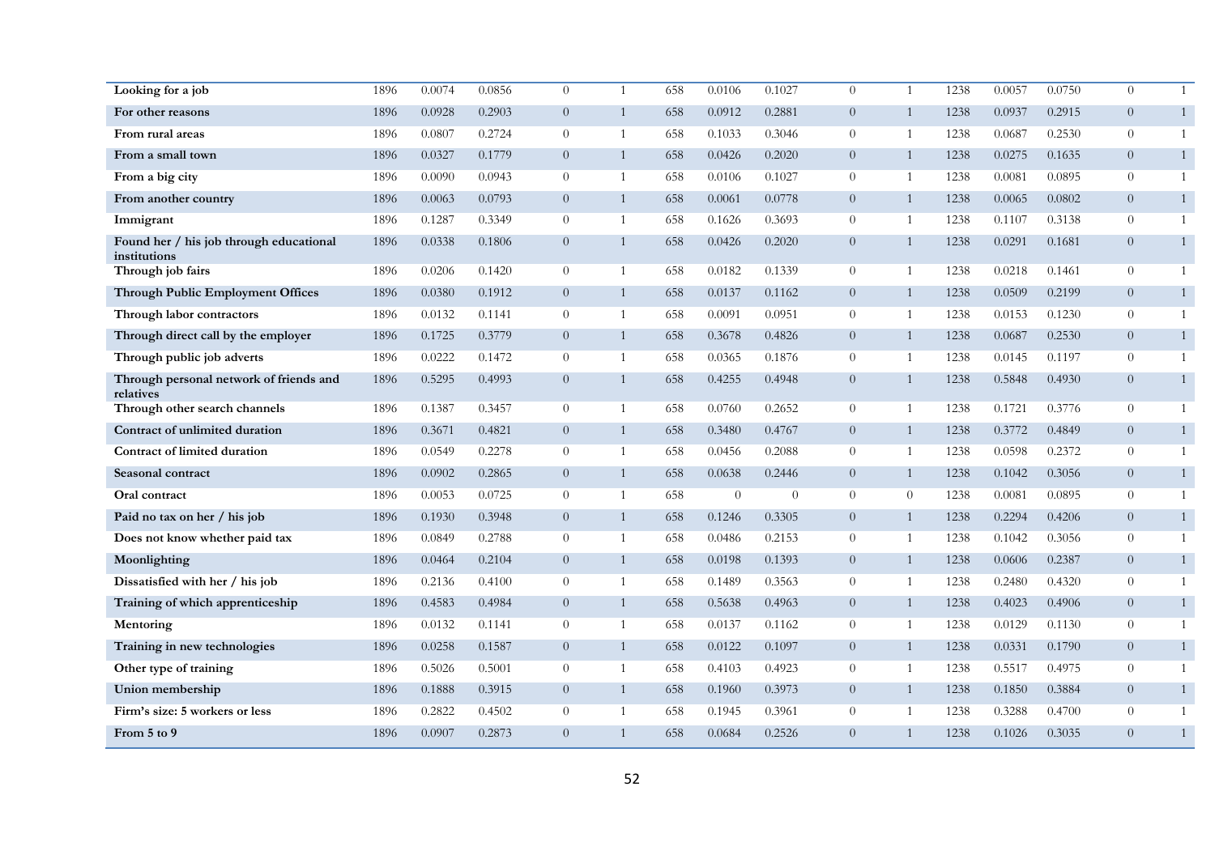| | | | | | | | | | | | | | | | |
|---|---|---|---|---|---|---|---|---|---|---|---|---|---|---|---|
| **Looking for a job** | 1896 | 0.0074 | 0.0856 | 0 | 1 | 658 | 0.0106 | 0.1027 | 0 | 1 | 1238 | 0.0057 | 0.0750 | 0 | 1 |
| **For other reasons** | 1896 | 0.0928 | 0.2903 | 0 | 1 | 658 | 0.0912 | 0.2881 | 0 | 1 | 1238 | 0.0937 | 0.2915 | 0 | 1 |
| **From rural areas** | 1896 | 0.0807 | 0.2724 | 0 | 1 | 658 | 0.1033 | 0.3046 | 0 | 1 | 1238 | 0.0687 | 0.2530 | 0 | 1 |
| **From a small town** | 1896 | 0.0327 | 0.1779 | 0 | 1 | 658 | 0.0426 | 0.2020 | 0 | 1 | 1238 | 0.0275 | 0.1635 | 0 | 1 |
| **From a big city** | 1896 | 0.0090 | 0.0943 | 0 | 1 | 658 | 0.0106 | 0.1027 | 0 | 1 | 1238 | 0.0081 | 0.0895 | 0 | 1 |
| **From another country** | 1896 | 0.0063 | 0.0793 | 0 | 1 | 658 | 0.0061 | 0.0778 | 0 | 1 | 1238 | 0.0065 | 0.0802 | 0 | 1 |
| **Immigrant** | 1896 | 0.1287 | 0.3349 | 0 | 1 | 658 | 0.1626 | 0.3693 | 0 | 1 | 1238 | 0.1107 | 0.3138 | 0 | 1 |
| **Found her / his job through educational institutions** | 1896 | 0.0338 | 0.1806 | 0 | 1 | 658 | 0.0426 | 0.2020 | 0 | 1 | 1238 | 0.0291 | 0.1681 | 0 | 1 |
| **Through job fairs** | 1896 | 0.0206 | 0.1420 | 0 | 1 | 658 | 0.0182 | 0.1339 | 0 | 1 | 1238 | 0.0218 | 0.1461 | 0 | 1 |
| **Through Public Employment Offices** | 1896 | 0.0380 | 0.1912 | 0 | 1 | 658 | 0.0137 | 0.1162 | 0 | 1 | 1238 | 0.0509 | 0.2199 | 0 | 1 |
| **Through labor contractors** | 1896 | 0.0132 | 0.1141 | 0 | 1 | 658 | 0.0091 | 0.0951 | 0 | 1 | 1238 | 0.0153 | 0.1230 | 0 | 1 |
| **Through direct call by the employer** | 1896 | 0.1725 | 0.3779 | 0 | 1 | 658 | 0.3678 | 0.4826 | 0 | 1 | 1238 | 0.0687 | 0.2530 | 0 | 1 |
| **Through public job adverts** | 1896 | 0.0222 | 0.1472 | 0 | 1 | 658 | 0.0365 | 0.1876 | 0 | 1 | 1238 | 0.0145 | 0.1197 | 0 | 1 |
| **Through personal network of friends and relatives** | 1896 | 0.5295 | 0.4993 | 0 | 1 | 658 | 0.4255 | 0.4948 | 0 | 1 | 1238 | 0.5848 | 0.4930 | 0 | 1 |
| **Through other search channels** | 1896 | 0.1387 | 0.3457 | 0 | 1 | 658 | 0.0760 | 0.2652 | 0 | 1 | 1238 | 0.1721 | 0.3776 | 0 | 1 |
| **Contract of unlimited duration** | 1896 | 0.3671 | 0.4821 | 0 | 1 | 658 | 0.3480 | 0.4767 | 0 | 1 | 1238 | 0.3772 | 0.4849 | 0 | 1 |
| **Contract of limited duration** | 1896 | 0.0549 | 0.2278 | 0 | 1 | 658 | 0.0456 | 0.2088 | 0 | 1 | 1238 | 0.0598 | 0.2372 | 0 | 1 |
| **Seasonal contract** | 1896 | 0.0902 | 0.2865 | 0 | 1 | 658 | 0.0638 | 0.2446 | 0 | 1 | 1238 | 0.1042 | 0.3056 | 0 | 1 |
| **Oral contract** | 1896 | 0.0053 | 0.0725 | 0 | 1 | 658 | 0 | 0 | 0 | 0 | 1238 | 0.0081 | 0.0895 | 0 | 1 |
| **Paid no tax on her / his job** | 1896 | 0.1930 | 0.3948 | 0 | 1 | 658 | 0.1246 | 0.3305 | 0 | 1 | 1238 | 0.2294 | 0.4206 | 0 | 1 |
| **Does not know whether paid tax** | 1896 | 0.0849 | 0.2788 | 0 | 1 | 658 | 0.0486 | 0.2153 | 0 | 1 | 1238 | 0.1042 | 0.3056 | 0 | 1 |
| **Moonlighting** | 1896 | 0.0464 | 0.2104 | 0 | 1 | 658 | 0.0198 | 0.1393 | 0 | 1 | 1238 | 0.0606 | 0.2387 | 0 | 1 |
| **Dissatisfied with her / his job** | 1896 | 0.2136 | 0.4100 | 0 | 1 | 658 | 0.1489 | 0.3563 | 0 | 1 | 1238 | 0.2480 | 0.4320 | 0 | 1 |
| **Training of which apprenticeship** | 1896 | 0.4583 | 0.4984 | 0 | 1 | 658 | 0.5638 | 0.4963 | 0 | 1 | 1238 | 0.4023 | 0.4906 | 0 | 1 |
| **Mentoring** | 1896 | 0.0132 | 0.1141 | 0 | 1 | 658 | 0.0137 | 0.1162 | 0 | 1 | 1238 | 0.0129 | 0.1130 | 0 | 1 |
| **Training in new technologies** | 1896 | 0.0258 | 0.1587 | 0 | 1 | 658 | 0.0122 | 0.1097 | 0 | 1 | 1238 | 0.0331 | 0.1790 | 0 | 1 |
| **Other type of training** | 1896 | 0.5026 | 0.5001 | 0 | 1 | 658 | 0.4103 | 0.4923 | 0 | 1 | 1238 | 0.5517 | 0.4975 | 0 | 1 |
| **Union membership** | 1896 | 0.1888 | 0.3915 | 0 | 1 | 658 | 0.1960 | 0.3973 | 0 | 1 | 1238 | 0.1850 | 0.3884 | 0 | 1 |
| **Firm's size: 5 workers or less** | 1896 | 0.2822 | 0.4502 | 0 | 1 | 658 | 0.1945 | 0.3961 | 0 | 1 | 1238 | 0.3288 | 0.4700 | 0 | 1 |
| **From 5 to 9** | 1896 | 0.0907 | 0.2873 | 0 | 1 | 658 | 0.0684 | 0.2526 | 0 | 1 | 1238 | 0.1026 | 0.3035 | 0 | 1 |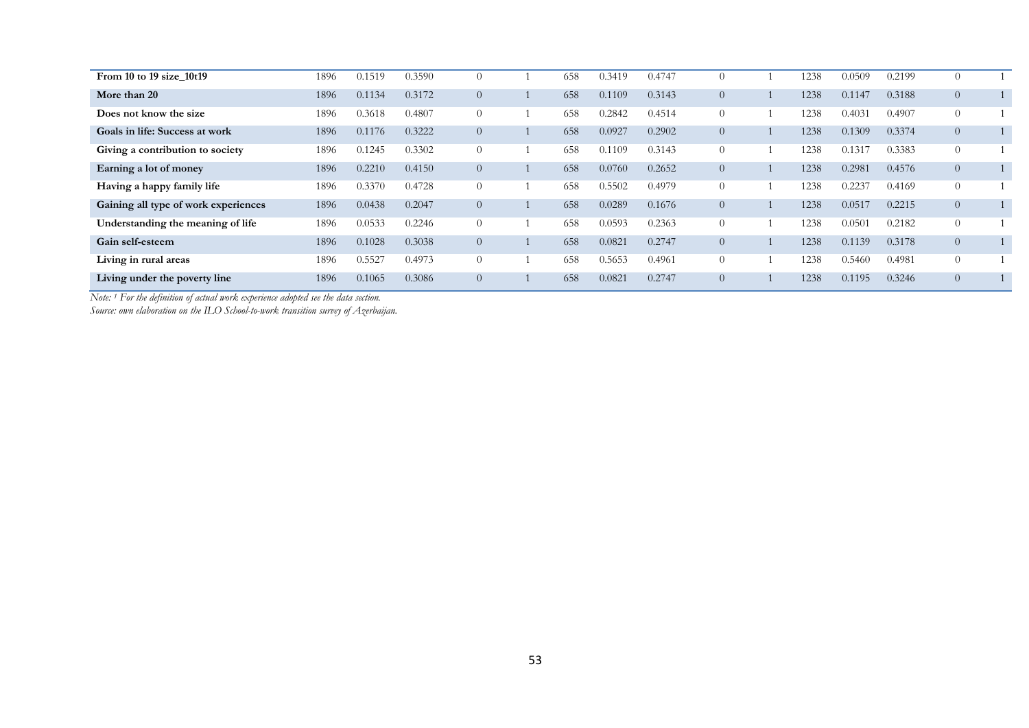| | | | | | | | | | | | | | | |
|---|---|---|---|---|---|---|---|---|---|---|---|---|---|---|
| **From 10 to 19 size_10t19** | 1896 | 0.1519 | 0.3590 | 0 | 1 | 658 | 0.3419 | 0.4747 | 0 | 1 | 1238 | 0.0509 | 0.2199 | 0 | 1 |
| **More than 20** | 1896 | 0.1134 | 0.3172 | 0 | 1 | 658 | 0.1109 | 0.3143 | 0 | 1 | 1238 | 0.1147 | 0.3188 | 0 | 1 |
| **Does not know the size** | 1896 | 0.3618 | 0.4807 | 0 | 1 | 658 | 0.2842 | 0.4514 | 0 | 1 | 1238 | 0.4031 | 0.4907 | 0 | 1 |
| **Goals in life: Success at work** | 1896 | 0.1176 | 0.3222 | 0 | 1 | 658 | 0.0927 | 0.2902 | 0 | 1 | 1238 | 0.1309 | 0.3374 | 0 | 1 |
| **Giving a contribution to society** | 1896 | 0.1245 | 0.3302 | 0 | 1 | 658 | 0.1109 | 0.3143 | 0 | 1 | 1238 | 0.1317 | 0.3383 | 0 | 1 |
| **Earning a lot of money** | 1896 | 0.2210 | 0.4150 | 0 | 1 | 658 | 0.0760 | 0.2652 | 0 | 1 | 1238 | 0.2981 | 0.4576 | 0 | 1 |
| **Having a happy family life** | 1896 | 0.3370 | 0.4728 | 0 | 1 | 658 | 0.5502 | 0.4979 | 0 | 1 | 1238 | 0.2237 | 0.4169 | 0 | 1 |
| **Gaining all type of work experiences** | 1896 | 0.0438 | 0.2047 | 0 | 1 | 658 | 0.0289 | 0.1676 | 0 | 1 | 1238 | 0.0517 | 0.2215 | 0 | 1 |
| **Understanding the meaning of life** | 1896 | 0.0533 | 0.2246 | 0 | 1 | 658 | 0.0593 | 0.2363 | 0 | 1 | 1238 | 0.0501 | 0.2182 | 0 | 1 |
| **Gain self-esteem** | 1896 | 0.1028 | 0.3038 | 0 | 1 | 658 | 0.0821 | 0.2747 | 0 | 1 | 1238 | 0.1139 | 0.3178 | 0 | 1 |
| **Living in rural areas** | 1896 | 0.5527 | 0.4973 | 0 | 1 | 658 | 0.5653 | 0.4961 | 0 | 1 | 1238 | 0.5460 | 0.4981 | 0 | 1 |
| **Living under the poverty line** | 1896 | 0.1065 | 0.3086 | 0 | 1 | 658 | 0.0821 | 0.2747 | 0 | 1 | 1238 | 0.1195 | 0.3246 | 0 | 1 |

*Note: [1] For the definition of actual work experience adopted see the data section.*
*Source: own elaboration on the ILO School-to-work transition survey of Azerbaijan.*